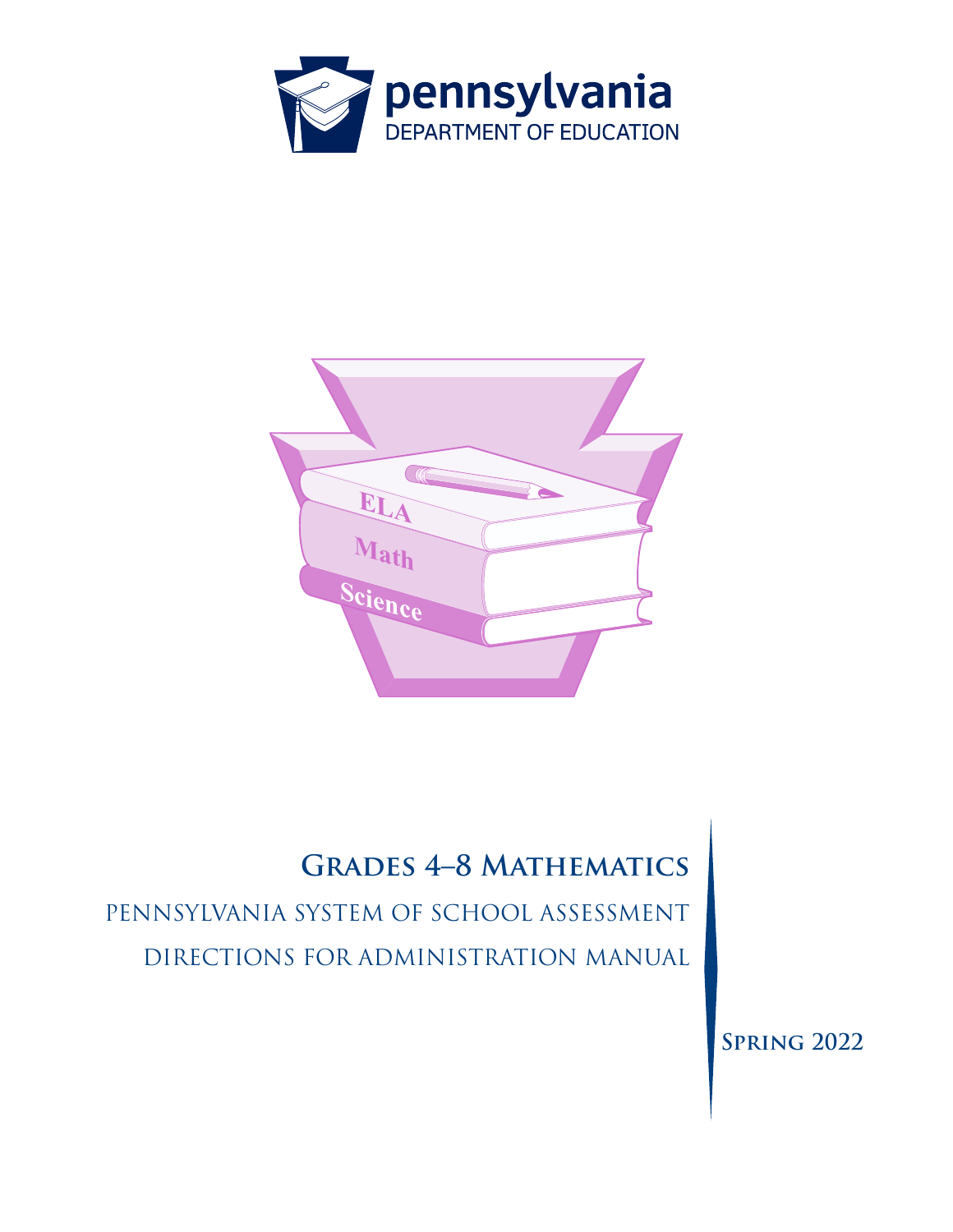pennsylvania
DEPARTMENT OF EDUCATION

ELA

Math

Science

# Grades 4–8 Mathematics

## Pennsylvania System of School Assessment

## Directions for Administration Manual

**Spring 2022**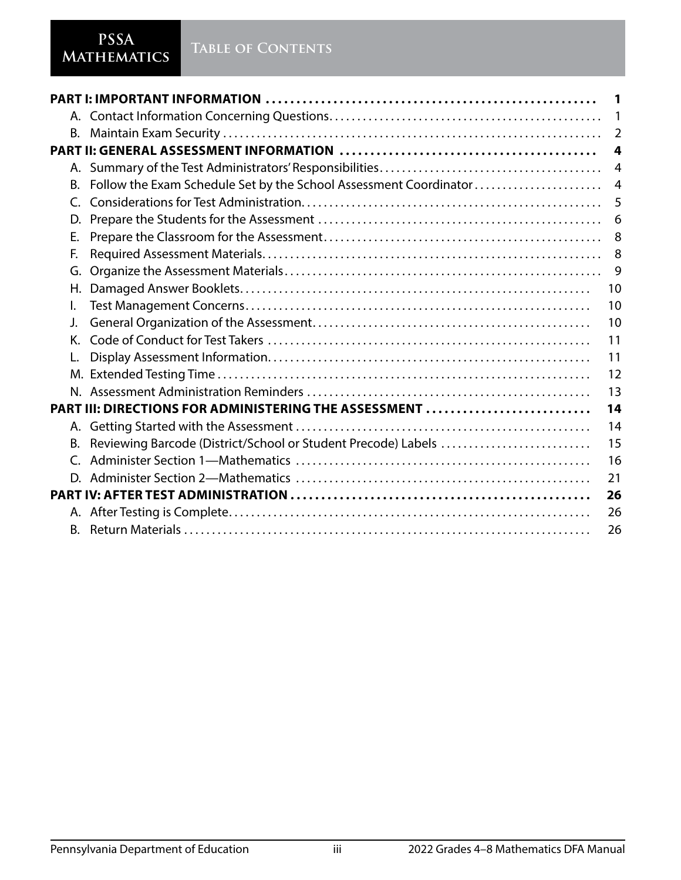# Table of Contents

| | |
|---|---|
| **PART I: IMPORTANT INFORMATION** | **1** |
| A. Contact Information Concerning Questions | 1 |
| B. Maintain Exam Security | 2 |
| **PART II: GENERAL ASSESSMENT INFORMATION** | **4** |
| A. Summary of the Test Administrators' Responsibilities | 4 |
| B. Follow the Exam Schedule Set by the School Assessment Coordinator | 4 |
| C. Considerations for Test Administration | 5 |
| D. Prepare the Students for the Assessment | 6 |
| E. Prepare the Classroom for the Assessment | 8 |
| F. Required Assessment Materials | 8 |
| G. Organize the Assessment Materials | 9 |
| H. Damaged Answer Booklets | 10 |
| I. Test Management Concerns | 10 |
| J. General Organization of the Assessment | 10 |
| K. Code of Conduct for Test Takers | 11 |
| L. Display Assessment Information | 11 |
| M. Extended Testing Time | 12 |
| N. Assessment Administration Reminders | 13 |
| **PART III: DIRECTIONS FOR ADMINISTERING THE ASSESSMENT** | **14** |
| A. Getting Started with the Assessment | 14 |
| B. Reviewing Barcode (District/School or Student Precode) Labels | 15 |
| C. Administer Section 1—Mathematics | 16 |
| D. Administer Section 2—Mathematics | 21 |
| **PART IV: AFTER TEST ADMINISTRATION** | **26** |
| A. After Testing is Complete | 26 |
| B. Return Materials | 26 |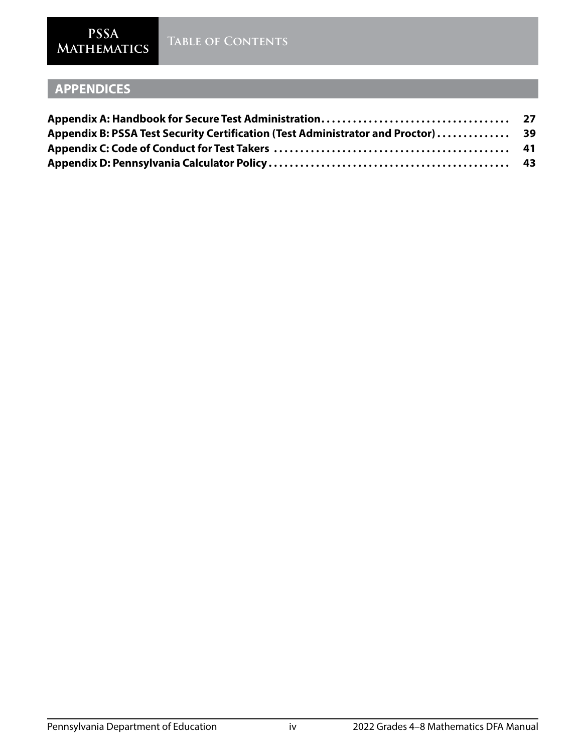## APPENDICES

**Appendix A: Handbook for Secure Test Administration** .................................... **27**

**Appendix B: PSSA Test Security Certification (Test Administrator and Proctor)** .............. **39**

**Appendix C: Code of Conduct for Test Takers** ............................................ **41**

**Appendix D: Pennsylvania Calculator Policy** .............................................. **43**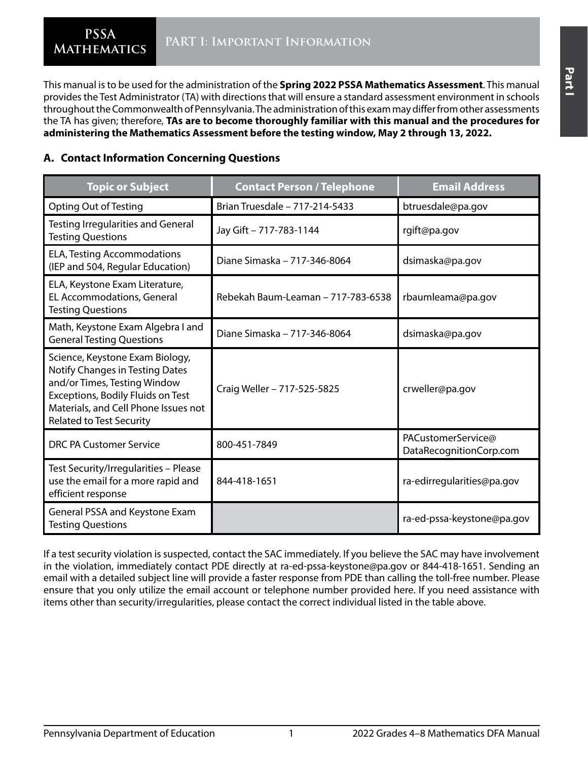# PART I: Important Information

This manual is to be used for the administration of the **Spring 2022 PSSA Mathematics Assessment**. This manual provides the Test Administrator (TA) with directions that will ensure a standard assessment environment in schools throughout the Commonwealth of Pennsylvania. The administration of this exam may differ from other assessments the TA has given; therefore, **TAs are to become thoroughly familiar with this manual and the procedures for administering the Mathematics Assessment before the testing window, May 2 through 13, 2022.**

## A. Contact Information Concerning Questions

| Topic or Subject | Contact Person / Telephone | Email Address |
|---|---|---|
| Opting Out of Testing | Brian Truesdale – 717-214-5433 | btruesdale@pa.gov |
| Testing Irregularities and General Testing Questions | Jay Gift – 717-783-1144 | rgift@pa.gov |
| ELA, Testing Accommodations (IEP and 504, Regular Education) | Diane Simaska – 717-346-8064 | dsimaska@pa.gov |
| ELA, Keystone Exam Literature, EL Accommodations, General Testing Questions | Rebekah Baum-Leaman – 717-783-6538 | rbaumleama@pa.gov |
| Math, Keystone Exam Algebra I and General Testing Questions | Diane Simaska – 717-346-8064 | dsimaska@pa.gov |
| Science, Keystone Exam Biology, Notify Changes in Testing Dates and/or Times, Testing Window Exceptions, Bodily Fluids on Test Materials, and Cell Phone Issues not Related to Test Security | Craig Weller – 717-525-5825 | crweller@pa.gov |
| DRC PA Customer Service | 800-451-7849 | PACustomerService@DataRecognitionCorp.com |
| Test Security/Irregularities – Please use the email for a more rapid and efficient response | 844-418-1651 | ra-edirregularities@pa.gov |
| General PSSA and Keystone Exam Testing Questions | | ra-ed-pssa-keystone@pa.gov |

If a test security violation is suspected, contact the SAC immediately. If you believe the SAC may have involvement in the violation, immediately contact PDE directly at ra-ed-pssa-keystone@pa.gov or 844-418-1651. Sending an email with a detailed subject line will provide a faster response from PDE than calling the toll-free number. Please ensure that you only utilize the email account or telephone number provided here. If you need assistance with items other than security/irregularities, please contact the correct individual listed in the table above.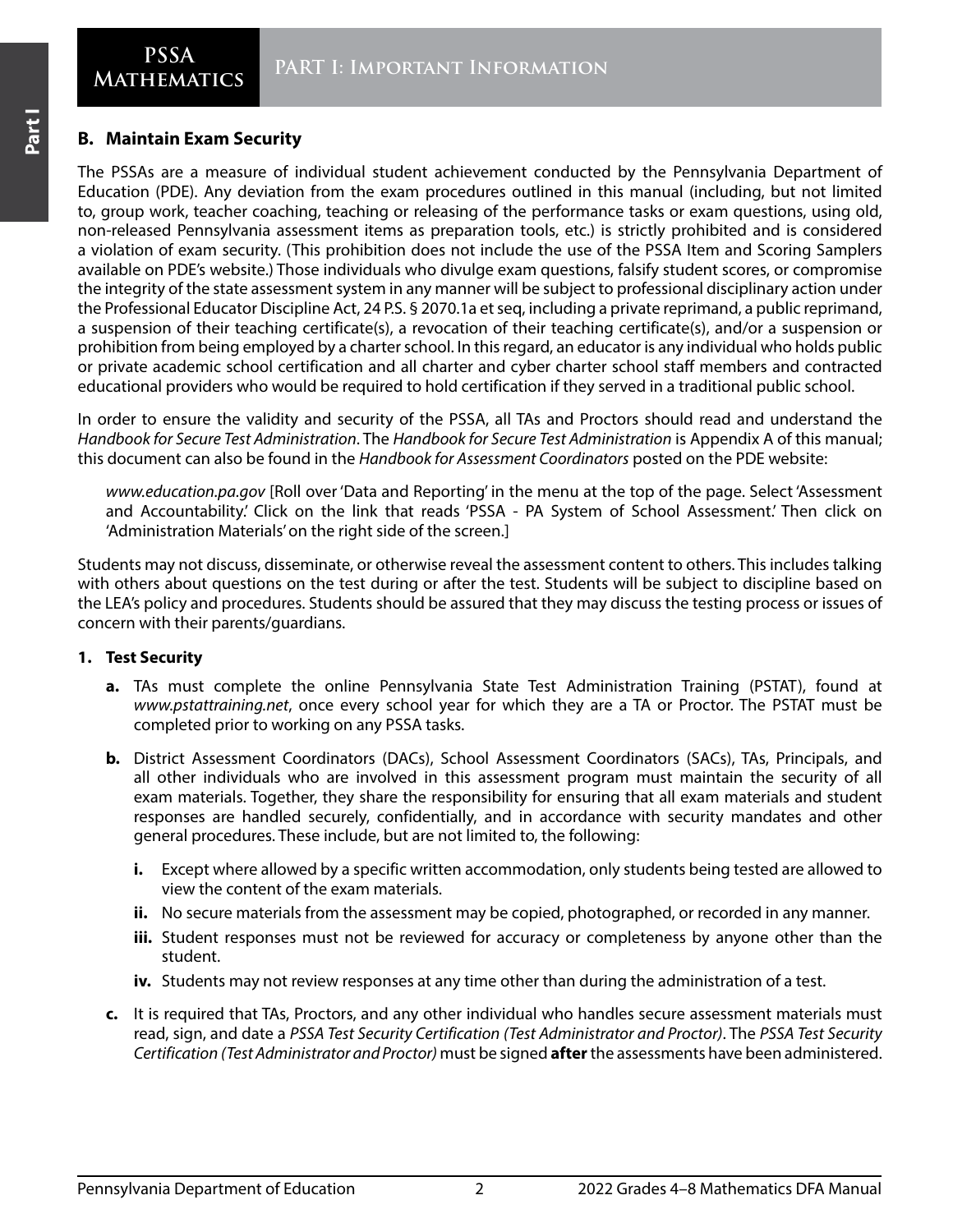## B. Maintain Exam Security

The PSSAs are a measure of individual student achievement conducted by the Pennsylvania Department of Education (PDE). Any deviation from the exam procedures outlined in this manual (including, but not limited to, group work, teacher coaching, teaching or releasing of the performance tasks or exam questions, using old, non-released Pennsylvania assessment items as preparation tools, etc.) is strictly prohibited and is considered a violation of exam security. (This prohibition does not include the use of the PSSA Item and Scoring Samplers available on PDE's website.) Those individuals who divulge exam questions, falsify student scores, or compromise the integrity of the state assessment system in any manner will be subject to professional disciplinary action under the Professional Educator Discipline Act, 24 P.S. § 2070.1a et seq, including a private reprimand, a public reprimand, a suspension of their teaching certificate(s), a revocation of their teaching certificate(s), and/or a suspension or prohibition from being employed by a charter school. In this regard, an educator is any individual who holds public or private academic school certification and all charter and cyber charter school staff members and contracted educational providers who would be required to hold certification if they served in a traditional public school.

In order to ensure the validity and security of the PSSA, all TAs and Proctors should read and understand the *Handbook for Secure Test Administration*. The *Handbook for Secure Test Administration* is Appendix A of this manual; this document can also be found in the *Handbook for Assessment Coordinators* posted on the PDE website:

> *www.education.pa.gov* [Roll over 'Data and Reporting' in the menu at the top of the page. Select 'Assessment and Accountability.' Click on the link that reads 'PSSA - PA System of School Assessment.' Then click on 'Administration Materials' on the right side of the screen.]

Students may not discuss, disseminate, or otherwise reveal the assessment content to others. This includes talking with others about questions on the test during or after the test. Students will be subject to discipline based on the LEA's policy and procedures. Students should be assured that they may discuss the testing process or issues of concern with their parents/guardians.

### 1. Test Security

**a.** TAs must complete the online Pennsylvania State Test Administration Training (PSTAT), found at *www.pstattraining.net*, once every school year for which they are a TA or Proctor. The PSTAT must be completed prior to working on any PSSA tasks.

**b.** District Assessment Coordinators (DACs), School Assessment Coordinators (SACs), TAs, Principals, and all other individuals who are involved in this assessment program must maintain the security of all exam materials. Together, they share the responsibility for ensuring that all exam materials and student responses are handled securely, confidentially, and in accordance with security mandates and other general procedures. These include, but are not limited to, the following:

- **i.** Except where allowed by a specific written accommodation, only students being tested are allowed to view the content of the exam materials.
- **ii.** No secure materials from the assessment may be copied, photographed, or recorded in any manner.
- **iii.** Student responses must not be reviewed for accuracy or completeness by anyone other than the student.
- **iv.** Students may not review responses at any time other than during the administration of a test.

**c.** It is required that TAs, Proctors, and any other individual who handles secure assessment materials must read, sign, and date a *PSSA Test Security Certification (Test Administrator and Proctor)*. The *PSSA Test Security Certification (Test Administrator and Proctor)* must be signed **after** the assessments have been administered.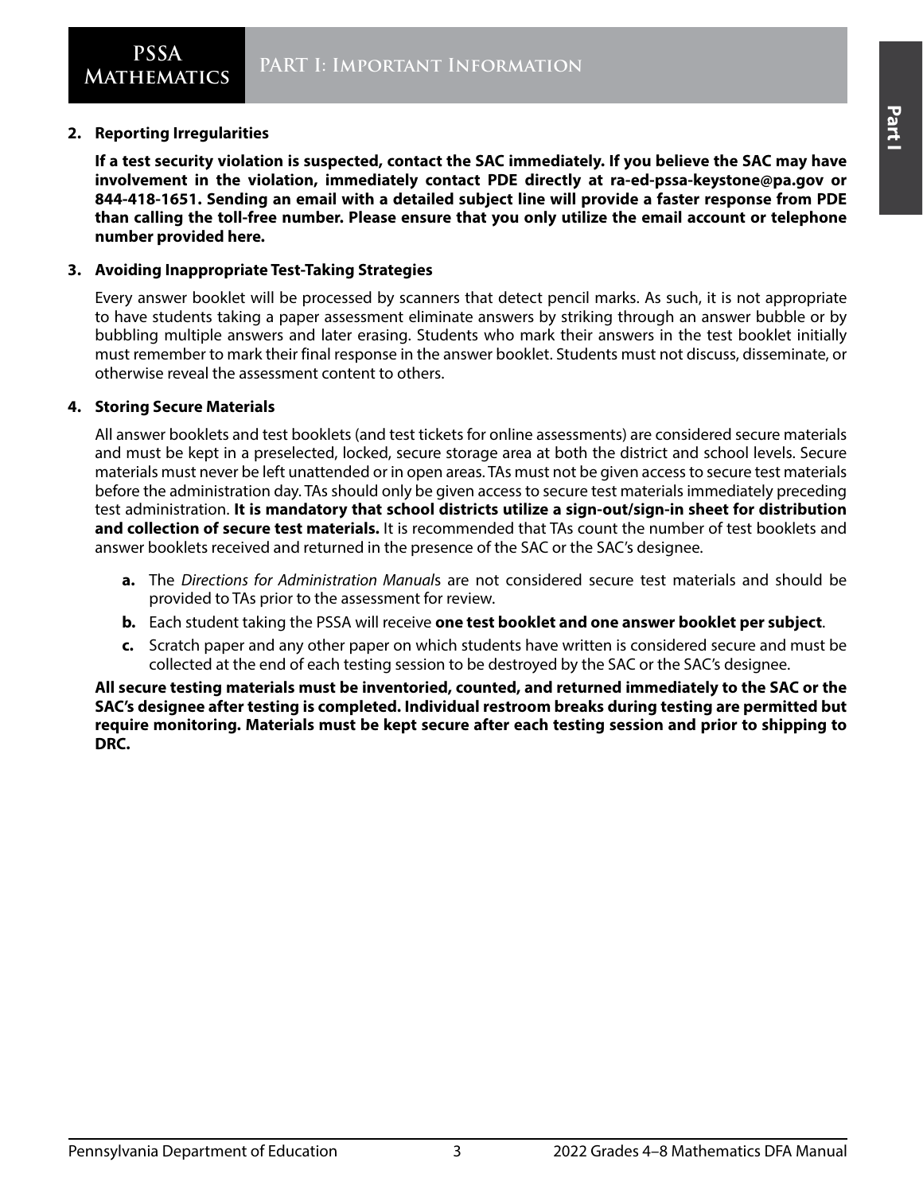**2. Reporting Irregularities**

**If a test security violation is suspected, contact the SAC immediately. If you believe the SAC may have involvement in the violation, immediately contact PDE directly at ra-ed-pssa-keystone@pa.gov or 844-418-1651. Sending an email with a detailed subject line will provide a faster response from PDE than calling the toll-free number. Please ensure that you only utilize the email account or telephone number provided here.**

**3. Avoiding Inappropriate Test-Taking Strategies**

Every answer booklet will be processed by scanners that detect pencil marks. As such, it is not appropriate to have students taking a paper assessment eliminate answers by striking through an answer bubble or by bubbling multiple answers and later erasing. Students who mark their answers in the test booklet initially must remember to mark their final response in the answer booklet. Students must not discuss, disseminate, or otherwise reveal the assessment content to others.

**4. Storing Secure Materials**

All answer booklets and test booklets (and test tickets for online assessments) are considered secure materials and must be kept in a preselected, locked, secure storage area at both the district and school levels. Secure materials must never be left unattended or in open areas. TAs must not be given access to secure test materials before the administration day. TAs should only be given access to secure test materials immediately preceding test administration. **It is mandatory that school districts utilize a sign-out/sign-in sheet for distribution and collection of secure test materials.** It is recommended that TAs count the number of test booklets and answer booklets received and returned in the presence of the SAC or the SAC's designee.

- **a.** The *Directions for Administration Manual*s are not considered secure test materials and should be provided to TAs prior to the assessment for review.
- **b.** Each student taking the PSSA will receive **one test booklet and one answer booklet per subject**.
- **c.** Scratch paper and any other paper on which students have written is considered secure and must be collected at the end of each testing session to be destroyed by the SAC or the SAC's designee.

**All secure testing materials must be inventoried, counted, and returned immediately to the SAC or the SAC's designee after testing is completed. Individual restroom breaks during testing are permitted but require monitoring. Materials must be kept secure after each testing session and prior to shipping to DRC.**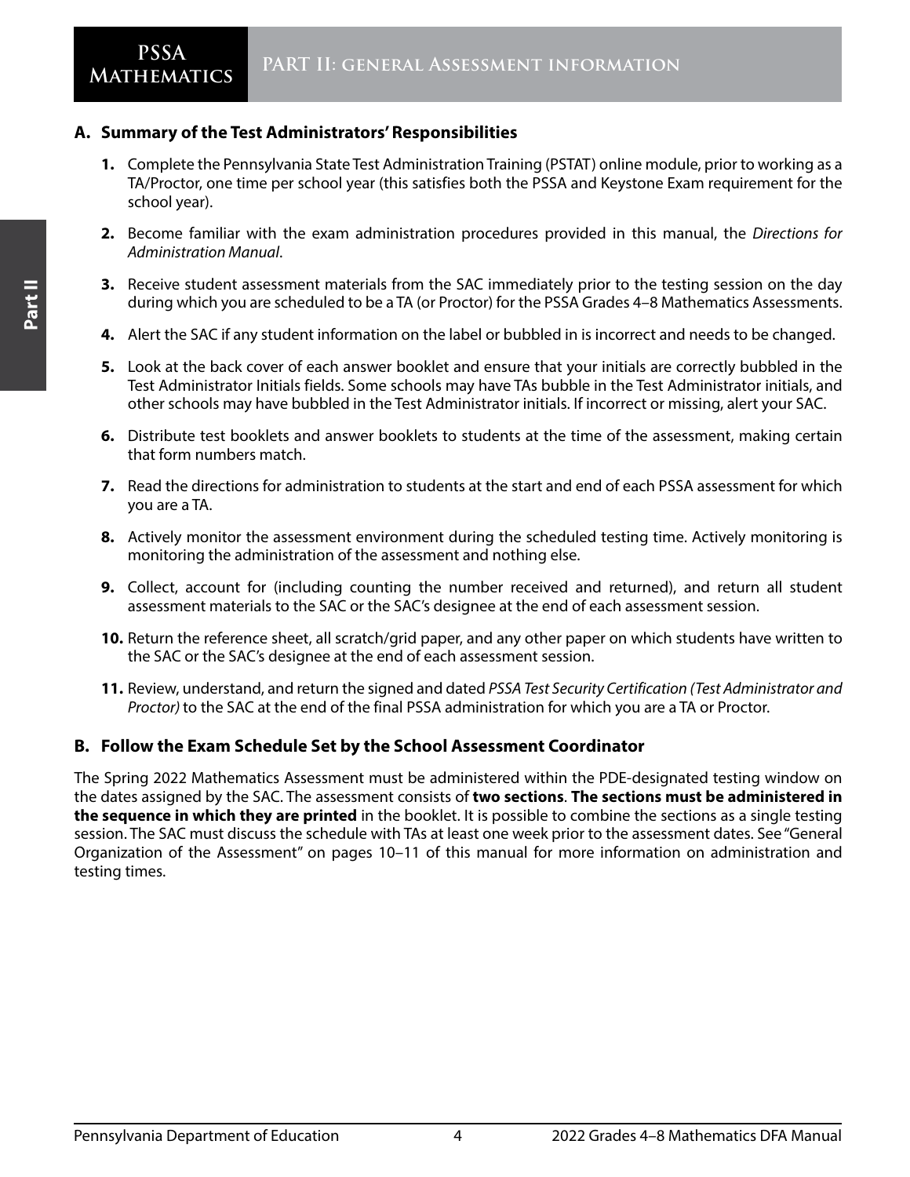## A. Summary of the Test Administrators' Responsibilities

1. Complete the Pennsylvania State Test Administration Training (PSTAT) online module, prior to working as a TA/Proctor, one time per school year (this satisfies both the PSSA and Keystone Exam requirement for the school year).

2. Become familiar with the exam administration procedures provided in this manual, the *Directions for Administration Manual*.

3. Receive student assessment materials from the SAC immediately prior to the testing session on the day during which you are scheduled to be a TA (or Proctor) for the PSSA Grades 4–8 Mathematics Assessments.

4. Alert the SAC if any student information on the label or bubbled in is incorrect and needs to be changed.

5. Look at the back cover of each answer booklet and ensure that your initials are correctly bubbled in the Test Administrator Initials fields. Some schools may have TAs bubble in the Test Administrator initials, and other schools may have bubbled in the Test Administrator initials. If incorrect or missing, alert your SAC.

6. Distribute test booklets and answer booklets to students at the time of the assessment, making certain that form numbers match.

7. Read the directions for administration to students at the start and end of each PSSA assessment for which you are a TA.

8. Actively monitor the assessment environment during the scheduled testing time. Actively monitoring is monitoring the administration of the assessment and nothing else.

9. Collect, account for (including counting the number received and returned), and return all student assessment materials to the SAC or the SAC's designee at the end of each assessment session.

10. Return the reference sheet, all scratch/grid paper, and any other paper on which students have written to the SAC or the SAC's designee at the end of each assessment session.

11. Review, understand, and return the signed and dated *PSSA Test Security Certification (Test Administrator and Proctor)* to the SAC at the end of the final PSSA administration for which you are a TA or Proctor.

## B. Follow the Exam Schedule Set by the School Assessment Coordinator

The Spring 2022 Mathematics Assessment must be administered within the PDE-designated testing window on the dates assigned by the SAC. The assessment consists of **two sections**. **The sections must be administered in the sequence in which they are printed** in the booklet. It is possible to combine the sections as a single testing session. The SAC must discuss the schedule with TAs at least one week prior to the assessment dates. See "General Organization of the Assessment" on pages 10–11 of this manual for more information on administration and testing times.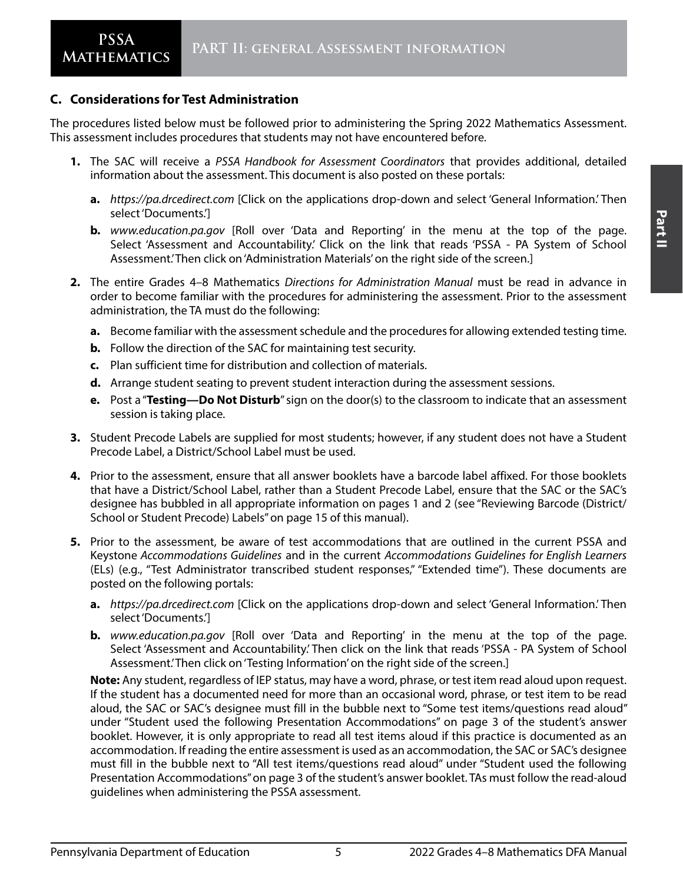## C. Considerations for Test Administration

The procedures listed below must be followed prior to administering the Spring 2022 Mathematics Assessment. This assessment includes procedures that students may not have encountered before.

1. The SAC will receive a *PSSA Handbook for Assessment Coordinators* that provides additional, detailed information about the assessment. This document is also posted on these portals:
   - **a.** *https://pa.drcedirect.com* [Click on the applications drop-down and select 'General Information.' Then select 'Documents.']
   - **b.** *www.education.pa.gov* [Roll over 'Data and Reporting' in the menu at the top of the page. Select 'Assessment and Accountability.' Click on the link that reads 'PSSA - PA System of School Assessment.' Then click on 'Administration Materials' on the right side of the screen.]
2. The entire Grades 4–8 Mathematics *Directions for Administration Manual* must be read in advance in order to become familiar with the procedures for administering the assessment. Prior to the assessment administration, the TA must do the following:
   - **a.** Become familiar with the assessment schedule and the procedures for allowing extended testing time.
   - **b.** Follow the direction of the SAC for maintaining test security.
   - **c.** Plan sufficient time for distribution and collection of materials.
   - **d.** Arrange student seating to prevent student interaction during the assessment sessions.
   - **e.** Post a "**Testing—Do Not Disturb**" sign on the door(s) to the classroom to indicate that an assessment session is taking place.
3. Student Precode Labels are supplied for most students; however, if any student does not have a Student Precode Label, a District/School Label must be used.
4. Prior to the assessment, ensure that all answer booklets have a barcode label affixed. For those booklets that have a District/School Label, rather than a Student Precode Label, ensure that the SAC or the SAC's designee has bubbled in all appropriate information on pages 1 and 2 (see "Reviewing Barcode (District/School or Student Precode) Labels" on page 15 of this manual).
5. Prior to the assessment, be aware of test accommodations that are outlined in the current PSSA and Keystone *Accommodations Guidelines* and in the current *Accommodations Guidelines for English Learners* (ELs) (e.g., "Test Administrator transcribed student responses," "Extended time"). These documents are posted on the following portals:
   - **a.** *https://pa.drcedirect.com* [Click on the applications drop-down and select 'General Information.' Then select 'Documents.']
   - **b.** *www.education.pa.gov* [Roll over 'Data and Reporting' in the menu at the top of the page. Select 'Assessment and Accountability.' Then click on the link that reads 'PSSA - PA System of School Assessment.' Then click on 'Testing Information' on the right side of the screen.]

   **Note:** Any student, regardless of IEP status, may have a word, phrase, or test item read aloud upon request. If the student has a documented need for more than an occasional word, phrase, or test item to be read aloud, the SAC or SAC's designee must fill in the bubble next to "Some test items/questions read aloud" under "Student used the following Presentation Accommodations" on page 3 of the student's answer booklet. However, it is only appropriate to read all test items aloud if this practice is documented as an accommodation. If reading the entire assessment is used as an accommodation, the SAC or SAC's designee must fill in the bubble next to "All test items/questions read aloud" under "Student used the following Presentation Accommodations" on page 3 of the student's answer booklet. TAs must follow the read-aloud guidelines when administering the PSSA assessment.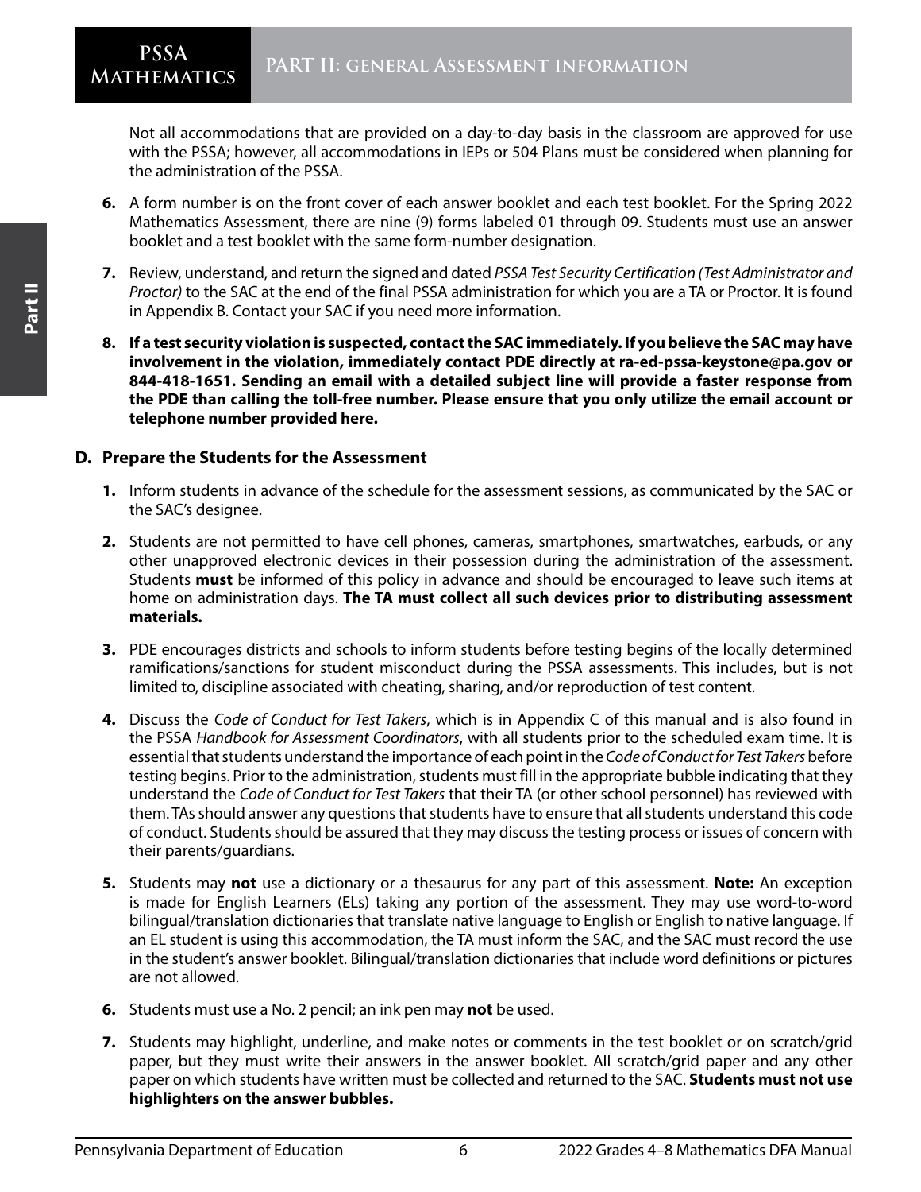Not all accommodations that are provided on a day-to-day basis in the classroom are approved for use with the PSSA; however, all accommodations in IEPs or 504 Plans must be considered when planning for the administration of the PSSA.

6. A form number is on the front cover of each answer booklet and each test booklet. For the Spring 2022 Mathematics Assessment, there are nine (9) forms labeled 01 through 09. Students must use an answer booklet and a test booklet with the same form-number designation.

7. Review, understand, and return the signed and dated *PSSA Test Security Certification (Test Administrator and Proctor)* to the SAC at the end of the final PSSA administration for which you are a TA or Proctor. It is found in Appendix B. Contact your SAC if you need more information.

8. **If a test security violation is suspected, contact the SAC immediately. If you believe the SAC may have involvement in the violation, immediately contact PDE directly at ra-ed-pssa-keystone@pa.gov or 844-418-1651. Sending an email with a detailed subject line will provide a faster response from the PDE than calling the toll-free number. Please ensure that you only utilize the email account or telephone number provided here.**

## D. Prepare the Students for the Assessment

1. Inform students in advance of the schedule for the assessment sessions, as communicated by the SAC or the SAC's designee.

2. Students are not permitted to have cell phones, cameras, smartphones, smartwatches, earbuds, or any other unapproved electronic devices in their possession during the administration of the assessment. Students **must** be informed of this policy in advance and should be encouraged to leave such items at home on administration days. **The TA must collect all such devices prior to distributing assessment materials.**

3. PDE encourages districts and schools to inform students before testing begins of the locally determined ramifications/sanctions for student misconduct during the PSSA assessments. This includes, but is not limited to, discipline associated with cheating, sharing, and/or reproduction of test content.

4. Discuss the *Code of Conduct for Test Takers*, which is in Appendix C of this manual and is also found in the PSSA *Handbook for Assessment Coordinators*, with all students prior to the scheduled exam time. It is essential that students understand the importance of each point in the *Code of Conduct for Test Takers* before testing begins. Prior to the administration, students must fill in the appropriate bubble indicating that they understand the *Code of Conduct for Test Takers* that their TA (or other school personnel) has reviewed with them. TAs should answer any questions that students have to ensure that all students understand this code of conduct. Students should be assured that they may discuss the testing process or issues of concern with their parents/guardians.

5. Students may **not** use a dictionary or a thesaurus for any part of this assessment. **Note:** An exception is made for English Learners (ELs) taking any portion of the assessment. They may use word-to-word bilingual/translation dictionaries that translate native language to English or English to native language. If an EL student is using this accommodation, the TA must inform the SAC, and the SAC must record the use in the student's answer booklet. Bilingual/translation dictionaries that include word definitions or pictures are not allowed.

6. Students must use a No. 2 pencil; an ink pen may **not** be used.

7. Students may highlight, underline, and make notes or comments in the test booklet or on scratch/grid paper, but they must write their answers in the answer booklet. All scratch/grid paper and any other paper on which students have written must be collected and returned to the SAC. **Students must not use highlighters on the answer bubbles.**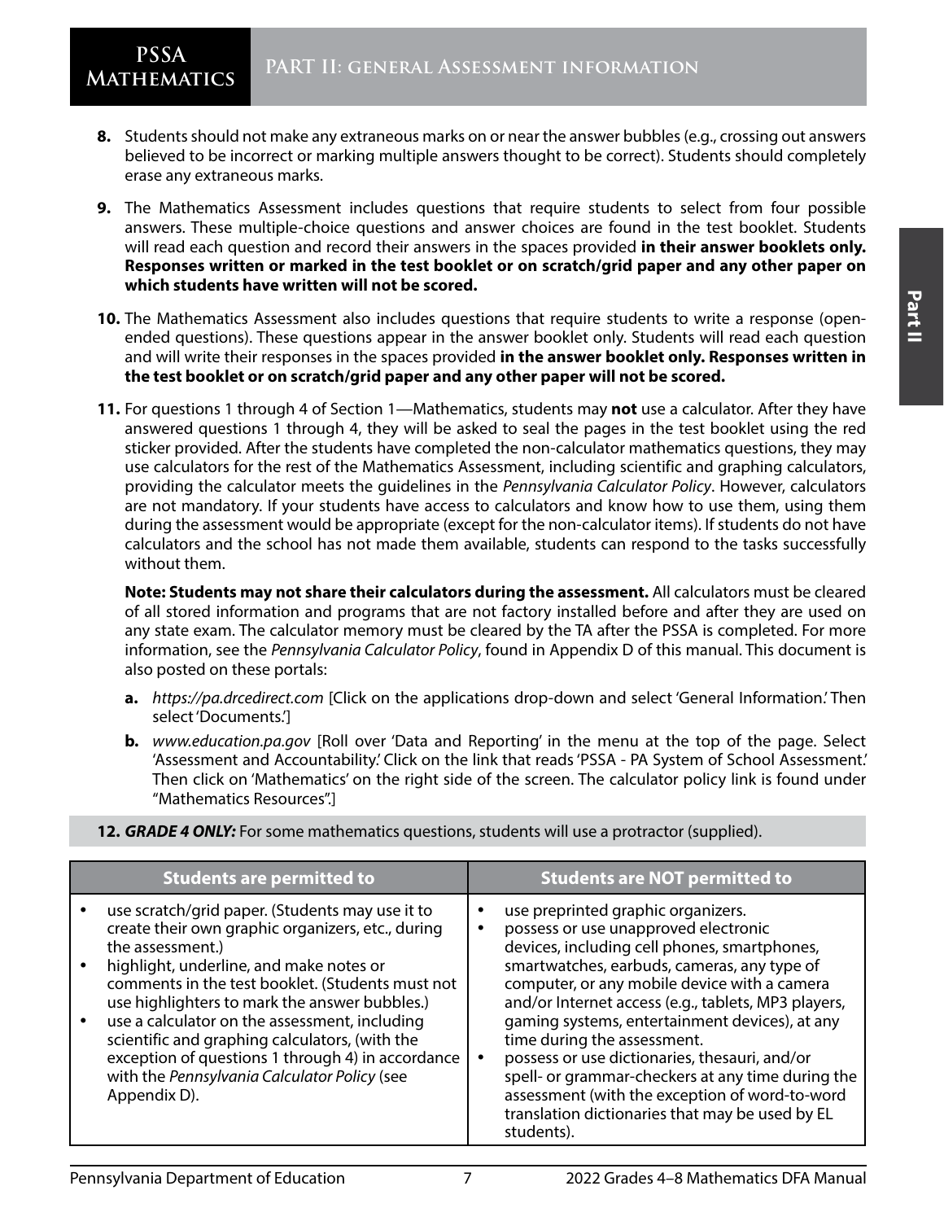8. Students should not make any extraneous marks on or near the answer bubbles (e.g., crossing out answers believed to be incorrect or marking multiple answers thought to be correct). Students should completely erase any extraneous marks.

9. The Mathematics Assessment includes questions that require students to select from four possible answers. These multiple-choice questions and answer choices are found in the test booklet. Students will read each question and record their answers in the spaces provided **in their answer booklets only. Responses written or marked in the test booklet or on scratch/grid paper and any other paper on which students have written will not be scored.**

10. The Mathematics Assessment also includes questions that require students to write a response (open-ended questions). These questions appear in the answer booklet only. Students will read each question and will write their responses in the spaces provided **in the answer booklet only. Responses written in the test booklet or on scratch/grid paper and any other paper will not be scored.**

11. For questions 1 through 4 of Section 1—Mathematics, students may **not** use a calculator. After they have answered questions 1 through 4, they will be asked to seal the pages in the test booklet using the red sticker provided. After the students have completed the non-calculator mathematics questions, they may use calculators for the rest of the Mathematics Assessment, including scientific and graphing calculators, providing the calculator meets the guidelines in the *Pennsylvania Calculator Policy*. However, calculators are not mandatory. If your students have access to calculators and know how to use them, using them during the assessment would be appropriate (except for the non-calculator items). If students do not have calculators and the school has not made them available, students can respond to the tasks successfully without them.

    **Note: Students may not share their calculators during the assessment.** All calculators must be cleared of all stored information and programs that are not factory installed before and after they are used on any state exam. The calculator memory must be cleared by the TA after the PSSA is completed. For more information, see the *Pennsylvania Calculator Policy*, found in Appendix D of this manual. This document is also posted on these portals:

    a. *https://pa.drcedirect.com* [Click on the applications drop-down and select 'General Information.' Then select 'Documents.']

    b. *www.education.pa.gov* [Roll over 'Data and Reporting' in the menu at the top of the page. Select 'Assessment and Accountability.' Click on the link that reads 'PSSA - PA System of School Assessment.' Then click on 'Mathematics' on the right side of the screen. The calculator policy link is found under "Mathematics Resources".]

12. ***GRADE 4 ONLY:*** For some mathematics questions, students will use a protractor (supplied).

| Students are permitted to | Students are NOT permitted to |
|---|---|
| • use scratch/grid paper. (Students may use it to create their own graphic organizers, etc., during the assessment.)<br>• highlight, underline, and make notes or comments in the test booklet. (Students must not use highlighters to mark the answer bubbles.)<br>• use a calculator on the assessment, including scientific and graphing calculators, (with the exception of questions 1 through 4) in accordance with the *Pennsylvania Calculator Policy* (see Appendix D). | • use preprinted graphic organizers.<br>• possess or use unapproved electronic devices, including cell phones, smartphones, smartwatches, earbuds, cameras, any type of computer, or any mobile device with a camera and/or Internet access (e.g., tablets, MP3 players, gaming systems, entertainment devices), at any time during the assessment.<br>• possess or use dictionaries, thesauri, and/or spell- or grammar-checkers at any time during the assessment (with the exception of word-to-word translation dictionaries that may be used by EL students). |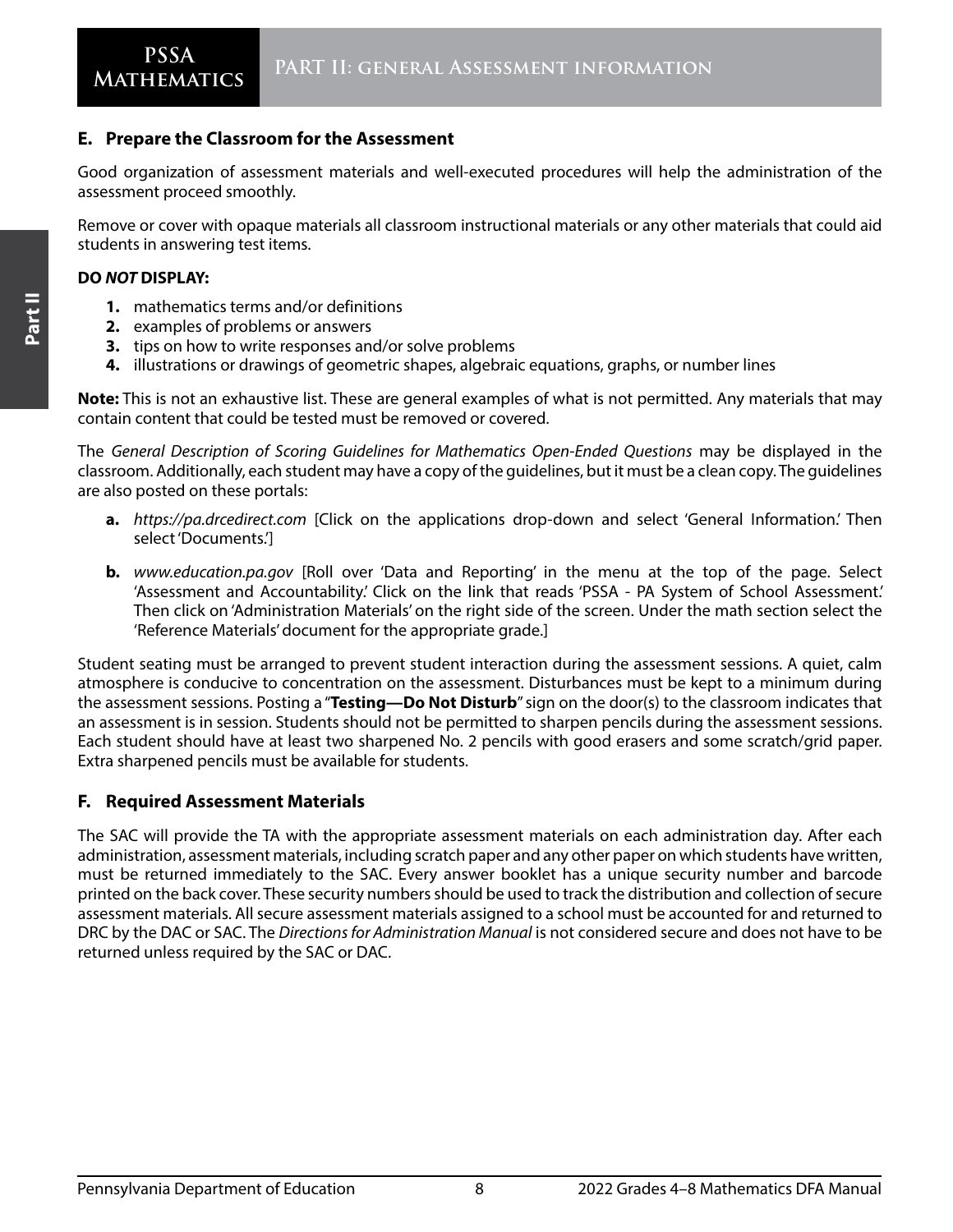## E. Prepare the Classroom for the Assessment

Good organization of assessment materials and well-executed procedures will help the administration of the assessment proceed smoothly.

Remove or cover with opaque materials all classroom instructional materials or any other materials that could aid students in answering test items.

**DO *NOT* DISPLAY:**

1. mathematics terms and/or definitions
2. examples of problems or answers
3. tips on how to write responses and/or solve problems
4. illustrations or drawings of geometric shapes, algebraic equations, graphs, or number lines

**Note:** This is not an exhaustive list. These are general examples of what is not permitted. Any materials that may contain content that could be tested must be removed or covered.

The *General Description of Scoring Guidelines for Mathematics Open-Ended Questions* may be displayed in the classroom. Additionally, each student may have a copy of the guidelines, but it must be a clean copy. The guidelines are also posted on these portals:

- **a.** *https://pa.drcedirect.com* [Click on the applications drop-down and select 'General Information.' Then select 'Documents.']
- **b.** *www.education.pa.gov* [Roll over 'Data and Reporting' in the menu at the top of the page. Select 'Assessment and Accountability.' Click on the link that reads 'PSSA - PA System of School Assessment.' Then click on 'Administration Materials' on the right side of the screen. Under the math section select the 'Reference Materials' document for the appropriate grade.]

Student seating must be arranged to prevent student interaction during the assessment sessions. A quiet, calm atmosphere is conducive to concentration on the assessment. Disturbances must be kept to a minimum during the assessment sessions. Posting a "**Testing—Do Not Disturb**" sign on the door(s) to the classroom indicates that an assessment is in session. Students should not be permitted to sharpen pencils during the assessment sessions. Each student should have at least two sharpened No. 2 pencils with good erasers and some scratch/grid paper. Extra sharpened pencils must be available for students.

## F. Required Assessment Materials

The SAC will provide the TA with the appropriate assessment materials on each administration day. After each administration, assessment materials, including scratch paper and any other paper on which students have written, must be returned immediately to the SAC. Every answer booklet has a unique security number and barcode printed on the back cover. These security numbers should be used to track the distribution and collection of secure assessment materials. All secure assessment materials assigned to a school must be accounted for and returned to DRC by the DAC or SAC. The *Directions for Administration Manual* is not considered secure and does not have to be returned unless required by the SAC or DAC.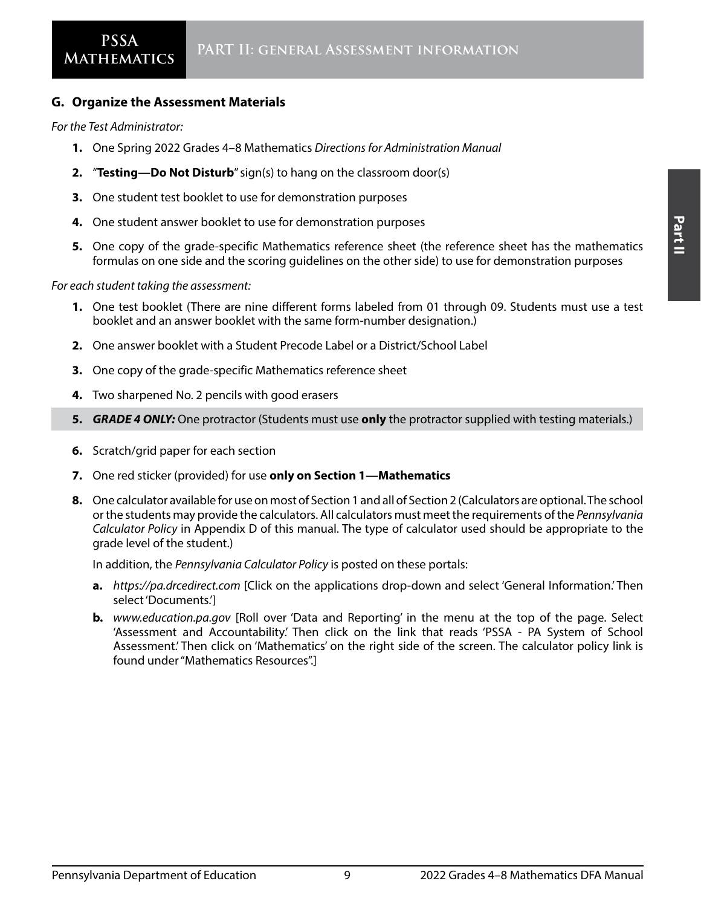### G. Organize the Assessment Materials

*For the Test Administrator:*

1. One Spring 2022 Grades 4–8 Mathematics *Directions for Administration Manual*
2. "**Testing—Do Not Disturb**" sign(s) to hang on the classroom door(s)
3. One student test booklet to use for demonstration purposes
4. One student answer booklet to use for demonstration purposes
5. One copy of the grade-specific Mathematics reference sheet (the reference sheet has the mathematics formulas on one side and the scoring guidelines on the other side) to use for demonstration purposes

*For each student taking the assessment:*

1. One test booklet (There are nine different forms labeled from 01 through 09. Students must use a test booklet and an answer booklet with the same form-number designation.)
2. One answer booklet with a Student Precode Label or a District/School Label
3. One copy of the grade-specific Mathematics reference sheet
4. Two sharpened No. 2 pencils with good erasers
5. ***GRADE 4 ONLY:*** One protractor (Students must use **only** the protractor supplied with testing materials.)
6. Scratch/grid paper for each section
7. One red sticker (provided) for use **only on Section 1—Mathematics**
8. One calculator available for use on most of Section 1 and all of Section 2 (Calculators are optional. The school or the students may provide the calculators. All calculators must meet the requirements of the *Pennsylvania Calculator Policy* in Appendix D of this manual. The type of calculator used should be appropriate to the grade level of the student.)

   In addition, the *Pennsylvania Calculator Policy* is posted on these portals:

   a. *https://pa.drcedirect.com* [Click on the applications drop-down and select 'General Information.' Then select 'Documents.']

   b. *www.education.pa.gov* [Roll over 'Data and Reporting' in the menu at the top of the page. Select 'Assessment and Accountability.' Then click on the link that reads 'PSSA - PA System of School Assessment.' Then click on 'Mathematics' on the right side of the screen. The calculator policy link is found under "Mathematics Resources".]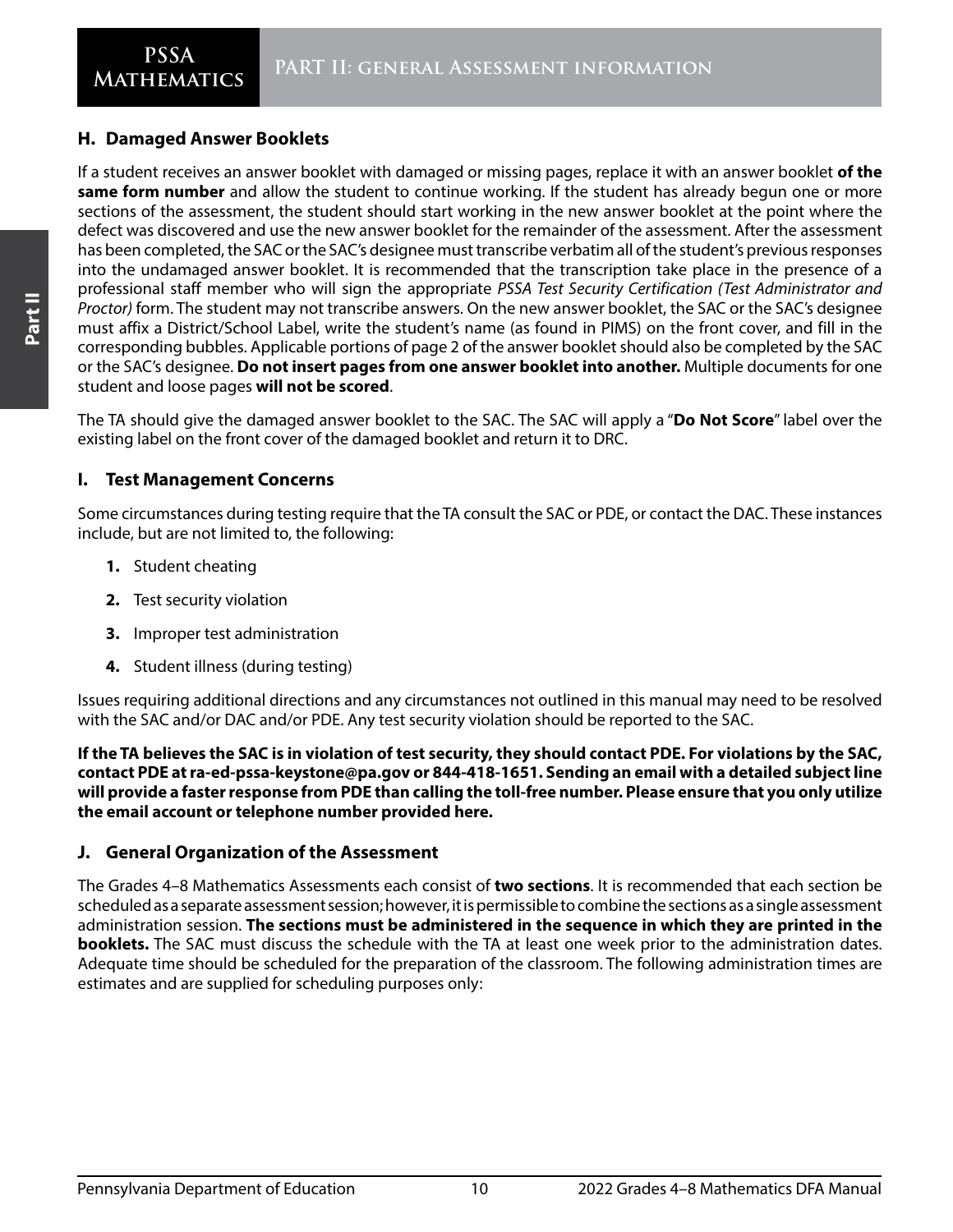### H. Damaged Answer Booklets

If a student receives an answer booklet with damaged or missing pages, replace it with an answer booklet **of the same form number** and allow the student to continue working. If the student has already begun one or more sections of the assessment, the student should start working in the new answer booklet at the point where the defect was discovered and use the new answer booklet for the remainder of the assessment. After the assessment has been completed, the SAC or the SAC's designee must transcribe verbatim all of the student's previous responses into the undamaged answer booklet. It is recommended that the transcription take place in the presence of a professional staff member who will sign the appropriate *PSSA Test Security Certification (Test Administrator and Proctor)* form. The student may not transcribe answers. On the new answer booklet, the SAC or the SAC's designee must affix a District/School Label, write the student's name (as found in PIMS) on the front cover, and fill in the corresponding bubbles. Applicable portions of page 2 of the answer booklet should also be completed by the SAC or the SAC's designee. **Do not insert pages from one answer booklet into another.** Multiple documents for one student and loose pages **will not be scored**.

The TA should give the damaged answer booklet to the SAC. The SAC will apply a "**Do Not Score**" label over the existing label on the front cover of the damaged booklet and return it to DRC.

### I. Test Management Concerns

Some circumstances during testing require that the TA consult the SAC or PDE, or contact the DAC. These instances include, but are not limited to, the following:

1. Student cheating
2. Test security violation
3. Improper test administration
4. Student illness (during testing)

Issues requiring additional directions and any circumstances not outlined in this manual may need to be resolved with the SAC and/or DAC and/or PDE. Any test security violation should be reported to the SAC.

**If the TA believes the SAC is in violation of test security, they should contact PDE. For violations by the SAC, contact PDE at ra-ed-pssa-keystone@pa.gov or 844-418-1651. Sending an email with a detailed subject line will provide a faster response from PDE than calling the toll-free number. Please ensure that you only utilize the email account or telephone number provided here.**

### J. General Organization of the Assessment

The Grades 4–8 Mathematics Assessments each consist of **two sections**. It is recommended that each section be scheduled as a separate assessment session; however, it is permissible to combine the sections as a single assessment administration session. **The sections must be administered in the sequence in which they are printed in the booklets.** The SAC must discuss the schedule with the TA at least one week prior to the administration dates. Adequate time should be scheduled for the preparation of the classroom. The following administration times are estimates and are supplied for scheduling purposes only: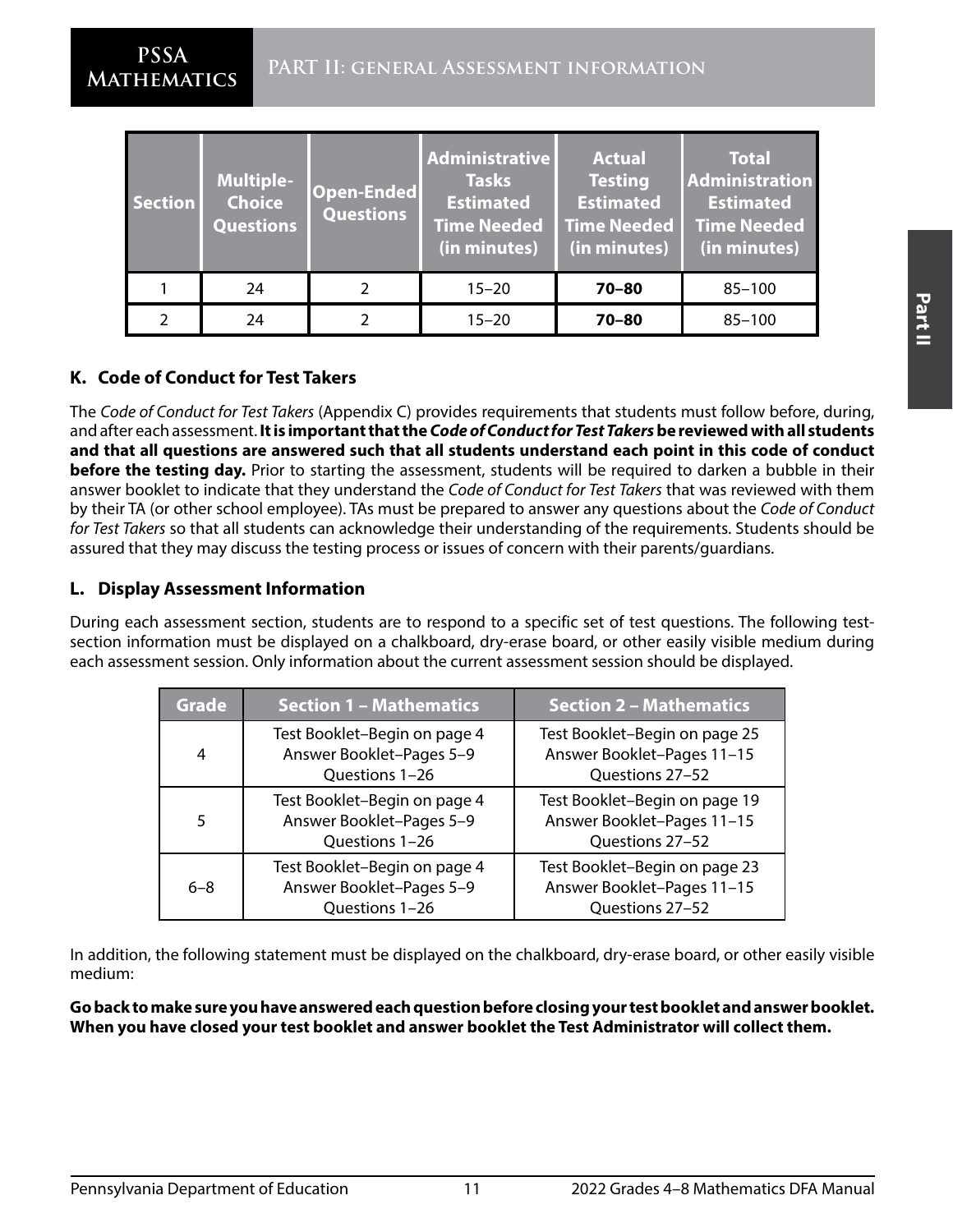| Section | Multiple-Choice Questions | Open-Ended Questions | Administrative Tasks Estimated Time Needed (in minutes) | Actual Testing Estimated Time Needed (in minutes) | Total Administration Estimated Time Needed (in minutes) |
|---|---|---|---|---|---|
| 1 | 24 | 2 | 15–20 | **70–80** | 85–100 |
| 2 | 24 | 2 | 15–20 | **70–80** | 85–100 |

### K. Code of Conduct for Test Takers

The *Code of Conduct for Test Takers* (Appendix C) provides requirements that students must follow before, during, and after each assessment. **It is important that the *Code of Conduct for Test Takers* be reviewed with all students and that all questions are answered such that all students understand each point in this code of conduct before the testing day.** Prior to starting the assessment, students will be required to darken a bubble in their answer booklet to indicate that they understand the *Code of Conduct for Test Takers* that was reviewed with them by their TA (or other school employee). TAs must be prepared to answer any questions about the *Code of Conduct for Test Takers* so that all students can acknowledge their understanding of the requirements. Students should be assured that they may discuss the testing process or issues of concern with their parents/guardians.

### L. Display Assessment Information

During each assessment section, students are to respond to a specific set of test questions. The following test-section information must be displayed on a chalkboard, dry-erase board, or other easily visible medium during each assessment session. Only information about the current assessment session should be displayed.

| Grade | Section 1 – Mathematics | Section 2 – Mathematics |
|---|---|---|
| 4 | Test Booklet–Begin on page 4<br>Answer Booklet–Pages 5–9<br>Questions 1–26 | Test Booklet–Begin on page 25<br>Answer Booklet–Pages 11–15<br>Questions 27–52 |
| 5 | Test Booklet–Begin on page 4<br>Answer Booklet–Pages 5–9<br>Questions 1–26 | Test Booklet–Begin on page 19<br>Answer Booklet–Pages 11–15<br>Questions 27–52 |
| 6–8 | Test Booklet–Begin on page 4<br>Answer Booklet–Pages 5–9<br>Questions 1–26 | Test Booklet–Begin on page 23<br>Answer Booklet–Pages 11–15<br>Questions 27–52 |

In addition, the following statement must be displayed on the chalkboard, dry-erase board, or other easily visible medium:

**Go back to make sure you have answered each question before closing your test booklet and answer booklet. When you have closed your test booklet and answer booklet the Test Administrator will collect them.**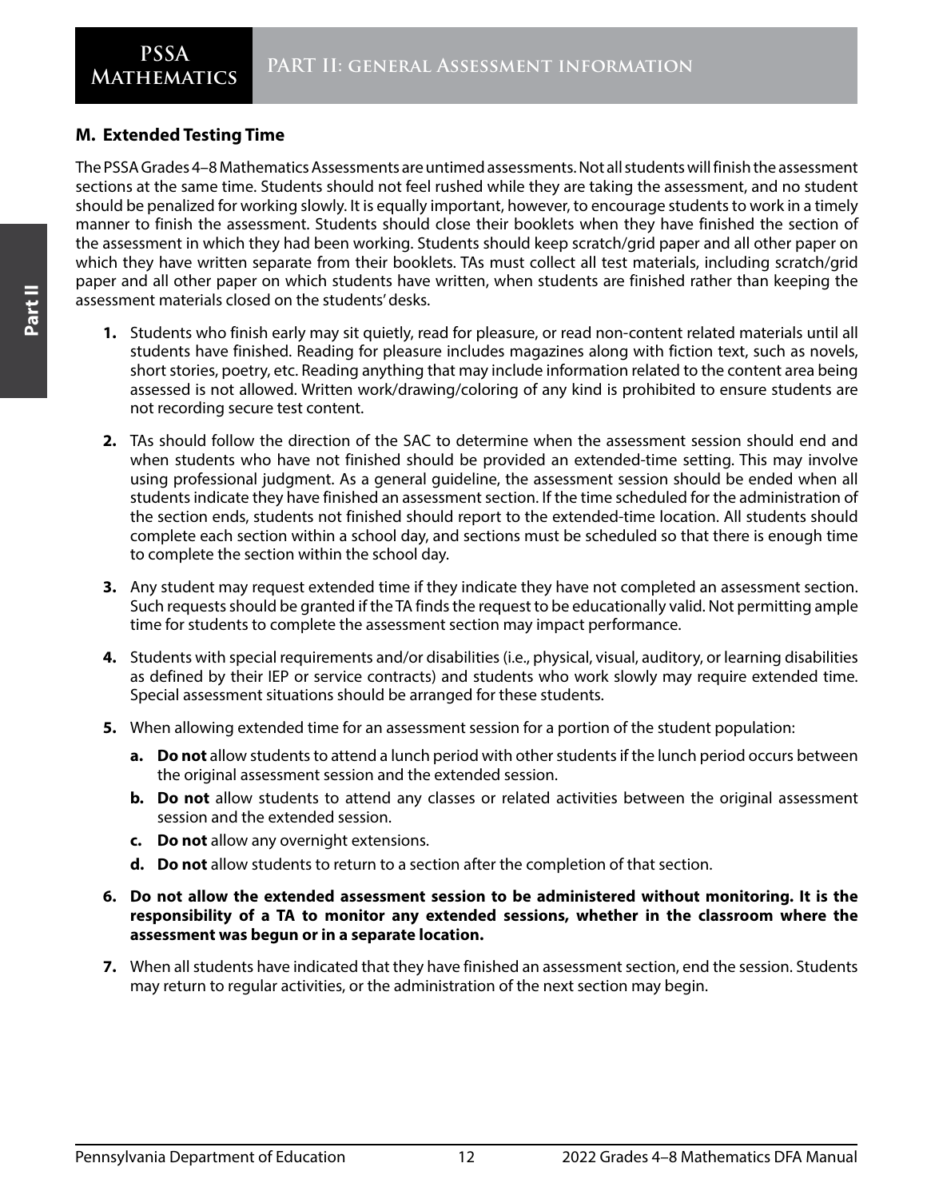## M. Extended Testing Time

The PSSA Grades 4–8 Mathematics Assessments are untimed assessments. Not all students will finish the assessment sections at the same time. Students should not feel rushed while they are taking the assessment, and no student should be penalized for working slowly. It is equally important, however, to encourage students to work in a timely manner to finish the assessment. Students should close their booklets when they have finished the section of the assessment in which they had been working. Students should keep scratch/grid paper and all other paper on which they have written separate from their booklets. TAs must collect all test materials, including scratch/grid paper and all other paper on which students have written, when students are finished rather than keeping the assessment materials closed on the students' desks.

1. Students who finish early may sit quietly, read for pleasure, or read non-content related materials until all students have finished. Reading for pleasure includes magazines along with fiction text, such as novels, short stories, poetry, etc. Reading anything that may include information related to the content area being assessed is not allowed. Written work/drawing/coloring of any kind is prohibited to ensure students are not recording secure test content.
2. TAs should follow the direction of the SAC to determine when the assessment session should end and when students who have not finished should be provided an extended-time setting. This may involve using professional judgment. As a general guideline, the assessment session should be ended when all students indicate they have finished an assessment section. If the time scheduled for the administration of the section ends, students not finished should report to the extended-time location. All students should complete each section within a school day, and sections must be scheduled so that there is enough time to complete the section within the school day.
3. Any student may request extended time if they indicate they have not completed an assessment section. Such requests should be granted if the TA finds the request to be educationally valid. Not permitting ample time for students to complete the assessment section may impact performance.
4. Students with special requirements and/or disabilities (i.e., physical, visual, auditory, or learning disabilities as defined by their IEP or service contracts) and students who work slowly may require extended time. Special assessment situations should be arranged for these students.
5. When allowing extended time for an assessment session for a portion of the student population:
   a. **Do not** allow students to attend a lunch period with other students if the lunch period occurs between the original assessment session and the extended session.
   b. **Do not** allow students to attend any classes or related activities between the original assessment session and the extended session.
   c. **Do not** allow any overnight extensions.
   d. **Do not** allow students to return to a section after the completion of that section.
6. **Do not allow the extended assessment session to be administered without monitoring. It is the responsibility of a TA to monitor any extended sessions, whether in the classroom where the assessment was begun or in a separate location.**
7. When all students have indicated that they have finished an assessment section, end the session. Students may return to regular activities, or the administration of the next section may begin.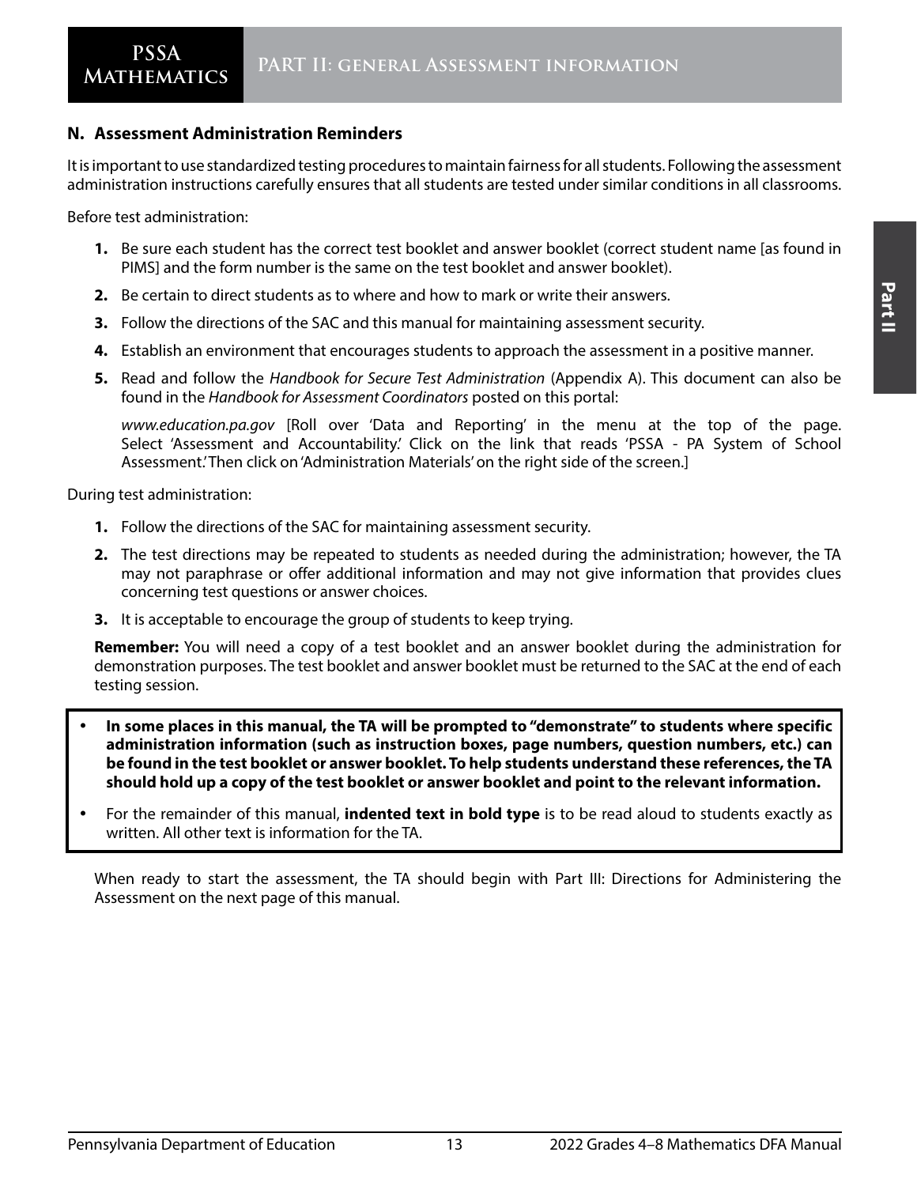## N. Assessment Administration Reminders

It is important to use standardized testing procedures to maintain fairness for all students. Following the assessment administration instructions carefully ensures that all students are tested under similar conditions in all classrooms.

Before test administration:

1. Be sure each student has the correct test booklet and answer booklet (correct student name [as found in PIMS] and the form number is the same on the test booklet and answer booklet).
2. Be certain to direct students as to where and how to mark or write their answers.
3. Follow the directions of the SAC and this manual for maintaining assessment security.
4. Establish an environment that encourages students to approach the assessment in a positive manner.
5. Read and follow the *Handbook for Secure Test Administration* (Appendix A). This document can also be found in the *Handbook for Assessment Coordinators* posted on this portal:

   *www.education.pa.gov* [Roll over 'Data and Reporting' in the menu at the top of the page. Select 'Assessment and Accountability.' Click on the link that reads 'PSSA - PA System of School Assessment.' Then click on 'Administration Materials' on the right side of the screen.]

During test administration:

1. Follow the directions of the SAC for maintaining assessment security.
2. The test directions may be repeated to students as needed during the administration; however, the TA may not paraphrase or offer additional information and may not give information that provides clues concerning test questions or answer choices.
3. It is acceptable to encourage the group of students to keep trying.

**Remember:** You will need a copy of a test booklet and an answer booklet during the administration for demonstration purposes. The test booklet and answer booklet must be returned to the SAC at the end of each testing session.

- **In some places in this manual, the TA will be prompted to "demonstrate" to students where specific administration information (such as instruction boxes, page numbers, question numbers, etc.) can be found in the test booklet or answer booklet. To help students understand these references, the TA should hold up a copy of the test booklet or answer booklet and point to the relevant information.**
- For the remainder of this manual, **indented text in bold type** is to be read aloud to students exactly as written. All other text is information for the TA.

When ready to start the assessment, the TA should begin with Part III: Directions for Administering the Assessment on the next page of this manual.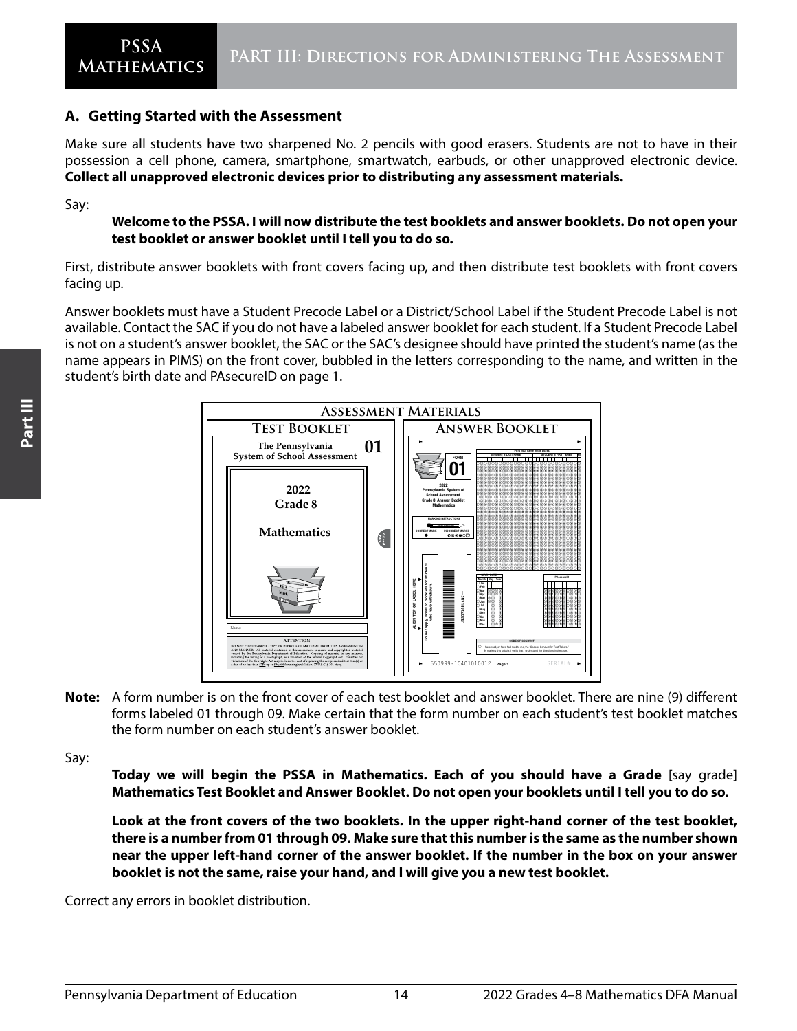## A. Getting Started with the Assessment

Make sure all students have two sharpened No. 2 pencils with good erasers. Students are not to have in their possession a cell phone, camera, smartphone, smartwatch, earbuds, or other unapproved electronic device. **Collect all unapproved electronic devices prior to distributing any assessment materials.**

Say:

> **Welcome to the PSSA. I will now distribute the test booklets and answer booklets. Do not open your test booklet or answer booklet until I tell you to do so.**

First, distribute answer booklets with front covers facing up, and then distribute test booklets with front covers facing up.

Answer booklets must have a Student Precode Label or a District/School Label if the Student Precode Label is not available. Contact the SAC if you do not have a labeled answer booklet for each student. If a Student Precode Label is not on a student's answer booklet, the SAC or the SAC's designee should have printed the student's name (as the name appears in PIMS) on the front cover, bubbled in the letters corresponding to the name, and written in the student's birth date and PAsecureID on page 1.

**Note:** A form number is on the front cover of each test booklet and answer booklet. There are nine (9) different forms labeled 01 through 09. Make certain that the form number on each student's test booklet matches the form number on each student's answer booklet.

Say:

> **Today we will begin the PSSA in Mathematics. Each of you should have a Grade** [say grade] **Mathematics Test Booklet and Answer Booklet. Do not open your booklets until I tell you to do so.**
>
> **Look at the front covers of the two booklets. In the upper right-hand corner of the test booklet, there is a number from 01 through 09. Make sure that this number is the same as the number shown near the upper left-hand corner of the answer booklet. If the number in the box on your answer booklet is not the same, raise your hand, and I will give you a new test booklet.**

Correct any errors in booklet distribution.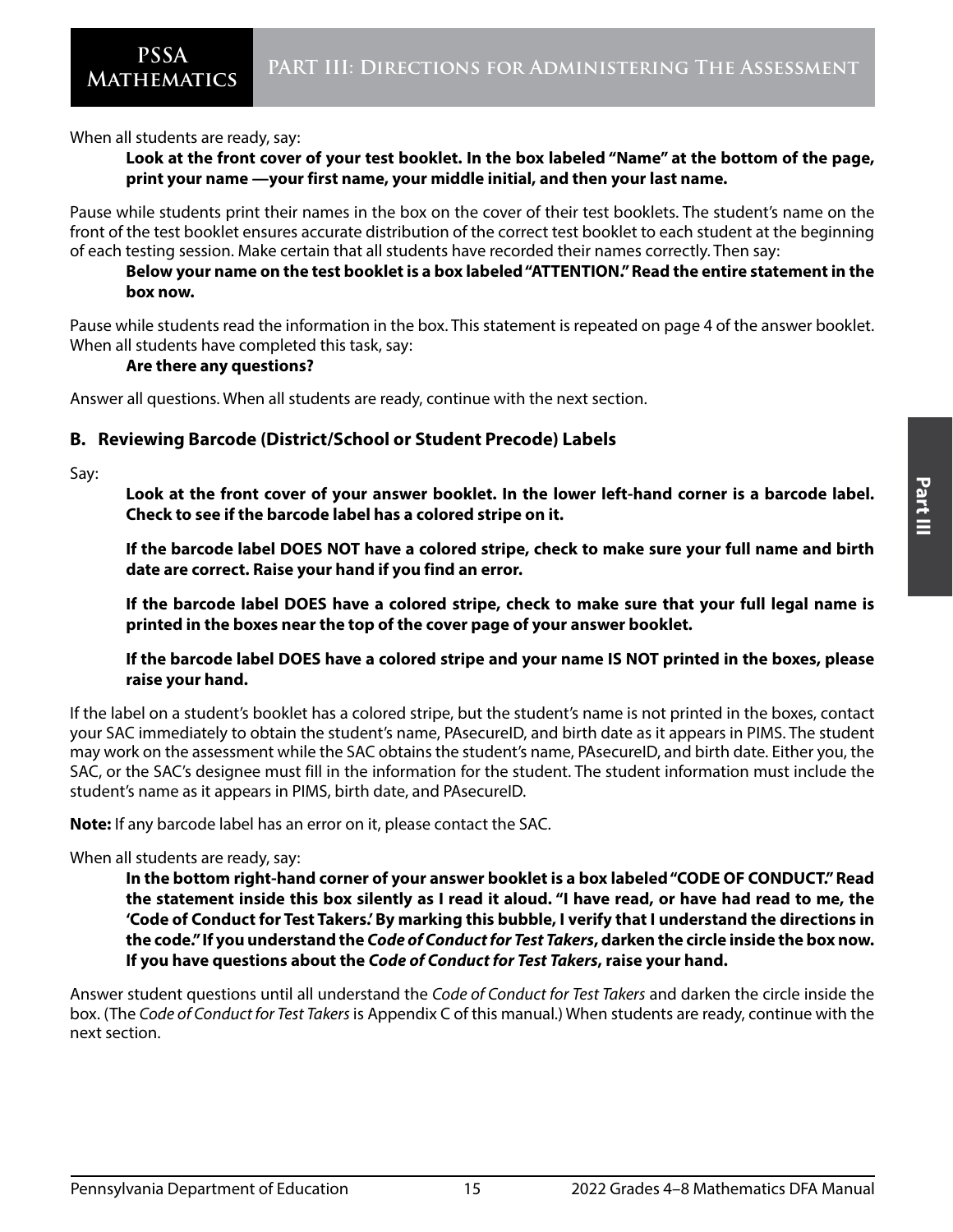When all students are ready, say:

> **Look at the front cover of your test booklet. In the box labeled "Name" at the bottom of the page, print your name —your first name, your middle initial, and then your last name.**

Pause while students print their names in the box on the cover of their test booklets. The student's name on the front of the test booklet ensures accurate distribution of the correct test booklet to each student at the beginning of each testing session. Make certain that all students have recorded their names correctly. Then say:

> **Below your name on the test booklet is a box labeled "ATTENTION." Read the entire statement in the box now.**

Pause while students read the information in the box. This statement is repeated on page 4 of the answer booklet. When all students have completed this task, say:

> **Are there any questions?**

Answer all questions. When all students are ready, continue with the next section.

### B. Reviewing Barcode (District/School or Student Precode) Labels

Say:

> **Look at the front cover of your answer booklet. In the lower left-hand corner is a barcode label. Check to see if the barcode label has a colored stripe on it.**
>
> **If the barcode label DOES NOT have a colored stripe, check to make sure your full name and birth date are correct. Raise your hand if you find an error.**
>
> **If the barcode label DOES have a colored stripe, check to make sure that your full legal name is printed in the boxes near the top of the cover page of your answer booklet.**
>
> **If the barcode label DOES have a colored stripe and your name IS NOT printed in the boxes, please raise your hand.**

If the label on a student's booklet has a colored stripe, but the student's name is not printed in the boxes, contact your SAC immediately to obtain the student's name, PAsecureID, and birth date as it appears in PIMS. The student may work on the assessment while the SAC obtains the student's name, PAsecureID, and birth date. Either you, the SAC, or the SAC's designee must fill in the information for the student. The student information must include the student's name as it appears in PIMS, birth date, and PAsecureID.

**Note:** If any barcode label has an error on it, please contact the SAC.

When all students are ready, say:

> **In the bottom right-hand corner of your answer booklet is a box labeled "CODE OF CONDUCT." Read the statement inside this box silently as I read it aloud. "I have read, or have had read to me, the 'Code of Conduct for Test Takers.' By marking this bubble, I verify that I understand the directions in the code." If you understand the *Code of Conduct for Test Takers*, darken the circle inside the box now. If you have questions about the *Code of Conduct for Test Takers*, raise your hand.**

Answer student questions until all understand the *Code of Conduct for Test Takers* and darken the circle inside the box. (The *Code of Conduct for Test Takers* is Appendix C of this manual.) When students are ready, continue with the next section.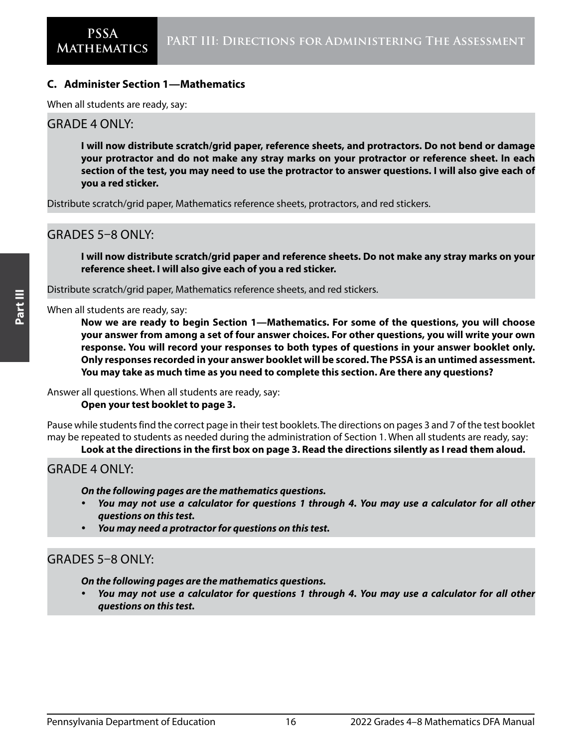### C. Administer Section 1—Mathematics

When all students are ready, say:

GRADE 4 ONLY:

> **I will now distribute scratch/grid paper, reference sheets, and protractors. Do not bend or damage your protractor and do not make any stray marks on your protractor or reference sheet. In each section of the test, you may need to use the protractor to answer questions. I will also give each of you a red sticker.**

Distribute scratch/grid paper, Mathematics reference sheets, protractors, and red stickers.

GRADES 5–8 ONLY:

> **I will now distribute scratch/grid paper and reference sheets. Do not make any stray marks on your reference sheet. I will also give each of you a red sticker.**

Distribute scratch/grid paper, Mathematics reference sheets, and red stickers.

When all students are ready, say:

> **Now we are ready to begin Section 1—Mathematics. For some of the questions, you will choose your answer from among a set of four answer choices. For other questions, you will write your own response. You will record your responses to both types of questions in your answer booklet only. Only responses recorded in your answer booklet will be scored. The PSSA is an untimed assessment. You may take as much time as you need to complete this section. Are there any questions?**

Answer all questions. When all students are ready, say:

> **Open your test booklet to page 3.**

Pause while students find the correct page in their test booklets. The directions on pages 3 and 7 of the test booklet may be repeated to students as needed during the administration of Section 1. When all students are ready, say:

> **Look at the directions in the first box on page 3. Read the directions silently as I read them aloud.**

GRADE 4 ONLY:

> ***On the following pages are the mathematics questions.***
>
> - ***You may not use a calculator for questions 1 through 4. You may use a calculator for all other questions on this test.***
> - ***You may need a protractor for questions on this test.***

GRADES 5–8 ONLY:

> ***On the following pages are the mathematics questions.***
>
> - ***You may not use a calculator for questions 1 through 4. You may use a calculator for all other questions on this test.***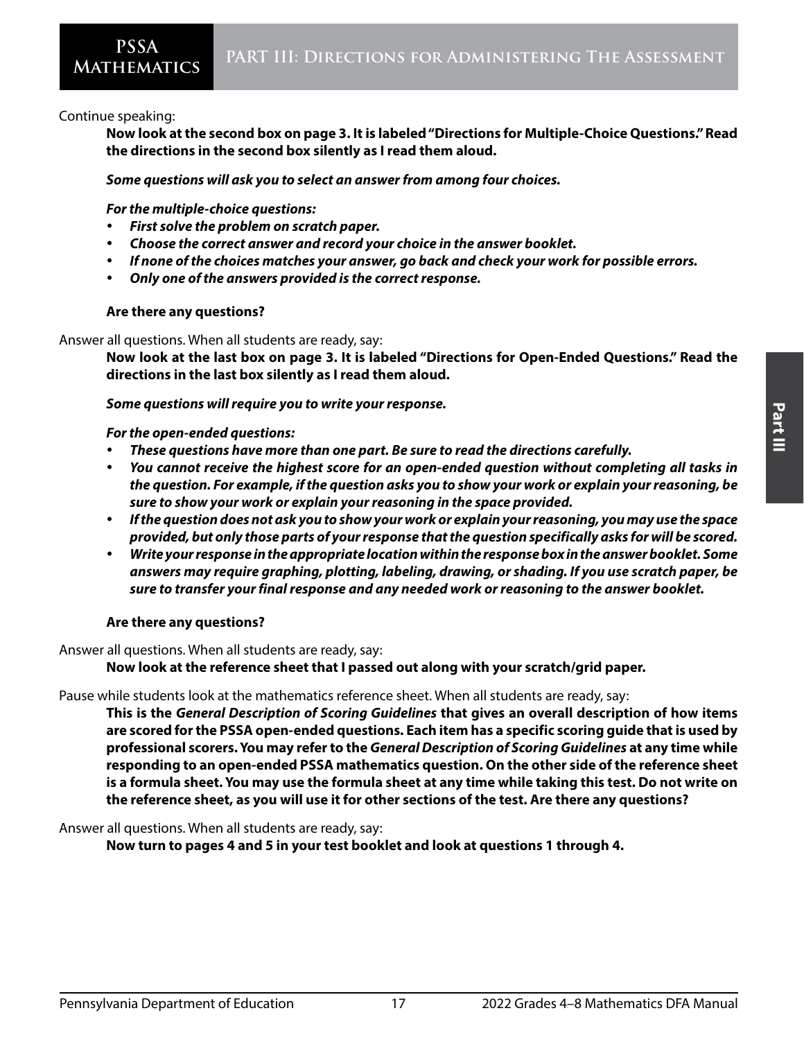Continue speaking:

**Now look at the second box on page 3. It is labeled "Directions for Multiple-Choice Questions." Read the directions in the second box silently as I read them aloud.**

***Some questions will ask you to select an answer from among four choices.***

***For the multiple-choice questions:***

- ***First solve the problem on scratch paper.***
- ***Choose the correct answer and record your choice in the answer booklet.***
- ***If none of the choices matches your answer, go back and check your work for possible errors.***
- ***Only one of the answers provided is the correct response.***

**Are there any questions?**

Answer all questions. When all students are ready, say:

**Now look at the last box on page 3. It is labeled "Directions for Open-Ended Questions." Read the directions in the last box silently as I read them aloud.**

***Some questions will require you to write your response.***

***For the open-ended questions:***

- ***These questions have more than one part. Be sure to read the directions carefully.***
- ***You cannot receive the highest score for an open-ended question without completing all tasks in the question. For example, if the question asks you to show your work or explain your reasoning, be sure to show your work or explain your reasoning in the space provided.***
- ***If the question does not ask you to show your work or explain your reasoning, you may use the space provided, but only those parts of your response that the question specifically asks for will be scored.***
- ***Write your response in the appropriate location within the response box in the answer booklet. Some answers may require graphing, plotting, labeling, drawing, or shading. If you use scratch paper, be sure to transfer your final response and any needed work or reasoning to the answer booklet.***

**Are there any questions?**

Answer all questions. When all students are ready, say:

**Now look at the reference sheet that I passed out along with your scratch/grid paper.**

Pause while students look at the mathematics reference sheet. When all students are ready, say:

**This is the *General Description of Scoring Guidelines* that gives an overall description of how items are scored for the PSSA open-ended questions. Each item has a specific scoring guide that is used by professional scorers. You may refer to the *General Description of Scoring Guidelines* at any time while responding to an open-ended PSSA mathematics question. On the other side of the reference sheet is a formula sheet. You may use the formula sheet at any time while taking this test. Do not write on the reference sheet, as you will use it for other sections of the test. Are there any questions?**

Answer all questions. When all students are ready, say:

**Now turn to pages 4 and 5 in your test booklet and look at questions 1 through 4.**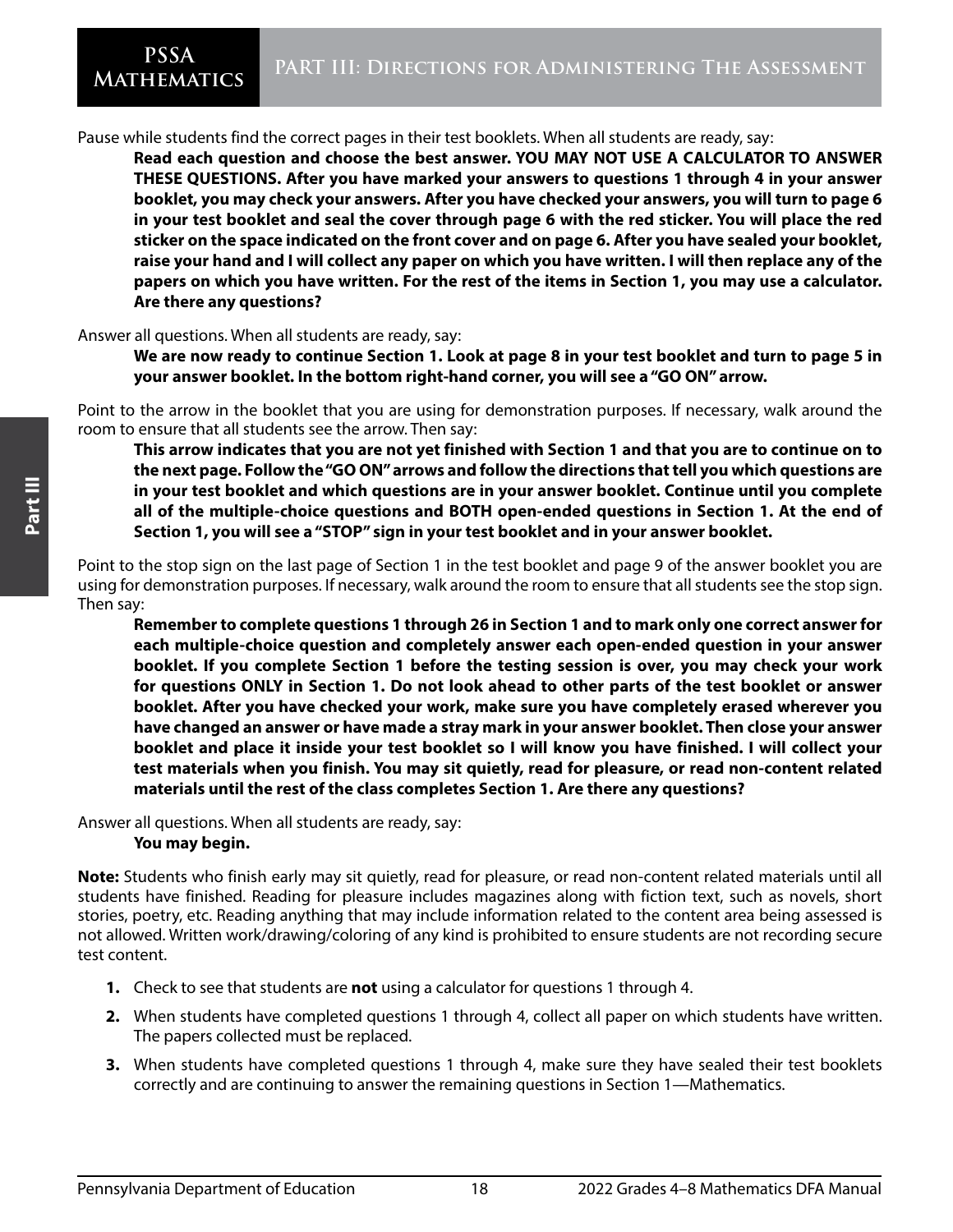Pause while students find the correct pages in their test booklets. When all students are ready, say:

> **Read each question and choose the best answer. YOU MAY NOT USE A CALCULATOR TO ANSWER THESE QUESTIONS. After you have marked your answers to questions 1 through 4 in your answer booklet, you may check your answers. After you have checked your answers, you will turn to page 6 in your test booklet and seal the cover through page 6 with the red sticker. You will place the red sticker on the space indicated on the front cover and on page 6. After you have sealed your booklet, raise your hand and I will collect any paper on which you have written. I will then replace any of the papers on which you have written. For the rest of the items in Section 1, you may use a calculator. Are there any questions?**

Answer all questions. When all students are ready, say:

> **We are now ready to continue Section 1. Look at page 8 in your test booklet and turn to page 5 in your answer booklet. In the bottom right-hand corner, you will see a "GO ON" arrow.**

Point to the arrow in the booklet that you are using for demonstration purposes. If necessary, walk around the room to ensure that all students see the arrow. Then say:

> **This arrow indicates that you are not yet finished with Section 1 and that you are to continue on to the next page. Follow the "GO ON" arrows and follow the directions that tell you which questions are in your test booklet and which questions are in your answer booklet. Continue until you complete all of the multiple-choice questions and BOTH open-ended questions in Section 1. At the end of Section 1, you will see a "STOP" sign in your test booklet and in your answer booklet.**

Point to the stop sign on the last page of Section 1 in the test booklet and page 9 of the answer booklet you are using for demonstration purposes. If necessary, walk around the room to ensure that all students see the stop sign. Then say:

> **Remember to complete questions 1 through 26 in Section 1 and to mark only one correct answer for each multiple-choice question and completely answer each open-ended question in your answer booklet. If you complete Section 1 before the testing session is over, you may check your work for questions ONLY in Section 1. Do not look ahead to other parts of the test booklet or answer booklet. After you have checked your work, make sure you have completely erased wherever you have changed an answer or have made a stray mark in your answer booklet. Then close your answer booklet and place it inside your test booklet so I will know you have finished. I will collect your test materials when you finish. You may sit quietly, read for pleasure, or read non-content related materials until the rest of the class completes Section 1. Are there any questions?**

Answer all questions. When all students are ready, say:

> **You may begin.**

**Note:** Students who finish early may sit quietly, read for pleasure, or read non-content related materials until all students have finished. Reading for pleasure includes magazines along with fiction text, such as novels, short stories, poetry, etc. Reading anything that may include information related to the content area being assessed is not allowed. Written work/drawing/coloring of any kind is prohibited to ensure students are not recording secure test content.

1. Check to see that students are **not** using a calculator for questions 1 through 4.
2. When students have completed questions 1 through 4, collect all paper on which students have written. The papers collected must be replaced.
3. When students have completed questions 1 through 4, make sure they have sealed their test booklets correctly and are continuing to answer the remaining questions in Section 1—Mathematics.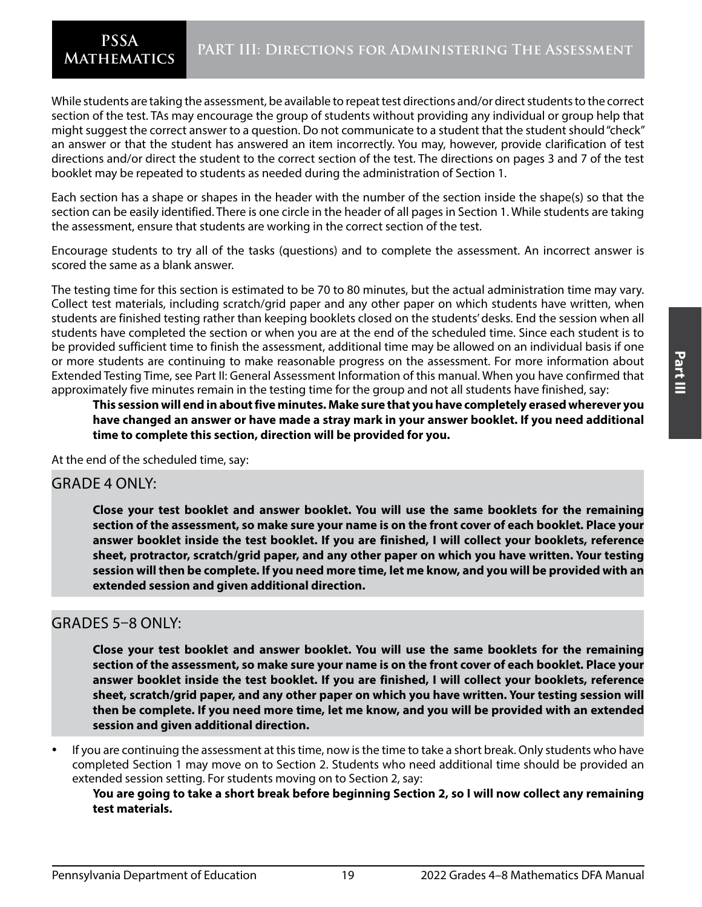While students are taking the assessment, be available to repeat test directions and/or direct students to the correct section of the test. TAs may encourage the group of students without providing any individual or group help that might suggest the correct answer to a question. Do not communicate to a student that the student should "check" an answer or that the student has answered an item incorrectly. You may, however, provide clarification of test directions and/or direct the student to the correct section of the test. The directions on pages 3 and 7 of the test booklet may be repeated to students as needed during the administration of Section 1.

Each section has a shape or shapes in the header with the number of the section inside the shape(s) so that the section can be easily identified. There is one circle in the header of all pages in Section 1. While students are taking the assessment, ensure that students are working in the correct section of the test.

Encourage students to try all of the tasks (questions) and to complete the assessment. An incorrect answer is scored the same as a blank answer.

The testing time for this section is estimated to be 70 to 80 minutes, but the actual administration time may vary. Collect test materials, including scratch/grid paper and any other paper on which students have written, when students are finished testing rather than keeping booklets closed on the students' desks. End the session when all students have completed the section or when you are at the end of the scheduled time. Since each student is to be provided sufficient time to finish the assessment, additional time may be allowed on an individual basis if one or more students are continuing to make reasonable progress on the assessment. For more information about Extended Testing Time, see Part II: General Assessment Information of this manual. When you have confirmed that approximately five minutes remain in the testing time for the group and not all students have finished, say:

> **This session will end in about five minutes. Make sure that you have completely erased wherever you have changed an answer or have made a stray mark in your answer booklet. If you need additional time to complete this section, direction will be provided for you.**

At the end of the scheduled time, say:

## GRADE 4 ONLY:

> **Close your test booklet and answer booklet. You will use the same booklets for the remaining section of the assessment, so make sure your name is on the front cover of each booklet. Place your answer booklet inside the test booklet. If you are finished, I will collect your booklets, reference sheet, protractor, scratch/grid paper, and any other paper on which you have written. Your testing session will then be complete. If you need more time, let me know, and you will be provided with an extended session and given additional direction.**

## GRADES 5–8 ONLY:

> **Close your test booklet and answer booklet. You will use the same booklets for the remaining section of the assessment, so make sure your name is on the front cover of each booklet. Place your answer booklet inside the test booklet. If you are finished, I will collect your booklets, reference sheet, scratch/grid paper, and any other paper on which you have written. Your testing session will then be complete. If you need more time, let me know, and you will be provided with an extended session and given additional direction.**

- If you are continuing the assessment at this time, now is the time to take a short break. Only students who have completed Section 1 may move on to Section 2. Students who need additional time should be provided an extended session setting. For students moving on to Section 2, say:

  **You are going to take a short break before beginning Section 2, so I will now collect any remaining test materials.**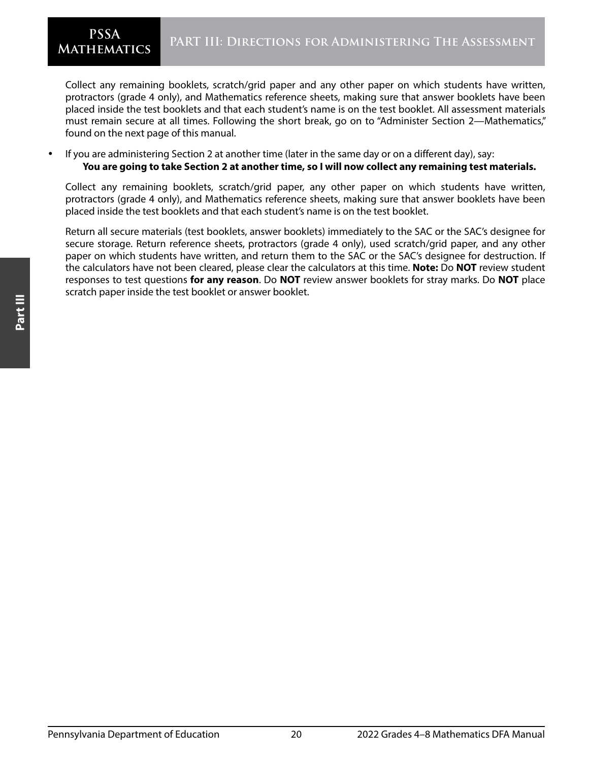Collect any remaining booklets, scratch/grid paper and any other paper on which students have written, protractors (grade 4 only), and Mathematics reference sheets, making sure that answer booklets have been placed inside the test booklets and that each student's name is on the test booklet. All assessment materials must remain secure at all times. Following the short break, go on to "Administer Section 2—Mathematics," found on the next page of this manual.

- If you are administering Section 2 at another time (later in the same day or on a different day), say:
  **You are going to take Section 2 at another time, so I will now collect any remaining test materials.**

Collect any remaining booklets, scratch/grid paper, any other paper on which students have written, protractors (grade 4 only), and Mathematics reference sheets, making sure that answer booklets have been placed inside the test booklets and that each student's name is on the test booklet.

Return all secure materials (test booklets, answer booklets) immediately to the SAC or the SAC's designee for secure storage. Return reference sheets, protractors (grade 4 only), used scratch/grid paper, and any other paper on which students have written, and return them to the SAC or the SAC's designee for destruction. If the calculators have not been cleared, please clear the calculators at this time. **Note:** Do **NOT** review student responses to test questions **for any reason**. Do **NOT** review answer booklets for stray marks. Do **NOT** place scratch paper inside the test booklet or answer booklet.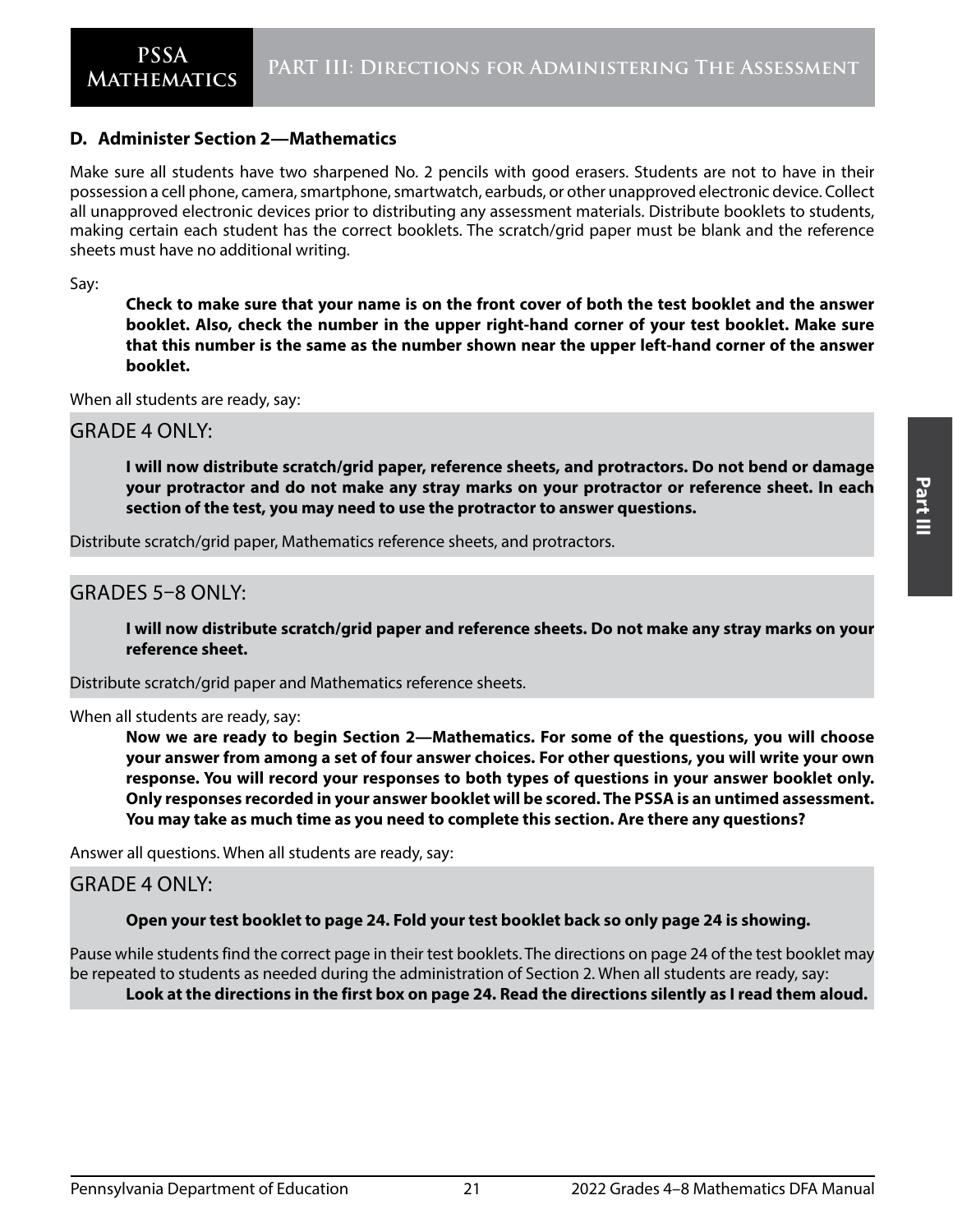### D. Administer Section 2—Mathematics

Make sure all students have two sharpened No. 2 pencils with good erasers. Students are not to have in their possession a cell phone, camera, smartphone, smartwatch, earbuds, or other unapproved electronic device. Collect all unapproved electronic devices prior to distributing any assessment materials. Distribute booklets to students, making certain each student has the correct booklets. The scratch/grid paper must be blank and the reference sheets must have no additional writing.

Say:

> **Check to make sure that your name is on the front cover of both the test booklet and the answer booklet. Also, check the number in the upper right-hand corner of your test booklet. Make sure that this number is the same as the number shown near the upper left-hand corner of the answer booklet.**

When all students are ready, say:

GRADE 4 ONLY:

> **I will now distribute scratch/grid paper, reference sheets, and protractors. Do not bend or damage your protractor and do not make any stray marks on your protractor or reference sheet. In each section of the test, you may need to use the protractor to answer questions.**

Distribute scratch/grid paper, Mathematics reference sheets, and protractors.

GRADES 5–8 ONLY:

> **I will now distribute scratch/grid paper and reference sheets. Do not make any stray marks on your reference sheet.**

Distribute scratch/grid paper and Mathematics reference sheets.

When all students are ready, say:

> **Now we are ready to begin Section 2—Mathematics. For some of the questions, you will choose your answer from among a set of four answer choices. For other questions, you will write your own response. You will record your responses to both types of questions in your answer booklet only. Only responses recorded in your answer booklet will be scored. The PSSA is an untimed assessment. You may take as much time as you need to complete this section. Are there any questions?**

Answer all questions. When all students are ready, say:

GRADE 4 ONLY:

> **Open your test booklet to page 24. Fold your test booklet back so only page 24 is showing.**

Pause while students find the correct page in their test booklets. The directions on page 24 of the test booklet may be repeated to students as needed during the administration of Section 2. When all students are ready, say:

> **Look at the directions in the first box on page 24. Read the directions silently as I read them aloud.**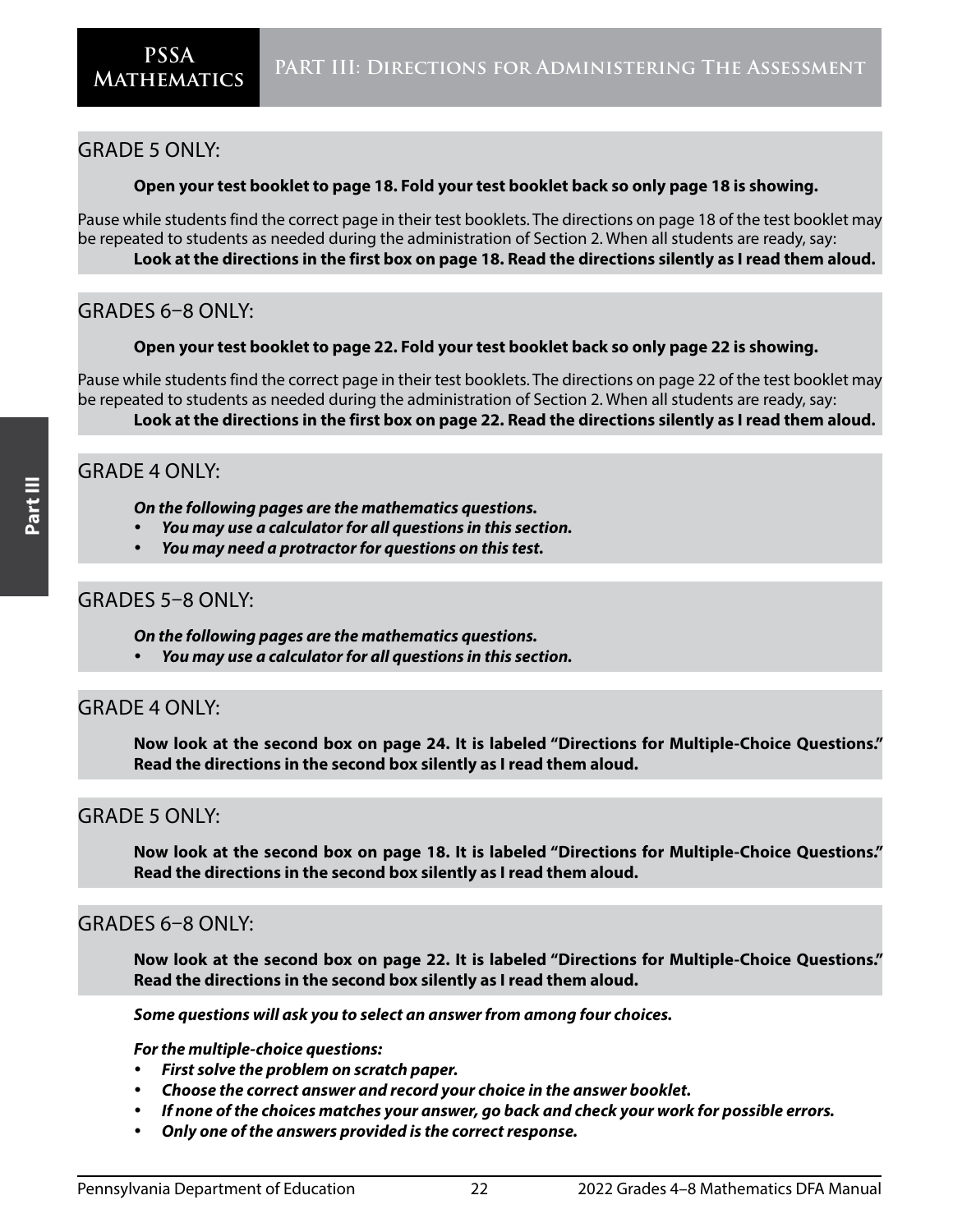GRADE 5 ONLY:

**Open your test booklet to page 18. Fold your test booklet back so only page 18 is showing.**

Pause while students find the correct page in their test booklets. The directions on page 18 of the test booklet may be repeated to students as needed during the administration of Section 2. When all students are ready, say:

**Look at the directions in the first box on page 18. Read the directions silently as I read them aloud.**

GRADES 6–8 ONLY:

**Open your test booklet to page 22. Fold your test booklet back so only page 22 is showing.**

Pause while students find the correct page in their test booklets. The directions on page 22 of the test booklet may be repeated to students as needed during the administration of Section 2. When all students are ready, say:

**Look at the directions in the first box on page 22. Read the directions silently as I read them aloud.**

GRADE 4 ONLY:

***On the following pages are the mathematics questions.***

- ***You may use a calculator for all questions in this section.***
- ***You may need a protractor for questions on this test.***

GRADES 5–8 ONLY:

***On the following pages are the mathematics questions.***

- ***You may use a calculator for all questions in this section.***

GRADE 4 ONLY:

**Now look at the second box on page 24. It is labeled "Directions for Multiple-Choice Questions." Read the directions in the second box silently as I read them aloud.**

GRADE 5 ONLY:

**Now look at the second box on page 18. It is labeled "Directions for Multiple-Choice Questions." Read the directions in the second box silently as I read them aloud.**

GRADES 6–8 ONLY:

**Now look at the second box on page 22. It is labeled "Directions for Multiple-Choice Questions." Read the directions in the second box silently as I read them aloud.**

***Some questions will ask you to select an answer from among four choices.***

***For the multiple-choice questions:***

- ***First solve the problem on scratch paper.***
- ***Choose the correct answer and record your choice in the answer booklet.***
- ***If none of the choices matches your answer, go back and check your work for possible errors.***
- ***Only one of the answers provided is the correct response.***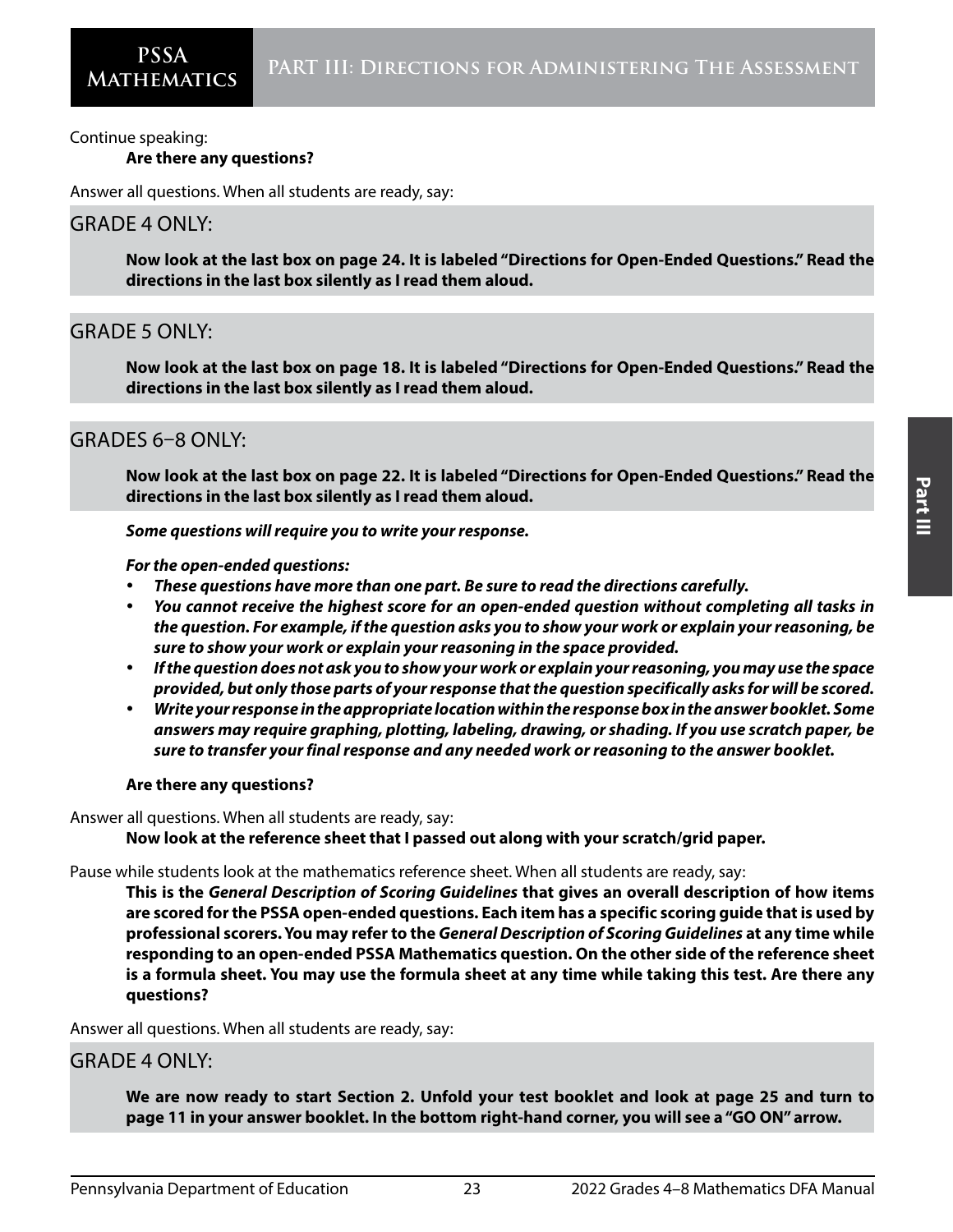Continue speaking:

**Are there any questions?**

Answer all questions. When all students are ready, say:

## GRADE 4 ONLY:

**Now look at the last box on page 24. It is labeled "Directions for Open-Ended Questions." Read the directions in the last box silently as I read them aloud.**

## GRADE 5 ONLY:

**Now look at the last box on page 18. It is labeled "Directions for Open-Ended Questions." Read the directions in the last box silently as I read them aloud.**

## GRADES 6–8 ONLY:

**Now look at the last box on page 22. It is labeled "Directions for Open-Ended Questions." Read the directions in the last box silently as I read them aloud.**

***Some questions will require you to write your response.***

***For the open-ended questions:***

- ***These questions have more than one part. Be sure to read the directions carefully.***
- ***You cannot receive the highest score for an open-ended question without completing all tasks in the question. For example, if the question asks you to show your work or explain your reasoning, be sure to show your work or explain your reasoning in the space provided.***
- ***If the question does not ask you to show your work or explain your reasoning, you may use the space provided, but only those parts of your response that the question specifically asks for will be scored.***
- ***Write your response in the appropriate location within the response box in the answer booklet. Some answers may require graphing, plotting, labeling, drawing, or shading. If you use scratch paper, be sure to transfer your final response and any needed work or reasoning to the answer booklet.***

**Are there any questions?**

Answer all questions. When all students are ready, say:

**Now look at the reference sheet that I passed out along with your scratch/grid paper.**

Pause while students look at the mathematics reference sheet. When all students are ready, say:

**This is the *General Description of Scoring Guidelines* that gives an overall description of how items are scored for the PSSA open-ended questions. Each item has a specific scoring guide that is used by professional scorers. You may refer to the *General Description of Scoring Guidelines* at any time while responding to an open-ended PSSA Mathematics question. On the other side of the reference sheet is a formula sheet. You may use the formula sheet at any time while taking this test. Are there any questions?**

Answer all questions. When all students are ready, say:

## GRADE 4 ONLY:

**We are now ready to start Section 2. Unfold your test booklet and look at page 25 and turn to page 11 in your answer booklet. In the bottom right-hand corner, you will see a "GO ON" arrow.**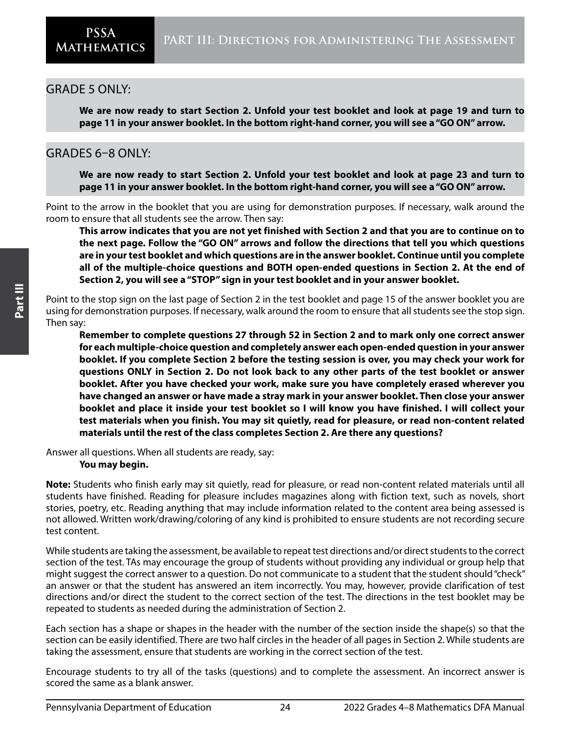GRADE 5 ONLY:

**We are now ready to start Section 2. Unfold your test booklet and look at page 19 and turn to page 11 in your answer booklet. In the bottom right-hand corner, you will see a "GO ON" arrow.**

GRADES 6–8 ONLY:

**We are now ready to start Section 2. Unfold your test booklet and look at page 23 and turn to page 11 in your answer booklet. In the bottom right-hand corner, you will see a "GO ON" arrow.**

Point to the arrow in the booklet that you are using for demonstration purposes. If necessary, walk around the room to ensure that all students see the arrow. Then say:

**This arrow indicates that you are not yet finished with Section 2 and that you are to continue on to the next page. Follow the "GO ON" arrows and follow the directions that tell you which questions are in your test booklet and which questions are in the answer booklet. Continue until you complete all of the multiple-choice questions and BOTH open-ended questions in Section 2. At the end of Section 2, you will see a "STOP" sign in your test booklet and in your answer booklet.**

Point to the stop sign on the last page of Section 2 in the test booklet and page 15 of the answer booklet you are using for demonstration purposes. If necessary, walk around the room to ensure that all students see the stop sign. Then say:

**Remember to complete questions 27 through 52 in Section 2 and to mark only one correct answer for each multiple-choice question and completely answer each open-ended question in your answer booklet. If you complete Section 2 before the testing session is over, you may check your work for questions ONLY in Section 2. Do not look back to any other parts of the test booklet or answer booklet. After you have checked your work, make sure you have completely erased wherever you have changed an answer or have made a stray mark in your answer booklet. Then close your answer booklet and place it inside your test booklet so I will know you have finished. I will collect your test materials when you finish. You may sit quietly, read for pleasure, or read non-content related materials until the rest of the class completes Section 2. Are there any questions?**

Answer all questions. When all students are ready, say:

**You may begin.**

**Note:** Students who finish early may sit quietly, read for pleasure, or read non-content related materials until all students have finished. Reading for pleasure includes magazines along with fiction text, such as novels, short stories, poetry, etc. Reading anything that may include information related to the content area being assessed is not allowed. Written work/drawing/coloring of any kind is prohibited to ensure students are not recording secure test content.

While students are taking the assessment, be available to repeat test directions and/or direct students to the correct section of the test. TAs may encourage the group of students without providing any individual or group help that might suggest the correct answer to a question. Do not communicate to a student that the student should "check" an answer or that the student has answered an item incorrectly. You may, however, provide clarification of test directions and/or direct the student to the correct section of the test. The directions in the test booklet may be repeated to students as needed during the administration of Section 2.

Each section has a shape or shapes in the header with the number of the section inside the shape(s) so that the section can be easily identified. There are two half circles in the header of all pages in Section 2. While students are taking the assessment, ensure that students are working in the correct section of the test.

Encourage students to try all of the tasks (questions) and to complete the assessment. An incorrect answer is scored the same as a blank answer.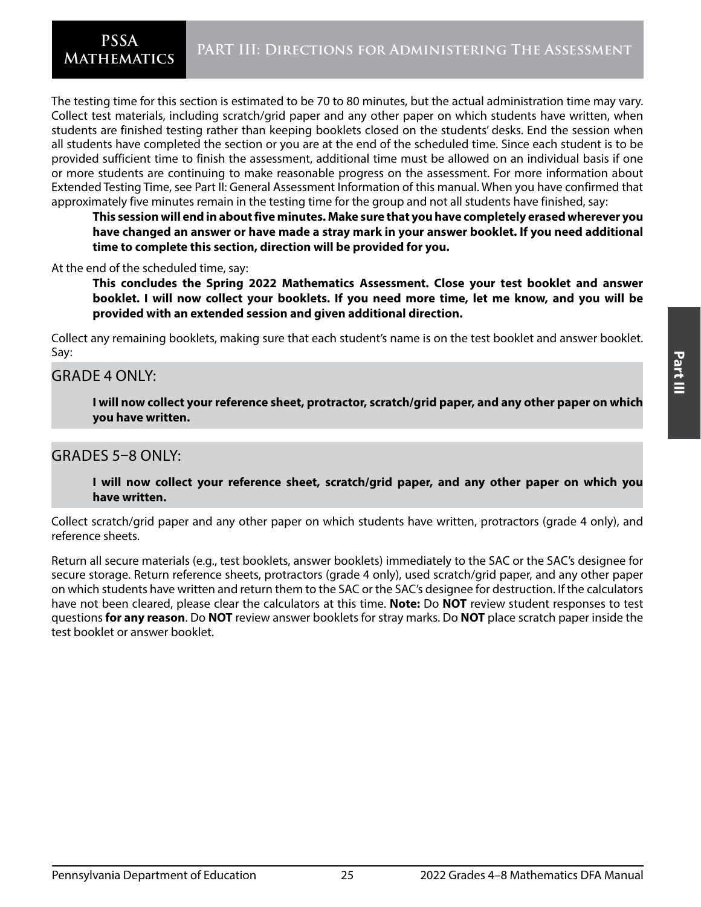The testing time for this section is estimated to be 70 to 80 minutes, but the actual administration time may vary. Collect test materials, including scratch/grid paper and any other paper on which students have written, when students are finished testing rather than keeping booklets closed on the students' desks. End the session when all students have completed the section or you are at the end of the scheduled time. Since each student is to be provided sufficient time to finish the assessment, additional time must be allowed on an individual basis if one or more students are continuing to make reasonable progress on the assessment. For more information about Extended Testing Time, see Part II: General Assessment Information of this manual. When you have confirmed that approximately five minutes remain in the testing time for the group and not all students have finished, say:

> **This session will end in about five minutes. Make sure that you have completely erased wherever you have changed an answer or have made a stray mark in your answer booklet. If you need additional time to complete this section, direction will be provided for you.**

At the end of the scheduled time, say:

> **This concludes the Spring 2022 Mathematics Assessment. Close your test booklet and answer booklet. I will now collect your booklets. If you need more time, let me know, and you will be provided with an extended session and given additional direction.**

Collect any remaining booklets, making sure that each student's name is on the test booklet and answer booklet. Say:

## GRADE 4 ONLY:

> **I will now collect your reference sheet, protractor, scratch/grid paper, and any other paper on which you have written.**

## GRADES 5–8 ONLY:

> **I will now collect your reference sheet, scratch/grid paper, and any other paper on which you have written.**

Collect scratch/grid paper and any other paper on which students have written, protractors (grade 4 only), and reference sheets.

Return all secure materials (e.g., test booklets, answer booklets) immediately to the SAC or the SAC's designee for secure storage. Return reference sheets, protractors (grade 4 only), used scratch/grid paper, and any other paper on which students have written and return them to the SAC or the SAC's designee for destruction. If the calculators have not been cleared, please clear the calculators at this time. **Note:** Do **NOT** review student responses to test questions **for any reason**. Do **NOT** review answer booklets for stray marks. Do **NOT** place scratch paper inside the test booklet or answer booklet.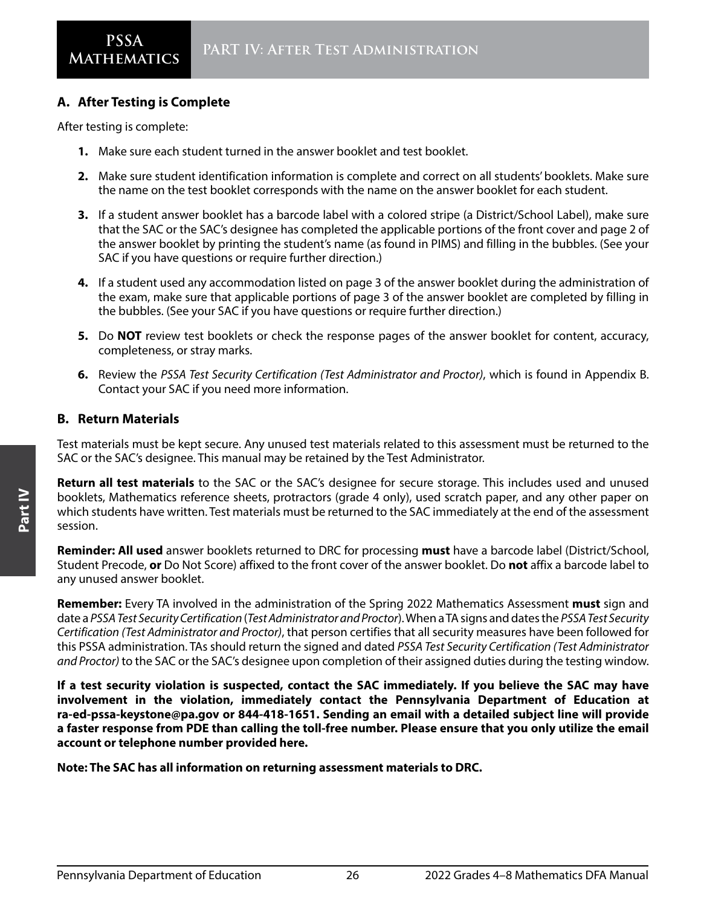# PART IV: After Test Administration

## A. After Testing is Complete

After testing is complete:

1. Make sure each student turned in the answer booklet and test booklet.
2. Make sure student identification information is complete and correct on all students' booklets. Make sure the name on the test booklet corresponds with the name on the answer booklet for each student.
3. If a student answer booklet has a barcode label with a colored stripe (a District/School Label), make sure that the SAC or the SAC's designee has completed the applicable portions of the front cover and page 2 of the answer booklet by printing the student's name (as found in PIMS) and filling in the bubbles. (See your SAC if you have questions or require further direction.)
4. If a student used any accommodation listed on page 3 of the answer booklet during the administration of the exam, make sure that applicable portions of page 3 of the answer booklet are completed by filling in the bubbles. (See your SAC if you have questions or require further direction.)
5. Do **NOT** review test booklets or check the response pages of the answer booklet for content, accuracy, completeness, or stray marks.
6. Review the *PSSA Test Security Certification (Test Administrator and Proctor)*, which is found in Appendix B. Contact your SAC if you need more information.

## B. Return Materials

Test materials must be kept secure. Any unused test materials related to this assessment must be returned to the SAC or the SAC's designee. This manual may be retained by the Test Administrator.

**Return all test materials** to the SAC or the SAC's designee for secure storage. This includes used and unused booklets, Mathematics reference sheets, protractors (grade 4 only), used scratch paper, and any other paper on which students have written. Test materials must be returned to the SAC immediately at the end of the assessment session.

**Reminder: All used** answer booklets returned to DRC for processing **must** have a barcode label (District/School, Student Precode, **or** Do Not Score) affixed to the front cover of the answer booklet. Do **not** affix a barcode label to any unused answer booklet.

**Remember:** Every TA involved in the administration of the Spring 2022 Mathematics Assessment **must** sign and date a *PSSA Test Security Certification* (*Test Administrator and Proctor*). When a TA signs and dates the *PSSA Test Security Certification (Test Administrator and Proctor)*, that person certifies that all security measures have been followed for this PSSA administration. TAs should return the signed and dated *PSSA Test Security Certification (Test Administrator and Proctor)* to the SAC or the SAC's designee upon completion of their assigned duties during the testing window.

**If a test security violation is suspected, contact the SAC immediately. If you believe the SAC may have involvement in the violation, immediately contact the Pennsylvania Department of Education at ra-ed-pssa-keystone@pa.gov or 844-418-1651. Sending an email with a detailed subject line will provide a faster response from PDE than calling the toll-free number. Please ensure that you only utilize the email account or telephone number provided here.**

**Note: The SAC has all information on returning assessment materials to DRC.**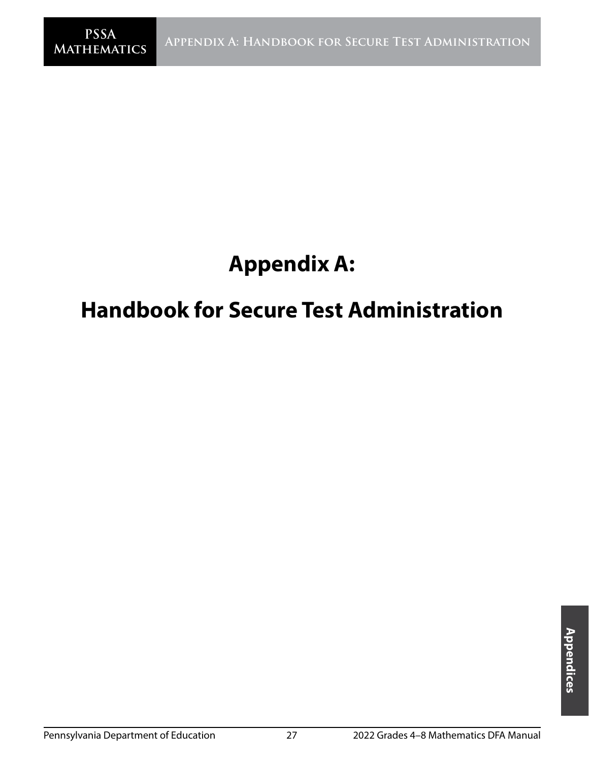# Appendix A:

# Handbook for Secure Test Administration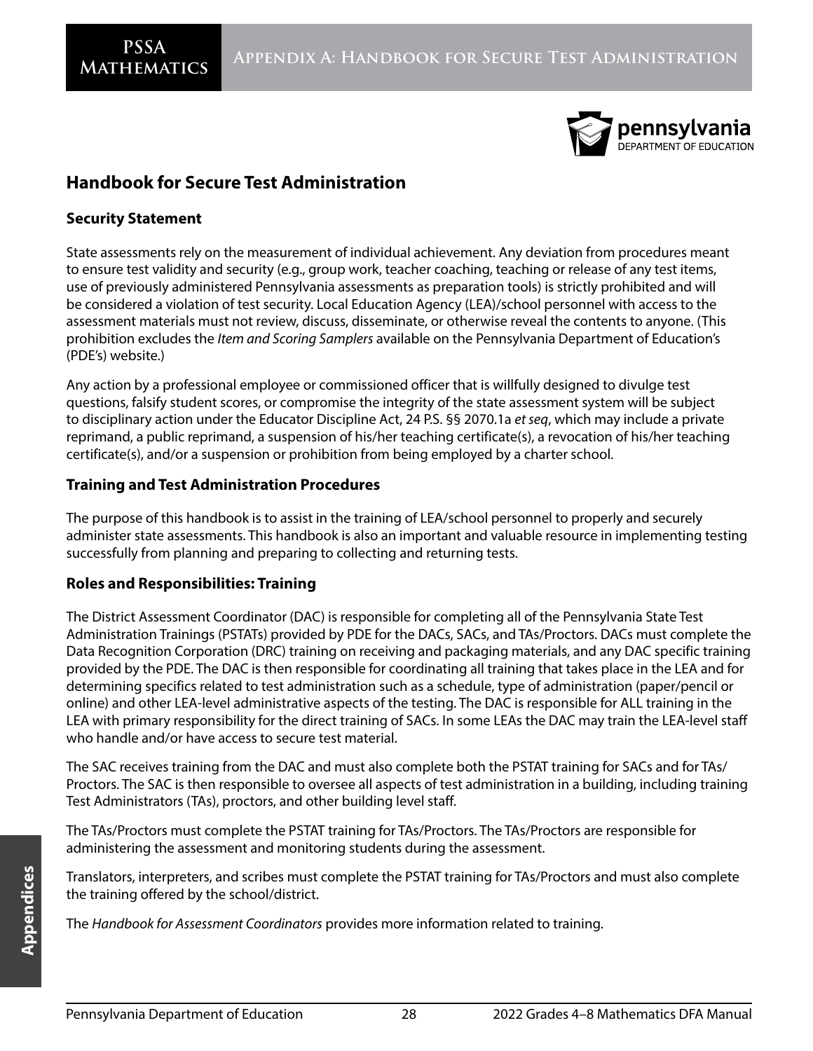# Handbook for Secure Test Administration

## Security Statement

State assessments rely on the measurement of individual achievement. Any deviation from procedures meant to ensure test validity and security (e.g., group work, teacher coaching, teaching or release of any test items, use of previously administered Pennsylvania assessments as preparation tools) is strictly prohibited and will be considered a violation of test security. Local Education Agency (LEA)/school personnel with access to the assessment materials must not review, discuss, disseminate, or otherwise reveal the contents to anyone. (This prohibition excludes the *Item and Scoring Samplers* available on the Pennsylvania Department of Education's (PDE's) website.)

Any action by a professional employee or commissioned officer that is willfully designed to divulge test questions, falsify student scores, or compromise the integrity of the state assessment system will be subject to disciplinary action under the Educator Discipline Act, 24 P.S. §§ 2070.1a *et seq*, which may include a private reprimand, a public reprimand, a suspension of his/her teaching certificate(s), a revocation of his/her teaching certificate(s), and/or a suspension or prohibition from being employed by a charter school.

## Training and Test Administration Procedures

The purpose of this handbook is to assist in the training of LEA/school personnel to properly and securely administer state assessments. This handbook is also an important and valuable resource in implementing testing successfully from planning and preparing to collecting and returning tests.

## Roles and Responsibilities: Training

The District Assessment Coordinator (DAC) is responsible for completing all of the Pennsylvania State Test Administration Trainings (PSTATs) provided by PDE for the DACs, SACs, and TAs/Proctors. DACs must complete the Data Recognition Corporation (DRC) training on receiving and packaging materials, and any DAC specific training provided by the PDE. The DAC is then responsible for coordinating all training that takes place in the LEA and for determining specifics related to test administration such as a schedule, type of administration (paper/pencil or online) and other LEA-level administrative aspects of the testing. The DAC is responsible for ALL training in the LEA with primary responsibility for the direct training of SACs. In some LEAs the DAC may train the LEA-level staff who handle and/or have access to secure test material.

The SAC receives training from the DAC and must also complete both the PSTAT training for SACs and for TAs/Proctors. The SAC is then responsible to oversee all aspects of test administration in a building, including training Test Administrators (TAs), proctors, and other building level staff.

The TAs/Proctors must complete the PSTAT training for TAs/Proctors. The TAs/Proctors are responsible for administering the assessment and monitoring students during the assessment.

Translators, interpreters, and scribes must complete the PSTAT training for TAs/Proctors and must also complete the training offered by the school/district.

The *Handbook for Assessment Coordinators* provides more information related to training.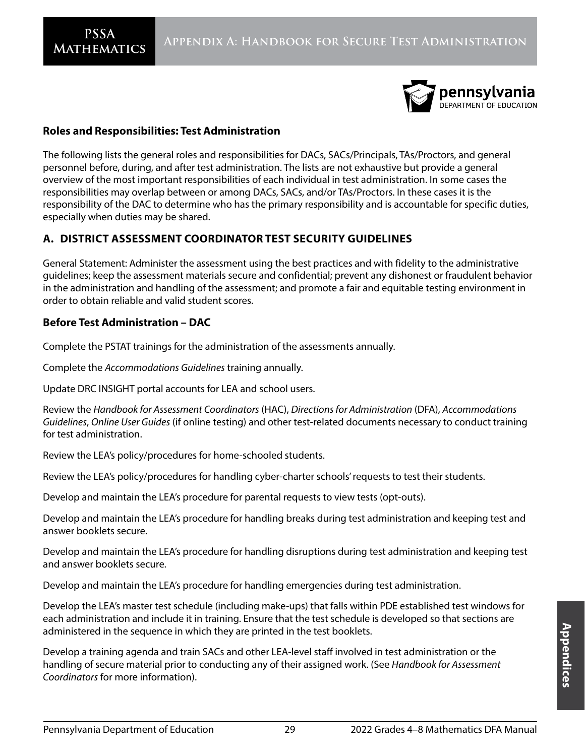**Roles and Responsibilities: Test Administration**

The following lists the general roles and responsibilities for DACs, SACs/Principals, TAs/Proctors, and general personnel before, during, and after test administration. The lists are not exhaustive but provide a general overview of the most important responsibilities of each individual in test administration. In some cases the responsibilities may overlap between or among DACs, SACs, and/or TAs/Proctors. In these cases it is the responsibility of the DAC to determine who has the primary responsibility and is accountable for specific duties, especially when duties may be shared.

## A. DISTRICT ASSESSMENT COORDINATOR TEST SECURITY GUIDELINES

General Statement: Administer the assessment using the best practices and with fidelity to the administrative guidelines; keep the assessment materials secure and confidential; prevent any dishonest or fraudulent behavior in the administration and handling of the assessment; and promote a fair and equitable testing environment in order to obtain reliable and valid student scores.

**Before Test Administration – DAC**

Complete the PSTAT trainings for the administration of the assessments annually.

Complete the *Accommodations Guidelines* training annually.

Update DRC INSIGHT portal accounts for LEA and school users.

Review the *Handbook for Assessment Coordinators* (HAC), *Directions for Administration* (DFA), *Accommodations Guidelines*, *Online User Guides* (if online testing) and other test-related documents necessary to conduct training for test administration.

Review the LEA's policy/procedures for home-schooled students.

Review the LEA's policy/procedures for handling cyber-charter schools' requests to test their students.

Develop and maintain the LEA's procedure for parental requests to view tests (opt-outs).

Develop and maintain the LEA's procedure for handling breaks during test administration and keeping test and answer booklets secure.

Develop and maintain the LEA's procedure for handling disruptions during test administration and keeping test and answer booklets secure.

Develop and maintain the LEA's procedure for handling emergencies during test administration.

Develop the LEA's master test schedule (including make-ups) that falls within PDE established test windows for each administration and include it in training. Ensure that the test schedule is developed so that sections are administered in the sequence in which they are printed in the test booklets.

Develop a training agenda and train SACs and other LEA-level staff involved in test administration or the handling of secure material prior to conducting any of their assigned work. (See *Handbook for Assessment Coordinators* for more information).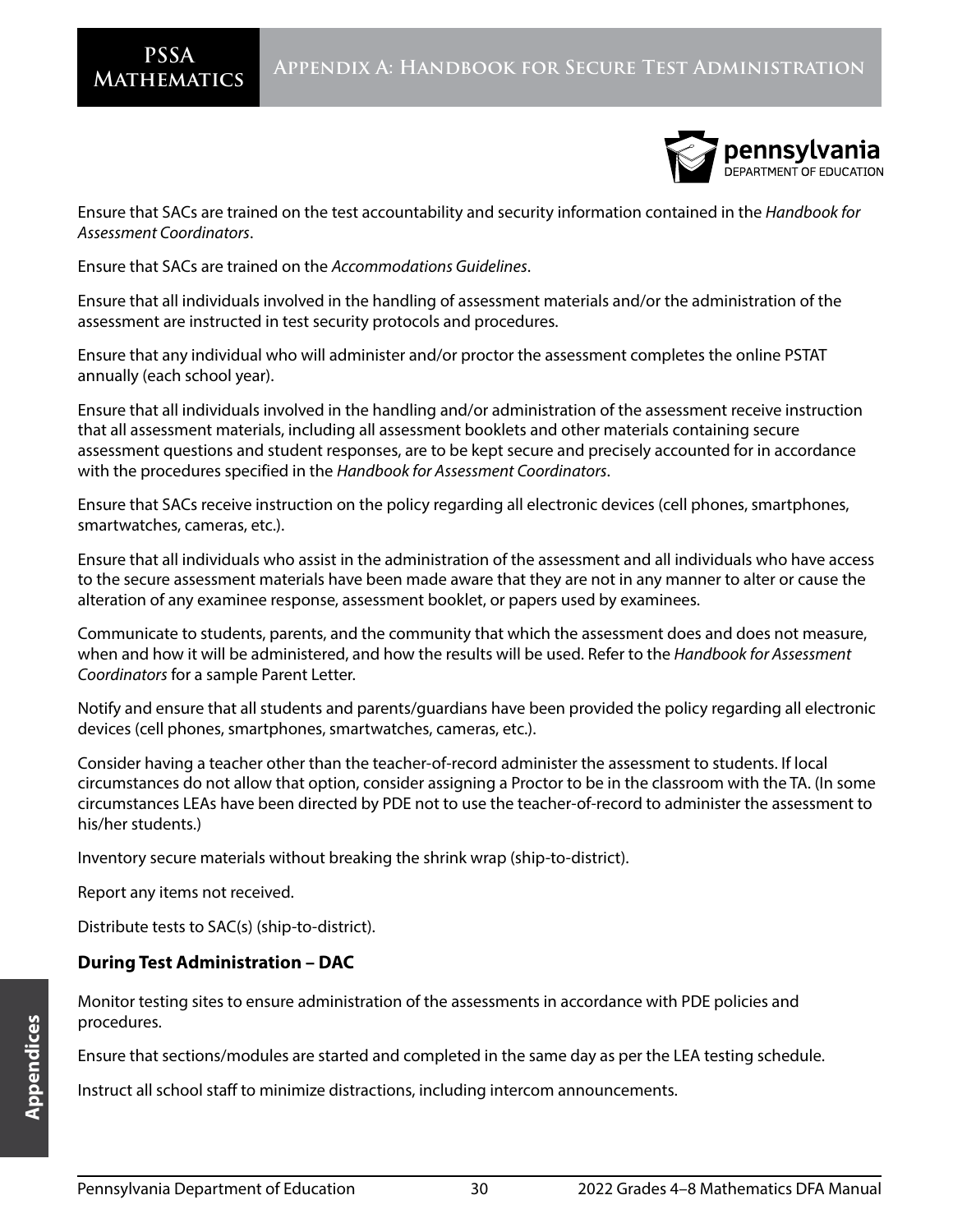Ensure that SACs are trained on the test accountability and security information contained in the *Handbook for Assessment Coordinators*.

Ensure that SACs are trained on the *Accommodations Guidelines*.

Ensure that all individuals involved in the handling of assessment materials and/or the administration of the assessment are instructed in test security protocols and procedures.

Ensure that any individual who will administer and/or proctor the assessment completes the online PSTAT annually (each school year).

Ensure that all individuals involved in the handling and/or administration of the assessment receive instruction that all assessment materials, including all assessment booklets and other materials containing secure assessment questions and student responses, are to be kept secure and precisely accounted for in accordance with the procedures specified in the *Handbook for Assessment Coordinators*.

Ensure that SACs receive instruction on the policy regarding all electronic devices (cell phones, smartphones, smartwatches, cameras, etc.).

Ensure that all individuals who assist in the administration of the assessment and all individuals who have access to the secure assessment materials have been made aware that they are not in any manner to alter or cause the alteration of any examinee response, assessment booklet, or papers used by examinees.

Communicate to students, parents, and the community that which the assessment does and does not measure, when and how it will be administered, and how the results will be used. Refer to the *Handbook for Assessment Coordinators* for a sample Parent Letter.

Notify and ensure that all students and parents/guardians have been provided the policy regarding all electronic devices (cell phones, smartphones, smartwatches, cameras, etc.).

Consider having a teacher other than the teacher-of-record administer the assessment to students. If local circumstances do not allow that option, consider assigning a Proctor to be in the classroom with the TA. (In some circumstances LEAs have been directed by PDE not to use the teacher-of-record to administer the assessment to his/her students.)

Inventory secure materials without breaking the shrink wrap (ship-to-district).

Report any items not received.

Distribute tests to SAC(s) (ship-to-district).

### During Test Administration – DAC

Monitor testing sites to ensure administration of the assessments in accordance with PDE policies and procedures.

Ensure that sections/modules are started and completed in the same day as per the LEA testing schedule.

Instruct all school staff to minimize distractions, including intercom announcements.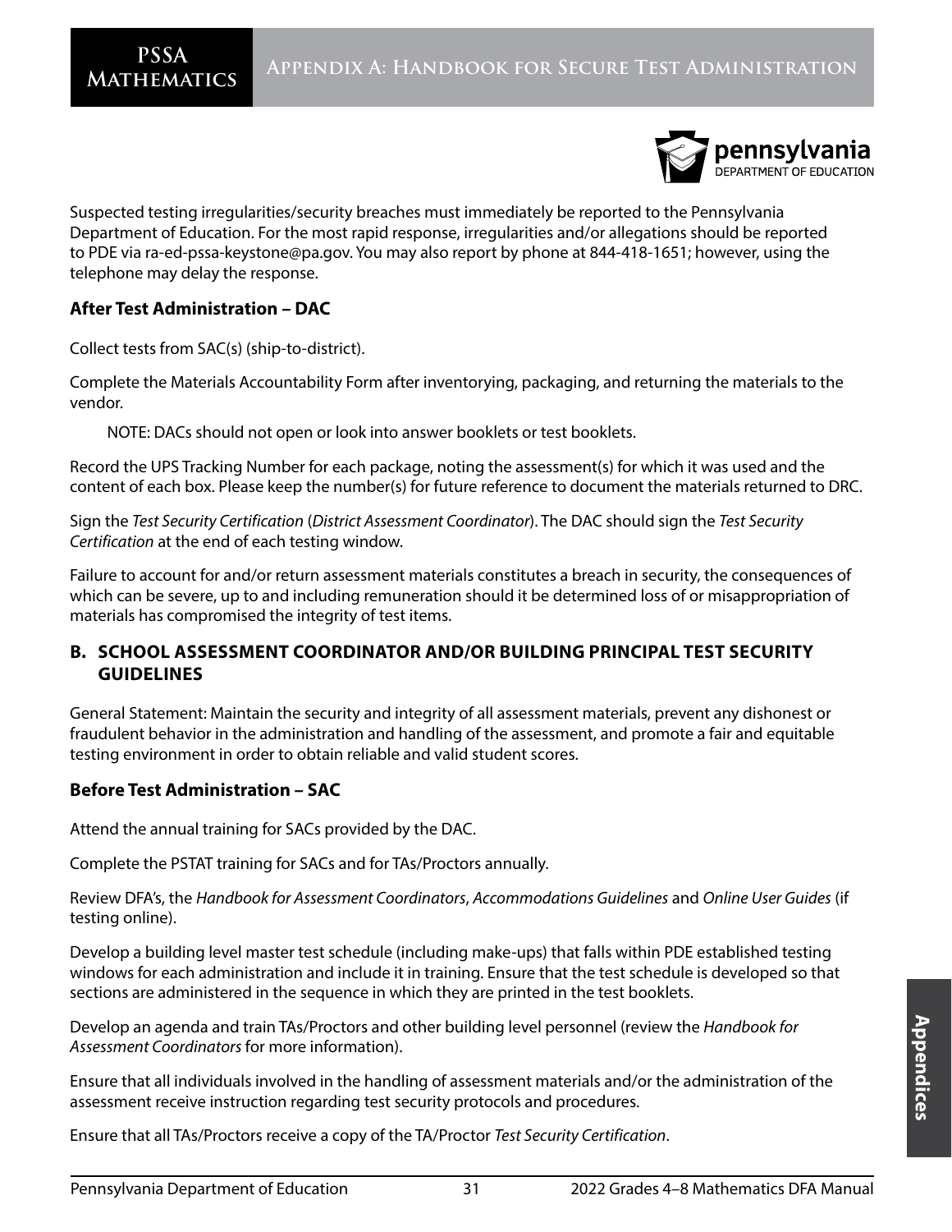Suspected testing irregularities/security breaches must immediately be reported to the Pennsylvania Department of Education. For the most rapid response, irregularities and/or allegations should be reported to PDE via ra-ed-pssa-keystone@pa.gov. You may also report by phone at 844-418-1651; however, using the telephone may delay the response.

### After Test Administration – DAC

Collect tests from SAC(s) (ship-to-district).

Complete the Materials Accountability Form after inventorying, packaging, and returning the materials to the vendor.

NOTE: DACs should not open or look into answer booklets or test booklets.

Record the UPS Tracking Number for each package, noting the assessment(s) for which it was used and the content of each box. Please keep the number(s) for future reference to document the materials returned to DRC.

Sign the *Test Security Certification* (*District Assessment Coordinator*). The DAC should sign the *Test Security Certification* at the end of each testing window.

Failure to account for and/or return assessment materials constitutes a breach in security, the consequences of which can be severe, up to and including remuneration should it be determined loss of or misappropriation of materials has compromised the integrity of test items.

## B. SCHOOL ASSESSMENT COORDINATOR AND/OR BUILDING PRINCIPAL TEST SECURITY GUIDELINES

General Statement: Maintain the security and integrity of all assessment materials, prevent any dishonest or fraudulent behavior in the administration and handling of the assessment, and promote a fair and equitable testing environment in order to obtain reliable and valid student scores.

### Before Test Administration – SAC

Attend the annual training for SACs provided by the DAC.

Complete the PSTAT training for SACs and for TAs/Proctors annually.

Review DFA's, the *Handbook for Assessment Coordinators*, *Accommodations Guidelines* and *Online User Guides* (if testing online).

Develop a building level master test schedule (including make-ups) that falls within PDE established testing windows for each administration and include it in training. Ensure that the test schedule is developed so that sections are administered in the sequence in which they are printed in the test booklets.

Develop an agenda and train TAs/Proctors and other building level personnel (review the *Handbook for Assessment Coordinators* for more information).

Ensure that all individuals involved in the handling of assessment materials and/or the administration of the assessment receive instruction regarding test security protocols and procedures.

Ensure that all TAs/Proctors receive a copy of the TA/Proctor *Test Security Certification*.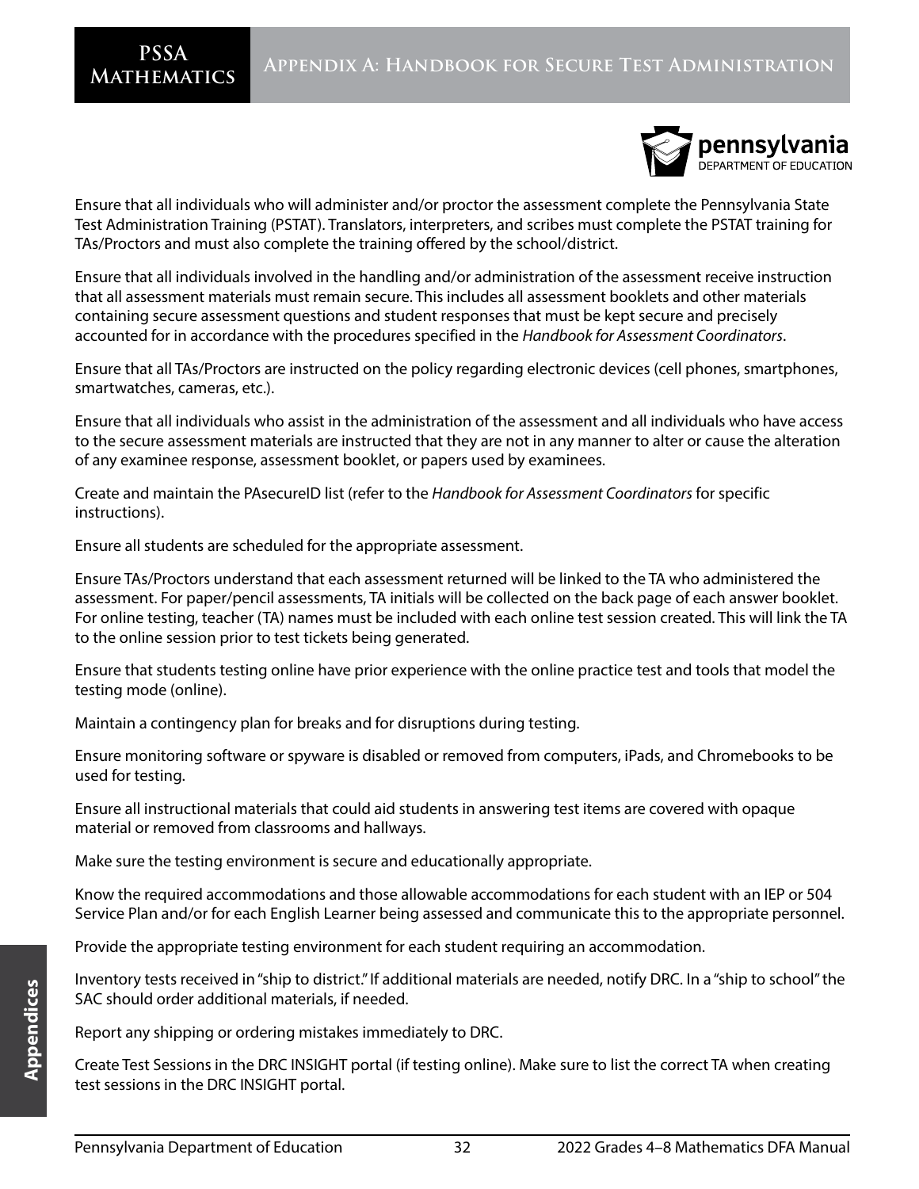Ensure that all individuals who will administer and/or proctor the assessment complete the Pennsylvania State Test Administration Training (PSTAT). Translators, interpreters, and scribes must complete the PSTAT training for TAs/Proctors and must also complete the training offered by the school/district.

Ensure that all individuals involved in the handling and/or administration of the assessment receive instruction that all assessment materials must remain secure. This includes all assessment booklets and other materials containing secure assessment questions and student responses that must be kept secure and precisely accounted for in accordance with the procedures specified in the *Handbook for Assessment Coordinators*.

Ensure that all TAs/Proctors are instructed on the policy regarding electronic devices (cell phones, smartphones, smartwatches, cameras, etc.).

Ensure that all individuals who assist in the administration of the assessment and all individuals who have access to the secure assessment materials are instructed that they are not in any manner to alter or cause the alteration of any examinee response, assessment booklet, or papers used by examinees.

Create and maintain the PAsecureID list (refer to the *Handbook for Assessment Coordinators* for specific instructions).

Ensure all students are scheduled for the appropriate assessment.

Ensure TAs/Proctors understand that each assessment returned will be linked to the TA who administered the assessment. For paper/pencil assessments, TA initials will be collected on the back page of each answer booklet. For online testing, teacher (TA) names must be included with each online test session created. This will link the TA to the online session prior to test tickets being generated.

Ensure that students testing online have prior experience with the online practice test and tools that model the testing mode (online).

Maintain a contingency plan for breaks and for disruptions during testing.

Ensure monitoring software or spyware is disabled or removed from computers, iPads, and Chromebooks to be used for testing.

Ensure all instructional materials that could aid students in answering test items are covered with opaque material or removed from classrooms and hallways.

Make sure the testing environment is secure and educationally appropriate.

Know the required accommodations and those allowable accommodations for each student with an IEP or 504 Service Plan and/or for each English Learner being assessed and communicate this to the appropriate personnel.

Provide the appropriate testing environment for each student requiring an accommodation.

Inventory tests received in "ship to district." If additional materials are needed, notify DRC. In a "ship to school" the SAC should order additional materials, if needed.

Report any shipping or ordering mistakes immediately to DRC.

Create Test Sessions in the DRC INSIGHT portal (if testing online). Make sure to list the correct TA when creating test sessions in the DRC INSIGHT portal.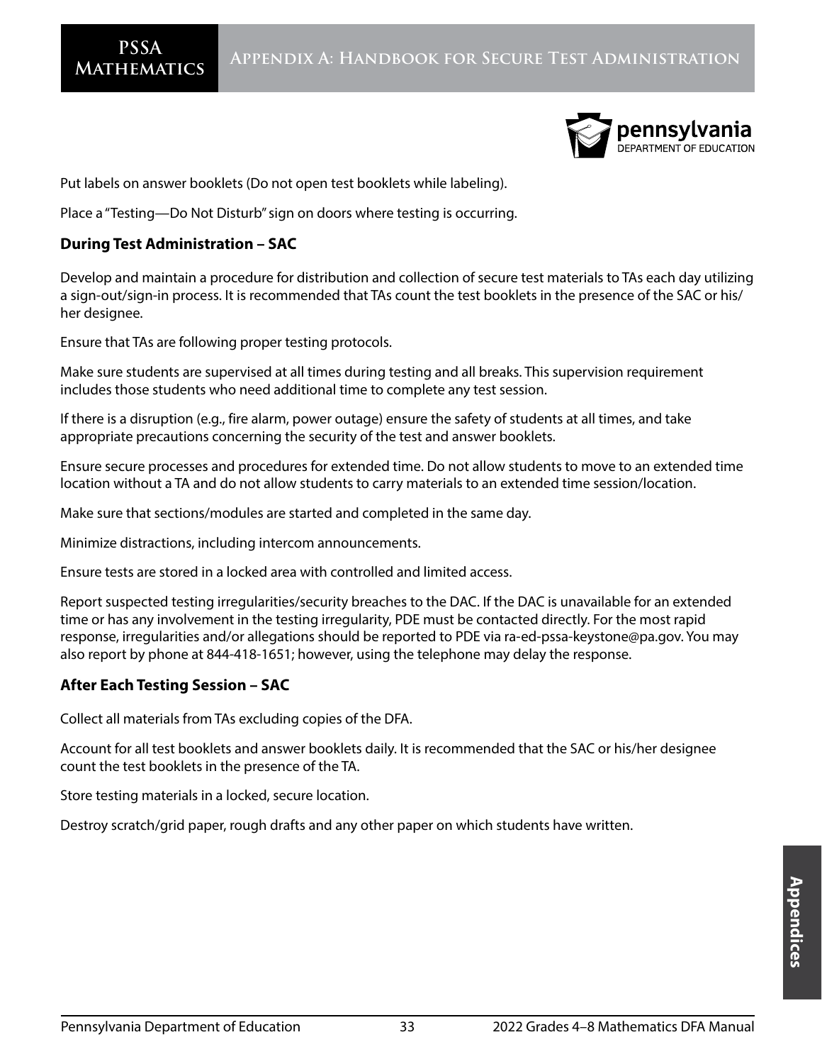Put labels on answer booklets (Do not open test booklets while labeling).

Place a "Testing—Do Not Disturb" sign on doors where testing is occurring.

### During Test Administration – SAC

Develop and maintain a procedure for distribution and collection of secure test materials to TAs each day utilizing a sign-out/sign-in process. It is recommended that TAs count the test booklets in the presence of the SAC or his/her designee.

Ensure that TAs are following proper testing protocols.

Make sure students are supervised at all times during testing and all breaks. This supervision requirement includes those students who need additional time to complete any test session.

If there is a disruption (e.g., fire alarm, power outage) ensure the safety of students at all times, and take appropriate precautions concerning the security of the test and answer booklets.

Ensure secure processes and procedures for extended time. Do not allow students to move to an extended time location without a TA and do not allow students to carry materials to an extended time session/location.

Make sure that sections/modules are started and completed in the same day.

Minimize distractions, including intercom announcements.

Ensure tests are stored in a locked area with controlled and limited access.

Report suspected testing irregularities/security breaches to the DAC. If the DAC is unavailable for an extended time or has any involvement in the testing irregularity, PDE must be contacted directly. For the most rapid response, irregularities and/or allegations should be reported to PDE via ra-ed-pssa-keystone@pa.gov. You may also report by phone at 844-418-1651; however, using the telephone may delay the response.

### After Each Testing Session – SAC

Collect all materials from TAs excluding copies of the DFA.

Account for all test booklets and answer booklets daily. It is recommended that the SAC or his/her designee count the test booklets in the presence of the TA.

Store testing materials in a locked, secure location.

Destroy scratch/grid paper, rough drafts and any other paper on which students have written.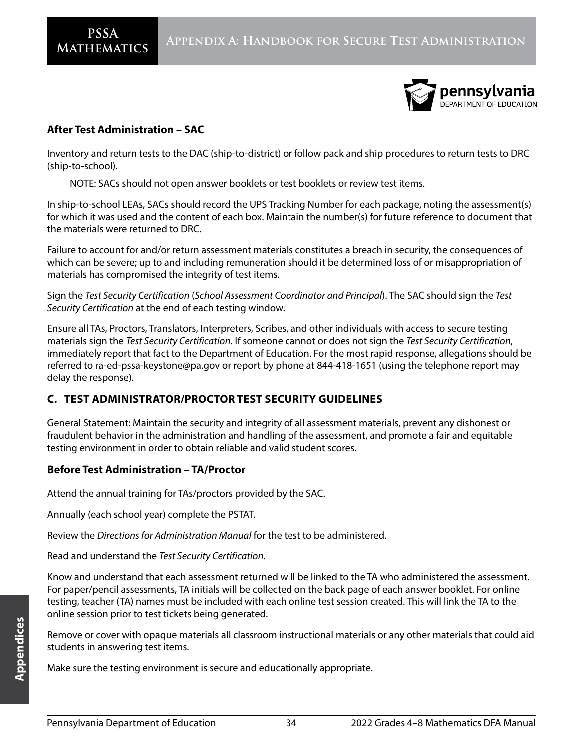### After Test Administration – SAC

Inventory and return tests to the DAC (ship-to-district) or follow pack and ship procedures to return tests to DRC (ship-to-school).

NOTE: SACs should not open answer booklets or test booklets or review test items.

In ship-to-school LEAs, SACs should record the UPS Tracking Number for each package, noting the assessment(s) for which it was used and the content of each box. Maintain the number(s) for future reference to document that the materials were returned to DRC.

Failure to account for and/or return assessment materials constitutes a breach in security, the consequences of which can be severe; up to and including remuneration should it be determined loss of or misappropriation of materials has compromised the integrity of test items.

Sign the *Test Security Certification* (*School Assessment Coordinator and Principal*). The SAC should sign the *Test Security Certification* at the end of each testing window.

Ensure all TAs, Proctors, Translators, Interpreters, Scribes, and other individuals with access to secure testing materials sign the *Test Security Certification*. If someone cannot or does not sign the *Test Security Certification*, immediately report that fact to the Department of Education. For the most rapid response, allegations should be referred to ra-ed-pssa-keystone@pa.gov or report by phone at 844-418-1651 (using the telephone report may delay the response).

## C. TEST ADMINISTRATOR/PROCTOR TEST SECURITY GUIDELINES

General Statement: Maintain the security and integrity of all assessment materials, prevent any dishonest or fraudulent behavior in the administration and handling of the assessment, and promote a fair and equitable testing environment in order to obtain reliable and valid student scores.

### Before Test Administration – TA/Proctor

Attend the annual training for TAs/proctors provided by the SAC.

Annually (each school year) complete the PSTAT.

Review the *Directions for Administration Manual* for the test to be administered.

Read and understand the *Test Security Certification*.

Know and understand that each assessment returned will be linked to the TA who administered the assessment. For paper/pencil assessments, TA initials will be collected on the back page of each answer booklet. For online testing, teacher (TA) names must be included with each online test session created. This will link the TA to the online session prior to test tickets being generated.

Remove or cover with opaque materials all classroom instructional materials or any other materials that could aid students in answering test items.

Make sure the testing environment is secure and educationally appropriate.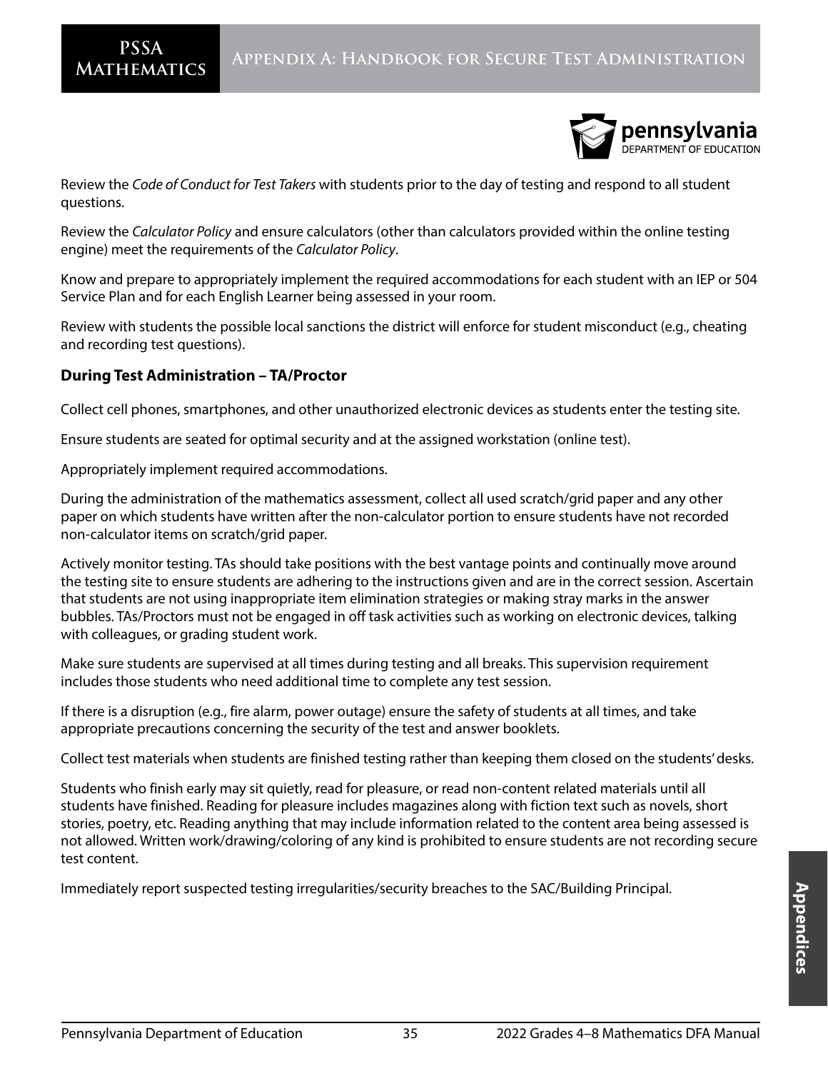Review the *Code of Conduct for Test Takers* with students prior to the day of testing and respond to all student questions.

Review the *Calculator Policy* and ensure calculators (other than calculators provided within the online testing engine) meet the requirements of the *Calculator Policy*.

Know and prepare to appropriately implement the required accommodations for each student with an IEP or 504 Service Plan and for each English Learner being assessed in your room.

Review with students the possible local sanctions the district will enforce for student misconduct (e.g., cheating and recording test questions).

### During Test Administration – TA/Proctor

Collect cell phones, smartphones, and other unauthorized electronic devices as students enter the testing site.

Ensure students are seated for optimal security and at the assigned workstation (online test).

Appropriately implement required accommodations.

During the administration of the mathematics assessment, collect all used scratch/grid paper and any other paper on which students have written after the non-calculator portion to ensure students have not recorded non-calculator items on scratch/grid paper.

Actively monitor testing. TAs should take positions with the best vantage points and continually move around the testing site to ensure students are adhering to the instructions given and are in the correct session. Ascertain that students are not using inappropriate item elimination strategies or making stray marks in the answer bubbles. TAs/Proctors must not be engaged in off task activities such as working on electronic devices, talking with colleagues, or grading student work.

Make sure students are supervised at all times during testing and all breaks. This supervision requirement includes those students who need additional time to complete any test session.

If there is a disruption (e.g., fire alarm, power outage) ensure the safety of students at all times, and take appropriate precautions concerning the security of the test and answer booklets.

Collect test materials when students are finished testing rather than keeping them closed on the students' desks.

Students who finish early may sit quietly, read for pleasure, or read non-content related materials until all students have finished. Reading for pleasure includes magazines along with fiction text such as novels, short stories, poetry, etc. Reading anything that may include information related to the content area being assessed is not allowed. Written work/drawing/coloring of any kind is prohibited to ensure students are not recording secure test content.

Immediately report suspected testing irregularities/security breaches to the SAC/Building Principal.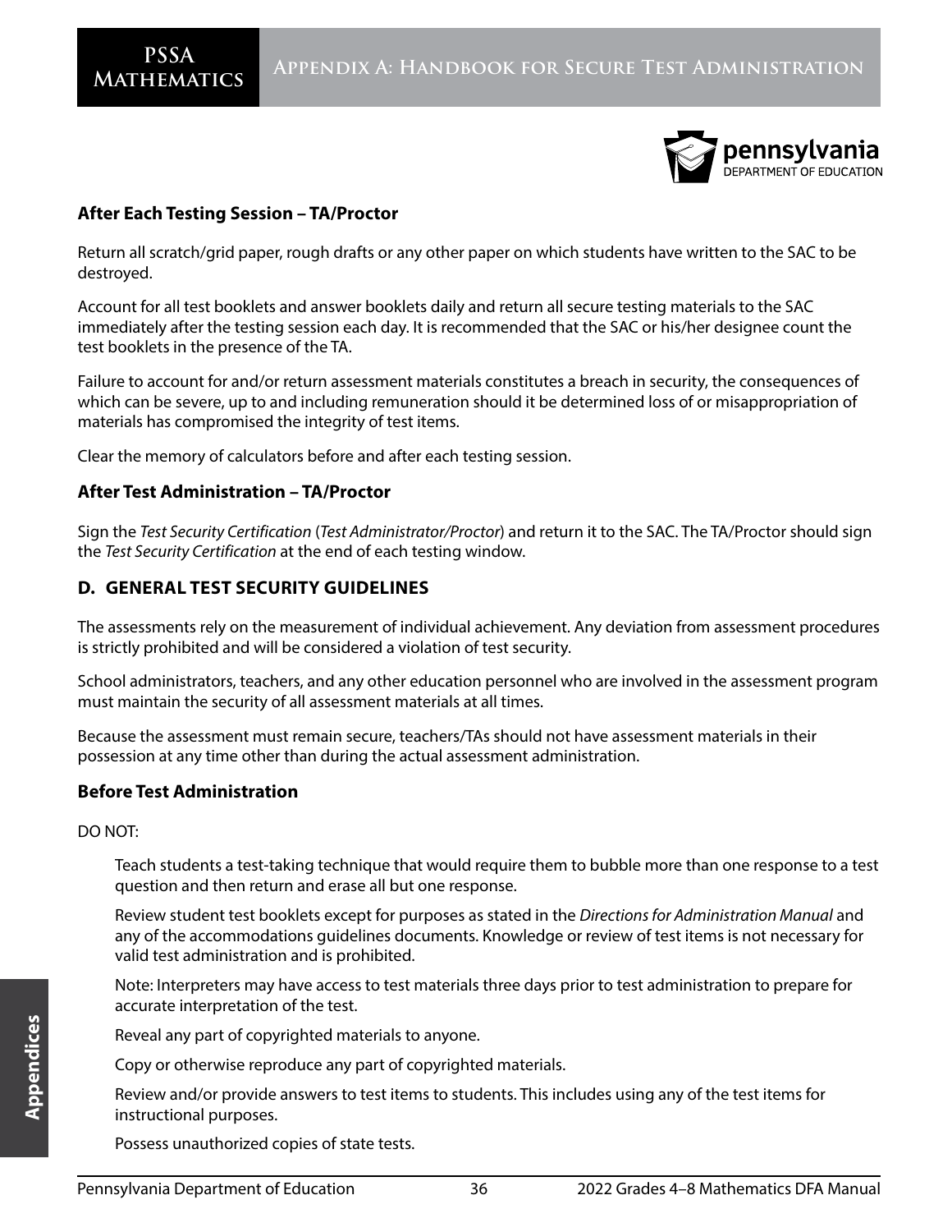### After Each Testing Session – TA/Proctor

Return all scratch/grid paper, rough drafts or any other paper on which students have written to the SAC to be destroyed.

Account for all test booklets and answer booklets daily and return all secure testing materials to the SAC immediately after the testing session each day. It is recommended that the SAC or his/her designee count the test booklets in the presence of the TA.

Failure to account for and/or return assessment materials constitutes a breach in security, the consequences of which can be severe, up to and including remuneration should it be determined loss of or misappropriation of materials has compromised the integrity of test items.

Clear the memory of calculators before and after each testing session.

### After Test Administration – TA/Proctor

Sign the *Test Security Certification* (*Test Administrator/Proctor*) and return it to the SAC. The TA/Proctor should sign the *Test Security Certification* at the end of each testing window.

## D. GENERAL TEST SECURITY GUIDELINES

The assessments rely on the measurement of individual achievement. Any deviation from assessment procedures is strictly prohibited and will be considered a violation of test security.

School administrators, teachers, and any other education personnel who are involved in the assessment program must maintain the security of all assessment materials at all times.

Because the assessment must remain secure, teachers/TAs should not have assessment materials in their possession at any time other than during the actual assessment administration.

### Before Test Administration

DO NOT:

Teach students a test-taking technique that would require them to bubble more than one response to a test question and then return and erase all but one response.

Review student test booklets except for purposes as stated in the *Directions for Administration Manual* and any of the accommodations guidelines documents. Knowledge or review of test items is not necessary for valid test administration and is prohibited.

Note: Interpreters may have access to test materials three days prior to test administration to prepare for accurate interpretation of the test.

Reveal any part of copyrighted materials to anyone.

Copy or otherwise reproduce any part of copyrighted materials.

Review and/or provide answers to test items to students. This includes using any of the test items for instructional purposes.

Possess unauthorized copies of state tests.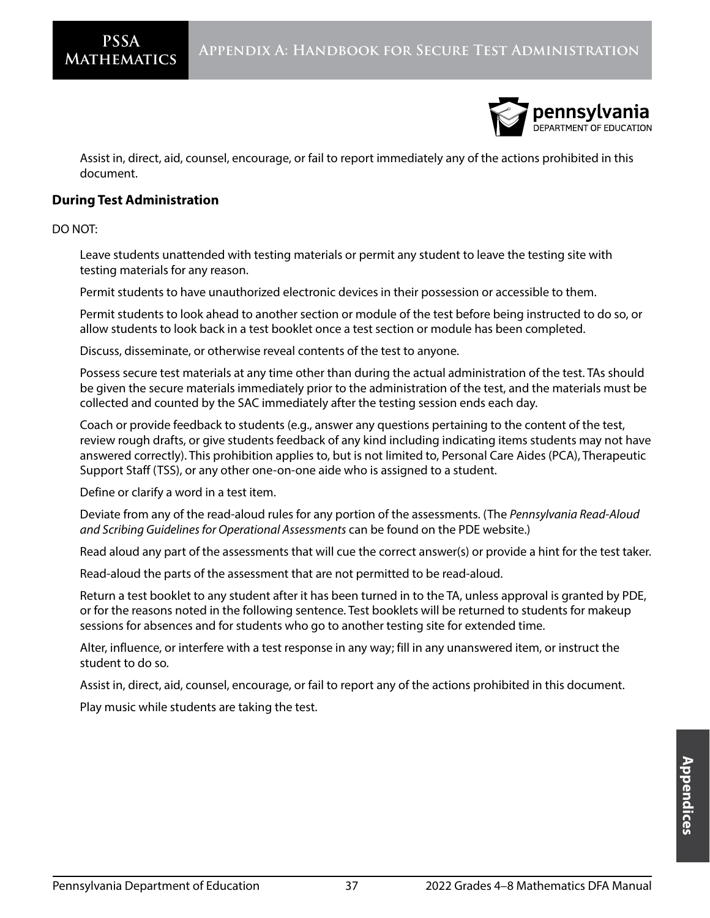Assist in, direct, aid, counsel, encourage, or fail to report immediately any of the actions prohibited in this document.

### During Test Administration

DO NOT:

Leave students unattended with testing materials or permit any student to leave the testing site with testing materials for any reason.

Permit students to have unauthorized electronic devices in their possession or accessible to them.

Permit students to look ahead to another section or module of the test before being instructed to do so, or allow students to look back in a test booklet once a test section or module has been completed.

Discuss, disseminate, or otherwise reveal contents of the test to anyone.

Possess secure test materials at any time other than during the actual administration of the test. TAs should be given the secure materials immediately prior to the administration of the test, and the materials must be collected and counted by the SAC immediately after the testing session ends each day.

Coach or provide feedback to students (e.g., answer any questions pertaining to the content of the test, review rough drafts, or give students feedback of any kind including indicating items students may not have answered correctly). This prohibition applies to, but is not limited to, Personal Care Aides (PCA), Therapeutic Support Staff (TSS), or any other one-on-one aide who is assigned to a student.

Define or clarify a word in a test item.

Deviate from any of the read-aloud rules for any portion of the assessments. (The *Pennsylvania Read-Aloud and Scribing Guidelines for Operational Assessments* can be found on the PDE website.)

Read aloud any part of the assessments that will cue the correct answer(s) or provide a hint for the test taker.

Read-aloud the parts of the assessment that are not permitted to be read-aloud.

Return a test booklet to any student after it has been turned in to the TA, unless approval is granted by PDE, or for the reasons noted in the following sentence. Test booklets will be returned to students for makeup sessions for absences and for students who go to another testing site for extended time.

Alter, influence, or interfere with a test response in any way; fill in any unanswered item, or instruct the student to do so.

Assist in, direct, aid, counsel, encourage, or fail to report any of the actions prohibited in this document.

Play music while students are taking the test.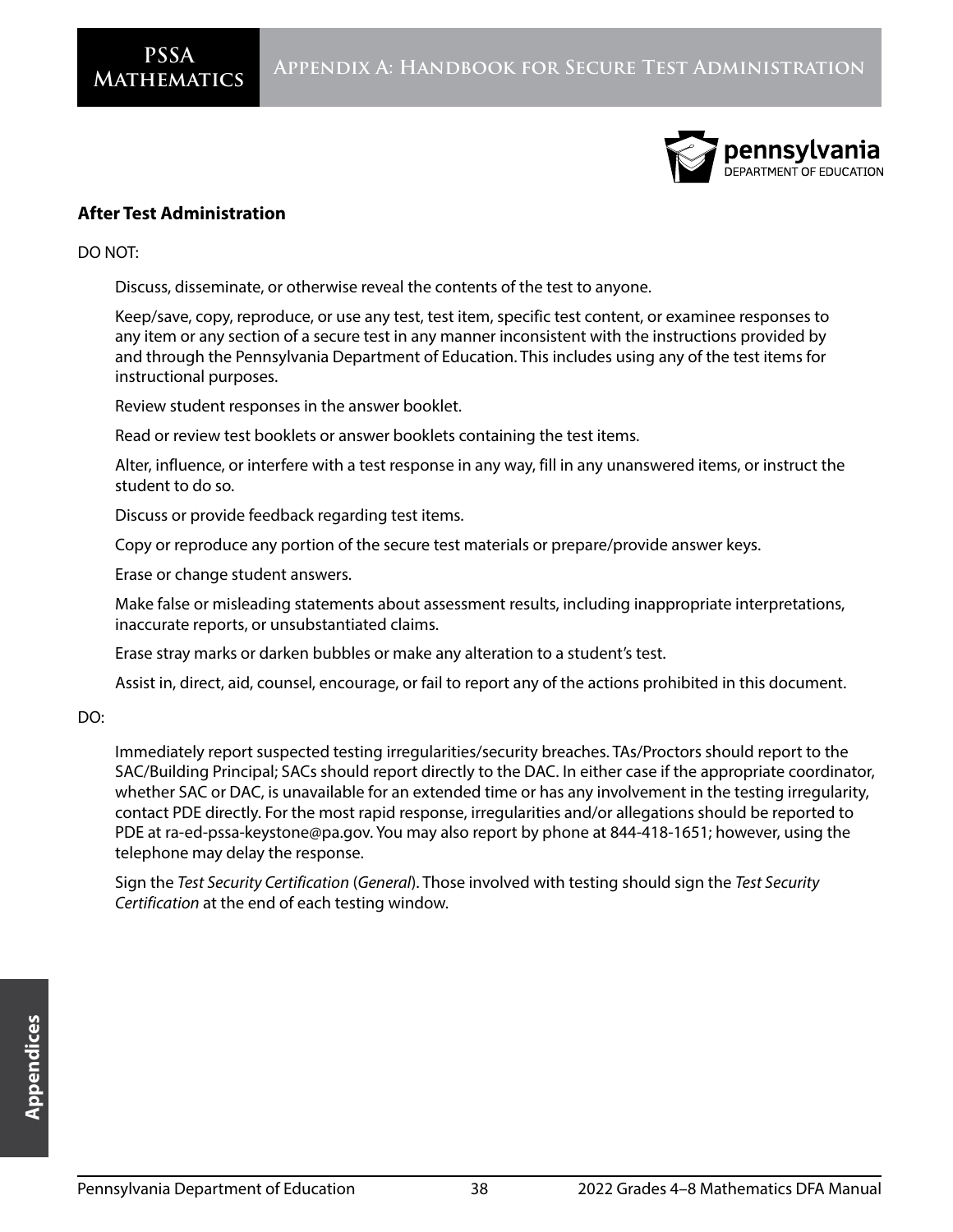## After Test Administration

DO NOT:

Discuss, disseminate, or otherwise reveal the contents of the test to anyone.

Keep/save, copy, reproduce, or use any test, test item, specific test content, or examinee responses to any item or any section of a secure test in any manner inconsistent with the instructions provided by and through the Pennsylvania Department of Education. This includes using any of the test items for instructional purposes.

Review student responses in the answer booklet.

Read or review test booklets or answer booklets containing the test items.

Alter, influence, or interfere with a test response in any way, fill in any unanswered items, or instruct the student to do so.

Discuss or provide feedback regarding test items.

Copy or reproduce any portion of the secure test materials or prepare/provide answer keys.

Erase or change student answers.

Make false or misleading statements about assessment results, including inappropriate interpretations, inaccurate reports, or unsubstantiated claims.

Erase stray marks or darken bubbles or make any alteration to a student's test.

Assist in, direct, aid, counsel, encourage, or fail to report any of the actions prohibited in this document.

DO:

Immediately report suspected testing irregularities/security breaches. TAs/Proctors should report to the SAC/Building Principal; SACs should report directly to the DAC. In either case if the appropriate coordinator, whether SAC or DAC, is unavailable for an extended time or has any involvement in the testing irregularity, contact PDE directly. For the most rapid response, irregularities and/or allegations should be reported to PDE at ra-ed-pssa-keystone@pa.gov. You may also report by phone at 844-418-1651; however, using the telephone may delay the response.

Sign the *Test Security Certification* (*General*). Those involved with testing should sign the *Test Security Certification* at the end of each testing window.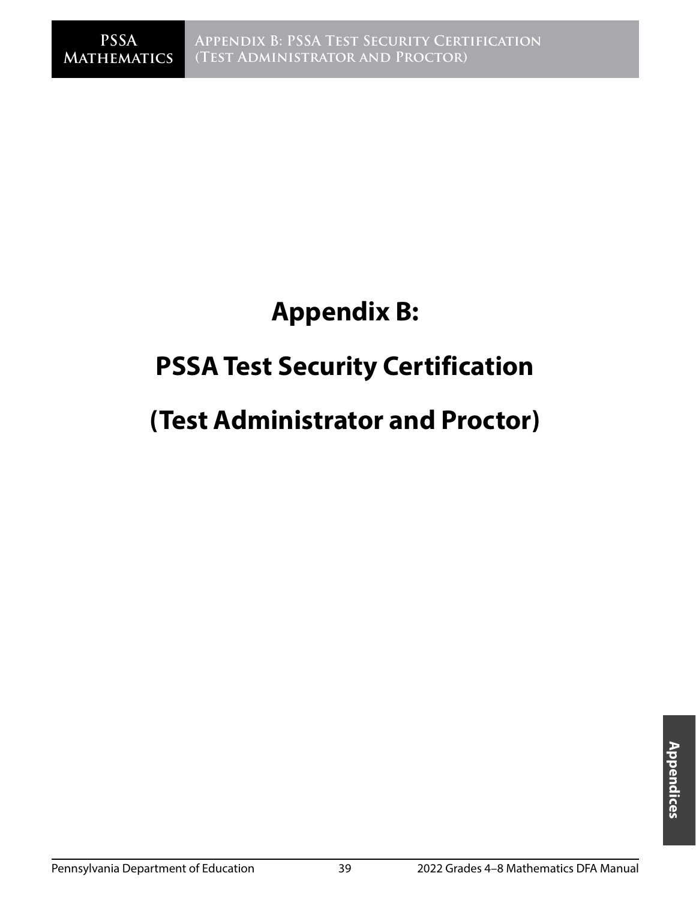# Appendix B:

# PSSA Test Security Certification

# (Test Administrator and Proctor)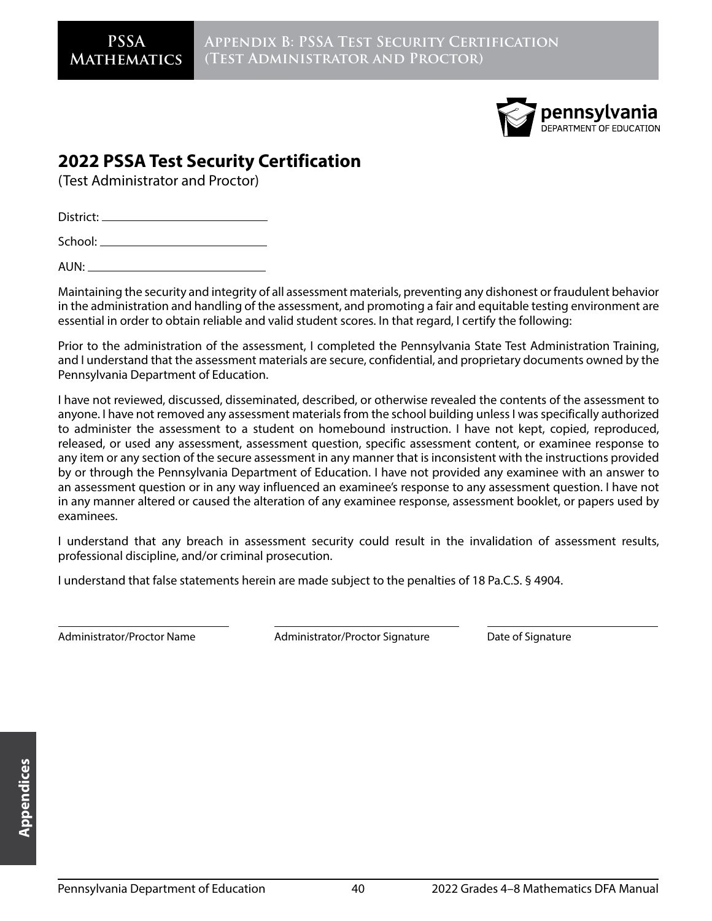# 2022 PSSA Test Security Certification

(Test Administrator and Proctor)

District: ____________________________

School: ____________________________

AUN: ____________________________

Maintaining the security and integrity of all assessment materials, preventing any dishonest or fraudulent behavior in the administration and handling of the assessment, and promoting a fair and equitable testing environment are essential in order to obtain reliable and valid student scores. In that regard, I certify the following:

Prior to the administration of the assessment, I completed the Pennsylvania State Test Administration Training, and I understand that the assessment materials are secure, confidential, and proprietary documents owned by the Pennsylvania Department of Education.

I have not reviewed, discussed, disseminated, described, or otherwise revealed the contents of the assessment to anyone. I have not removed any assessment materials from the school building unless I was specifically authorized to administer the assessment to a student on homebound instruction. I have not kept, copied, reproduced, released, or used any assessment, assessment question, specific assessment content, or examinee response to any item or any section of the secure assessment in any manner that is inconsistent with the instructions provided by or through the Pennsylvania Department of Education. I have not provided any examinee with an answer to an assessment question or in any way influenced an examinee's response to any assessment question. I have not in any manner altered or caused the alteration of any examinee response, assessment booklet, or papers used by examinees.

I understand that any breach in assessment security could result in the invalidation of assessment results, professional discipline, and/or criminal prosecution.

I understand that false statements herein are made subject to the penalties of 18 Pa.C.S. § 4904.

| ____________________________ | ____________________________ | ____________________________ |
|---|---|---|
| Administrator/Proctor Name | Administrator/Proctor Signature | Date of Signature |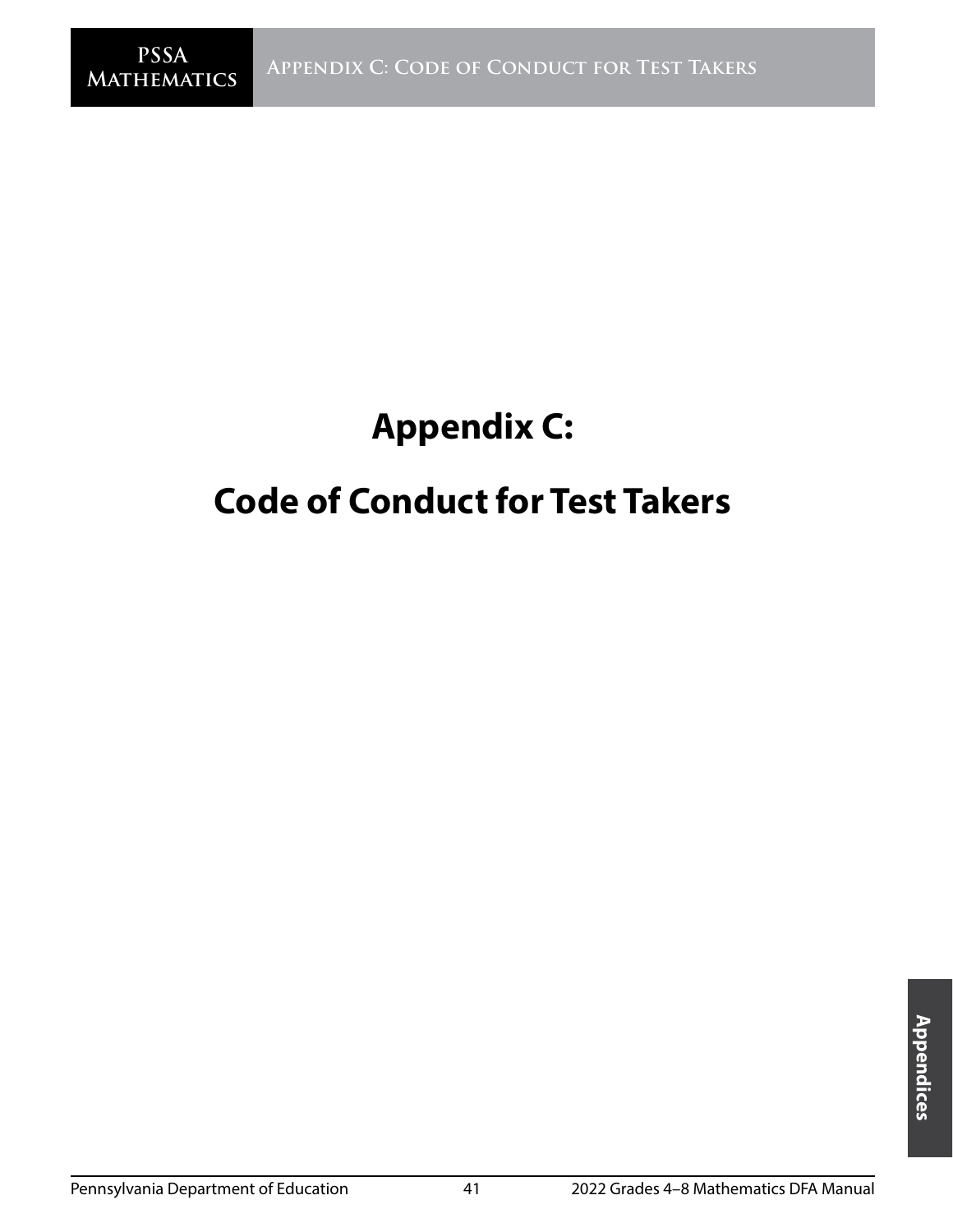# Appendix C:

# Code of Conduct for Test Takers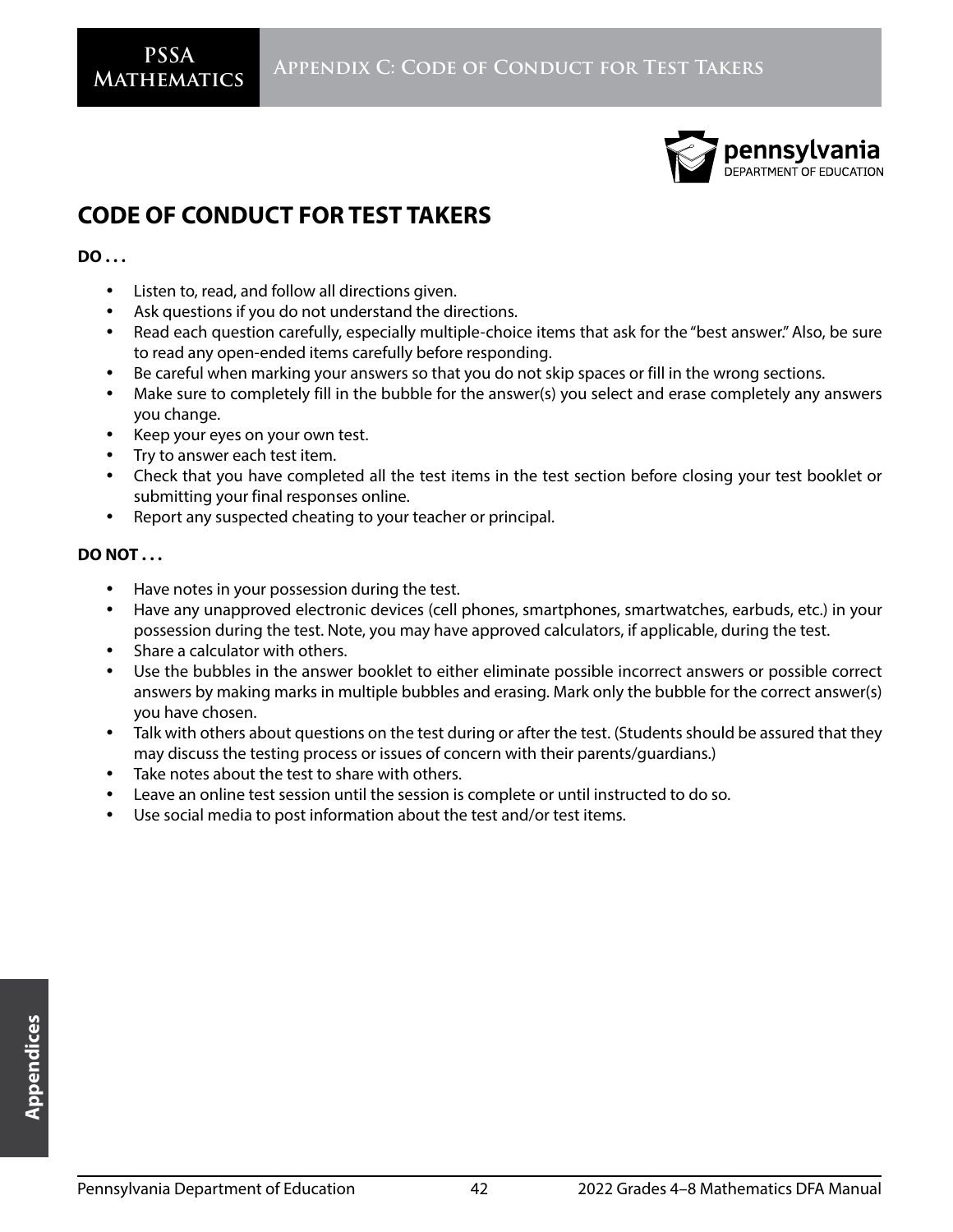## CODE OF CONDUCT FOR TEST TAKERS

**DO . . .**

- Listen to, read, and follow all directions given.
- Ask questions if you do not understand the directions.
- Read each question carefully, especially multiple-choice items that ask for the "best answer." Also, be sure to read any open-ended items carefully before responding.
- Be careful when marking your answers so that you do not skip spaces or fill in the wrong sections.
- Make sure to completely fill in the bubble for the answer(s) you select and erase completely any answers you change.
- Keep your eyes on your own test.
- Try to answer each test item.
- Check that you have completed all the test items in the test section before closing your test booklet or submitting your final responses online.
- Report any suspected cheating to your teacher or principal.

**DO NOT . . .**

- Have notes in your possession during the test.
- Have any unapproved electronic devices (cell phones, smartphones, smartwatches, earbuds, etc.) in your possession during the test. Note, you may have approved calculators, if applicable, during the test.
- Share a calculator with others.
- Use the bubbles in the answer booklet to either eliminate possible incorrect answers or possible correct answers by making marks in multiple bubbles and erasing. Mark only the bubble for the correct answer(s) you have chosen.
- Talk with others about questions on the test during or after the test. (Students should be assured that they may discuss the testing process or issues of concern with their parents/guardians.)
- Take notes about the test to share with others.
- Leave an online test session until the session is complete or until instructed to do so.
- Use social media to post information about the test and/or test items.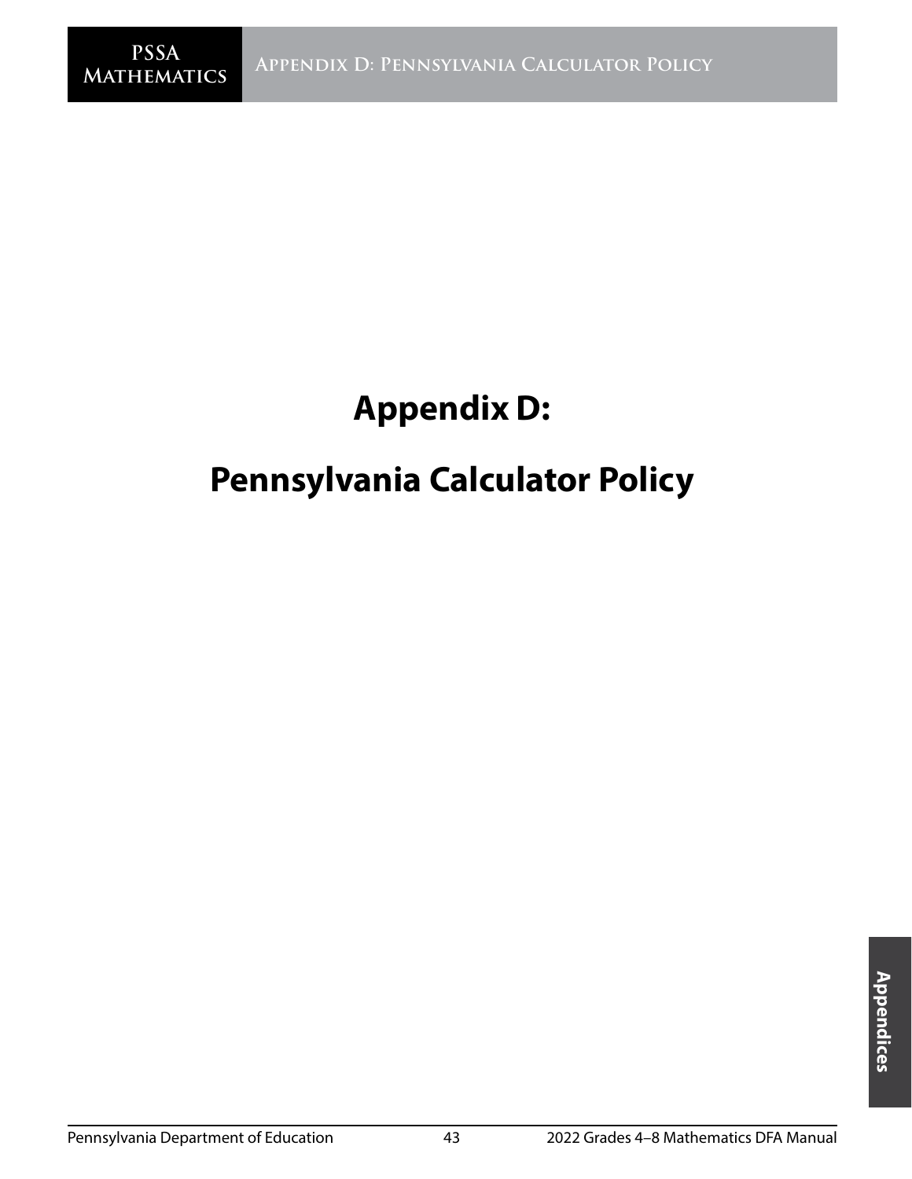# Appendix D:

# Pennsylvania Calculator Policy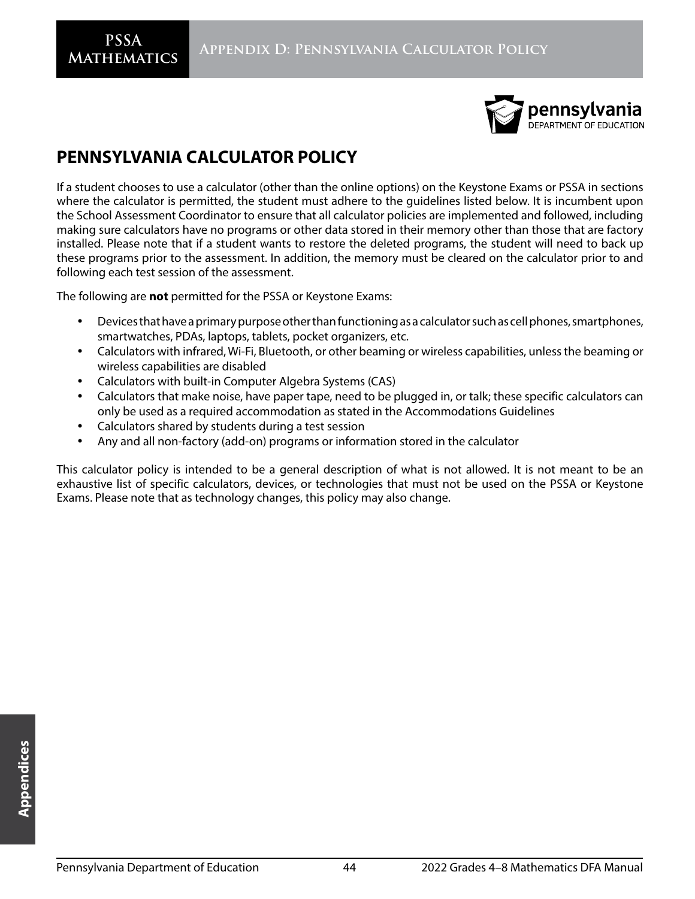# PENNSYLVANIA CALCULATOR POLICY

If a student chooses to use a calculator (other than the online options) on the Keystone Exams or PSSA in sections where the calculator is permitted, the student must adhere to the guidelines listed below. It is incumbent upon the School Assessment Coordinator to ensure that all calculator policies are implemented and followed, including making sure calculators have no programs or other data stored in their memory other than those that are factory installed. Please note that if a student wants to restore the deleted programs, the student will need to back up these programs prior to the assessment. In addition, the memory must be cleared on the calculator prior to and following each test session of the assessment.

The following are **not** permitted for the PSSA or Keystone Exams:

- Devices that have a primary purpose other than functioning as a calculator such as cell phones, smartphones, smartwatches, PDAs, laptops, tablets, pocket organizers, etc.
- Calculators with infrared, Wi-Fi, Bluetooth, or other beaming or wireless capabilities, unless the beaming or wireless capabilities are disabled
- Calculators with built-in Computer Algebra Systems (CAS)
- Calculators that make noise, have paper tape, need to be plugged in, or talk; these specific calculators can only be used as a required accommodation as stated in the Accommodations Guidelines
- Calculators shared by students during a test session
- Any and all non-factory (add-on) programs or information stored in the calculator

This calculator policy is intended to be a general description of what is not allowed. It is not meant to be an exhaustive list of specific calculators, devices, or technologies that must not be used on the PSSA or Keystone Exams. Please note that as technology changes, this policy may also change.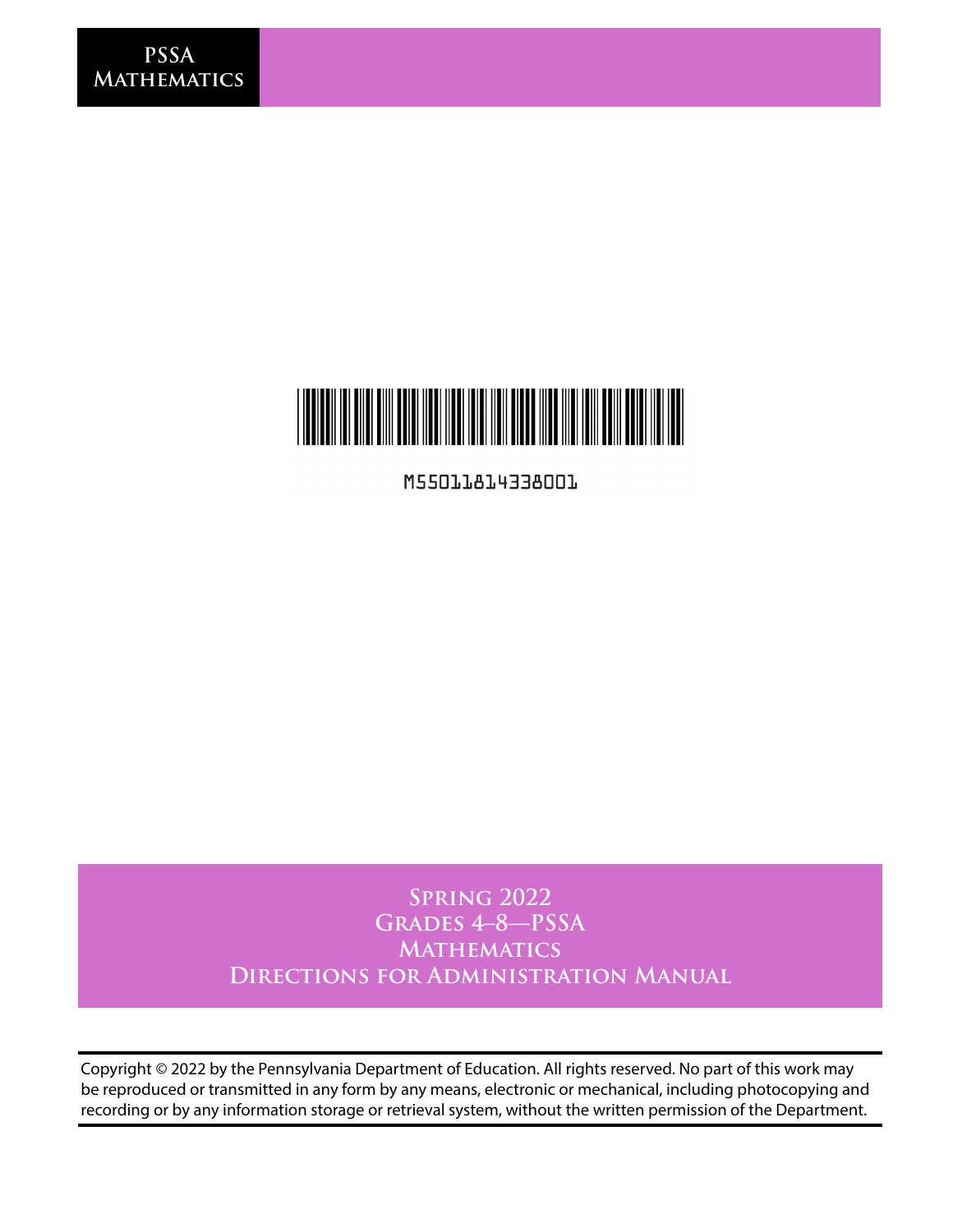PSSA
MATHEMATICS

M55011814338001

# Spring 2022
# Grades 4–8—PSSA
# Mathematics
# Directions for Administration Manual

Copyright © 2022 by the Pennsylvania Department of Education. All rights reserved. No part of this work may be reproduced or transmitted in any form by any means, electronic or mechanical, including photocopying and recording or by any information storage or retrieval system, without the written permission of the Department.